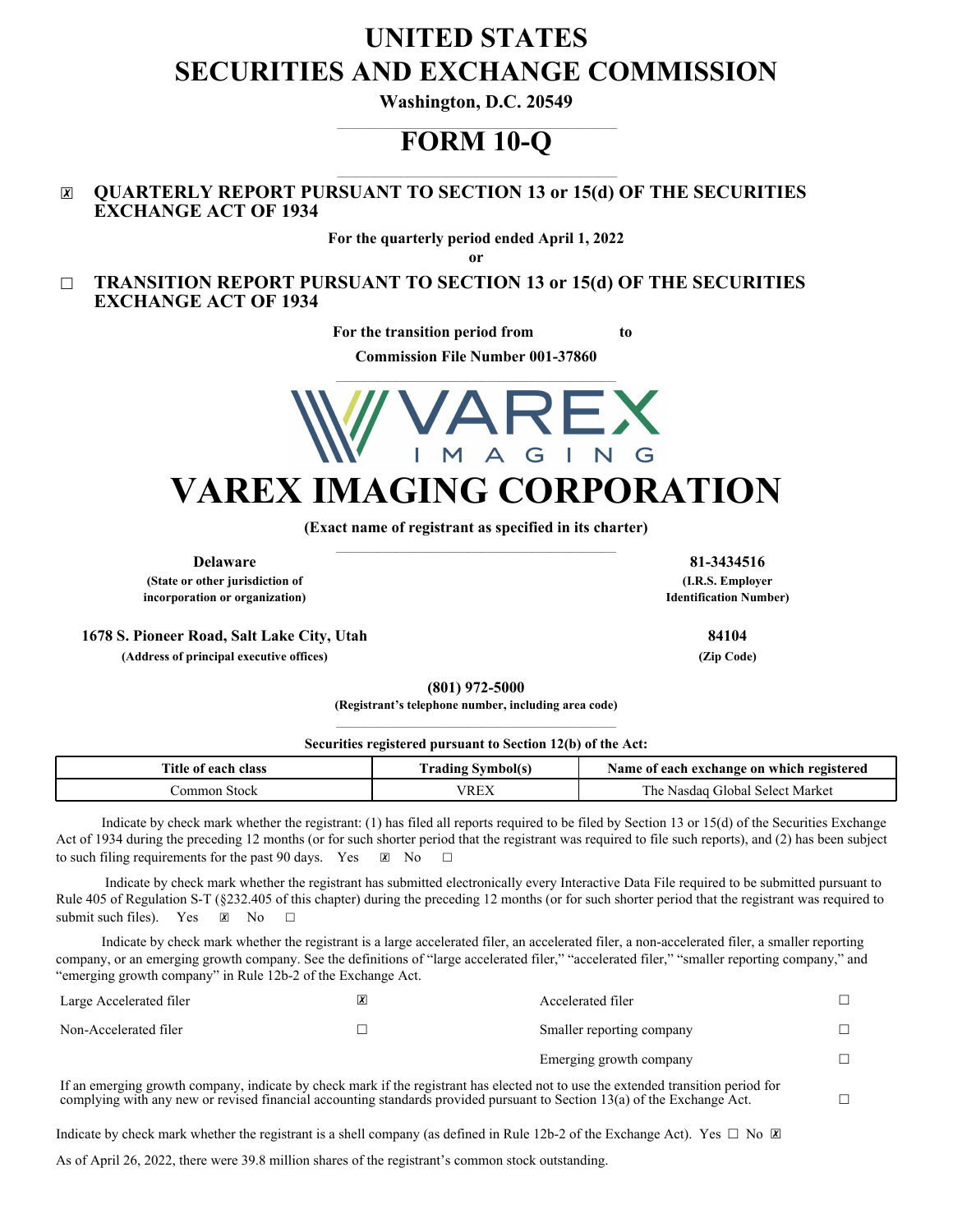# UNITED STATES
# SECURITIES AND EXCHANGE COMMISSION

**Washington, D.C. 20549**

# FORM 10-Q

☒ **QUARTERLY REPORT PURSUANT TO SECTION 13 or 15(d) OF THE SECURITIES EXCHANGE ACT OF 1934**

**For the quarterly period ended April 1, 2022**

**or**

☐ **TRANSITION REPORT PURSUANT TO SECTION 13 or 15(d) OF THE SECURITIES EXCHANGE ACT OF 1934**

**For the transition period from to**

**Commission File Number 001-37860**

# VAREX IMAGING CORPORATION

**(Exact name of registrant as specified in its charter)**

| **Delaware** | **81-3434516** |
|---|---|
| **(State or other jurisdiction of incorporation or organization)** | **(I.R.S. Employer Identification Number)** |
| **1678 S. Pioneer Road, Salt Lake City, Utah** | **84104** |
| **(Address of principal executive offices)** | **(Zip Code)** |

**(801) 972-5000**

**(Registrant's telephone number, including area code)**

**Securities registered pursuant to Section 12(b) of the Act:**

| Title of each class | Trading Symbol(s) | Name of each exchange on which registered |
|---|---|---|
| Common Stock | VREX | The Nasdaq Global Select Market |

Indicate by check mark whether the registrant: (1) has filed all reports required to be filed by Section 13 or 15(d) of the Securities Exchange Act of 1934 during the preceding 12 months (or for such shorter period that the registrant was required to file such reports), and (2) has been subject to such filing requirements for the past 90 days. Yes ☒ No ☐

Indicate by check mark whether the registrant has submitted electronically every Interactive Data File required to be submitted pursuant to Rule 405 of Regulation S-T (§232.405 of this chapter) during the preceding 12 months (or for such shorter period that the registrant was required to submit such files). Yes ☒ No ☐

Indicate by check mark whether the registrant is a large accelerated filer, an accelerated filer, a non-accelerated filer, a smaller reporting company, or an emerging growth company. See the definitions of "large accelerated filer," "accelerated filer," "smaller reporting company," and "emerging growth company" in Rule 12b-2 of the Exchange Act.

| | | | |
|---|---|---|---|
| Large Accelerated filer | ☒ | Accelerated filer | ☐ |
| Non-Accelerated filer | ☐ | Smaller reporting company | ☐ |
| | | Emerging growth company | ☐ |

If an emerging growth company, indicate by check mark if the registrant has elected not to use the extended transition period for complying with any new or revised financial accounting standards provided pursuant to Section 13(a) of the Exchange Act. ☐

Indicate by check mark whether the registrant is a shell company (as defined in Rule 12b-2 of the Exchange Act). Yes ☐ No ☒

As of April 26, 2022, there were 39.8 million shares of the registrant's common stock outstanding.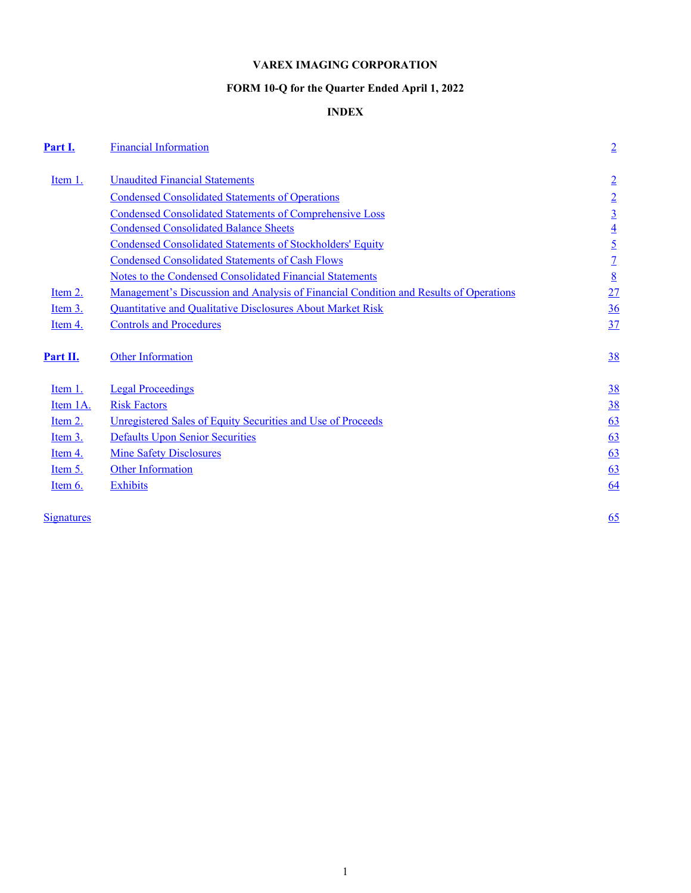**VAREX IMAGING CORPORATION**

**FORM 10-Q for the Quarter Ended April 1, 2022**

**INDEX**

| | | |
|---|---|---|
| **Part I.** | Financial Information | 2 |
| Item 1. | Unaudited Financial Statements | 2 |
| | Condensed Consolidated Statements of Operations | 2 |
| | Condensed Consolidated Statements of Comprehensive Loss | 3 |
| | Condensed Consolidated Balance Sheets | 4 |
| | Condensed Consolidated Statements of Stockholders' Equity | 5 |
| | Condensed Consolidated Statements of Cash Flows | 7 |
| | Notes to the Condensed Consolidated Financial Statements | 8 |
| Item 2. | Management's Discussion and Analysis of Financial Condition and Results of Operations | 27 |
| Item 3. | Quantitative and Qualitative Disclosures About Market Risk | 36 |
| Item 4. | Controls and Procedures | 37 |
| **Part II.** | Other Information | 38 |
| Item 1. | Legal Proceedings | 38 |
| Item 1A. | Risk Factors | 38 |
| Item 2. | Unregistered Sales of Equity Securities and Use of Proceeds | 63 |
| Item 3. | Defaults Upon Senior Securities | 63 |
| Item 4. | Mine Safety Disclosures | 63 |
| Item 5. | Other Information | 63 |
| Item 6. | Exhibits | 64 |
| Signatures | | 65 |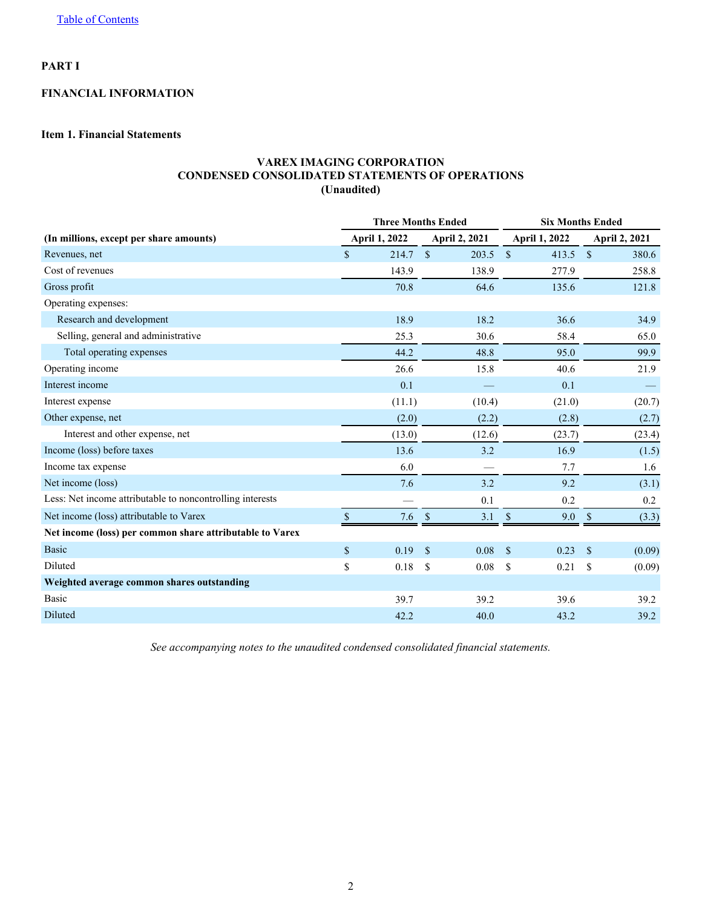# PART I

## FINANCIAL INFORMATION

### Item 1. Financial Statements

**VAREX IMAGING CORPORATION**
**CONDENSED CONSOLIDATED STATEMENTS OF OPERATIONS**
**(Unaudited)**

| (In millions, except per share amounts) | Three Months Ended April 1, 2022 | Three Months Ended April 2, 2021 | Six Months Ended April 1, 2022 | Six Months Ended April 2, 2021 |
|---|---|---|---|---|
| Revenues, net | $ 214.7 | $ 203.5 | $ 413.5 | $ 380.6 |
| Cost of revenues | 143.9 | 138.9 | 277.9 | 258.8 |
| Gross profit | 70.8 | 64.6 | 135.6 | 121.8 |
| Operating expenses: | | | | |
| Research and development | 18.9 | 18.2 | 36.6 | 34.9 |
| Selling, general and administrative | 25.3 | 30.6 | 58.4 | 65.0 |
| Total operating expenses | 44.2 | 48.8 | 95.0 | 99.9 |
| Operating income | 26.6 | 15.8 | 40.6 | 21.9 |
| Interest income | 0.1 | — | 0.1 | — |
| Interest expense | (11.1) | (10.4) | (21.0) | (20.7) |
| Other expense, net | (2.0) | (2.2) | (2.8) | (2.7) |
| Interest and other expense, net | (13.0) | (12.6) | (23.7) | (23.4) |
| Income (loss) before taxes | 13.6 | 3.2 | 16.9 | (1.5) |
| Income tax expense | 6.0 | — | 7.7 | 1.6 |
| Net income (loss) | 7.6 | 3.2 | 9.2 | (3.1) |
| Less: Net income attributable to noncontrolling interests | — | 0.1 | 0.2 | 0.2 |
| Net income (loss) attributable to Varex | $ 7.6 | $ 3.1 | $ 9.0 | $ (3.3) |
| **Net income (loss) per common share attributable to Varex** | | | | |
| Basic | $ 0.19 | $ 0.08 | $ 0.23 | $ (0.09) |
| Diluted | $ 0.18 | $ 0.08 | $ 0.21 | $ (0.09) |
| **Weighted average common shares outstanding** | | | | |
| Basic | 39.7 | 39.2 | 39.6 | 39.2 |
| Diluted | 42.2 | 40.0 | 43.2 | 39.2 |

*See accompanying notes to the unaudited condensed consolidated financial statements.*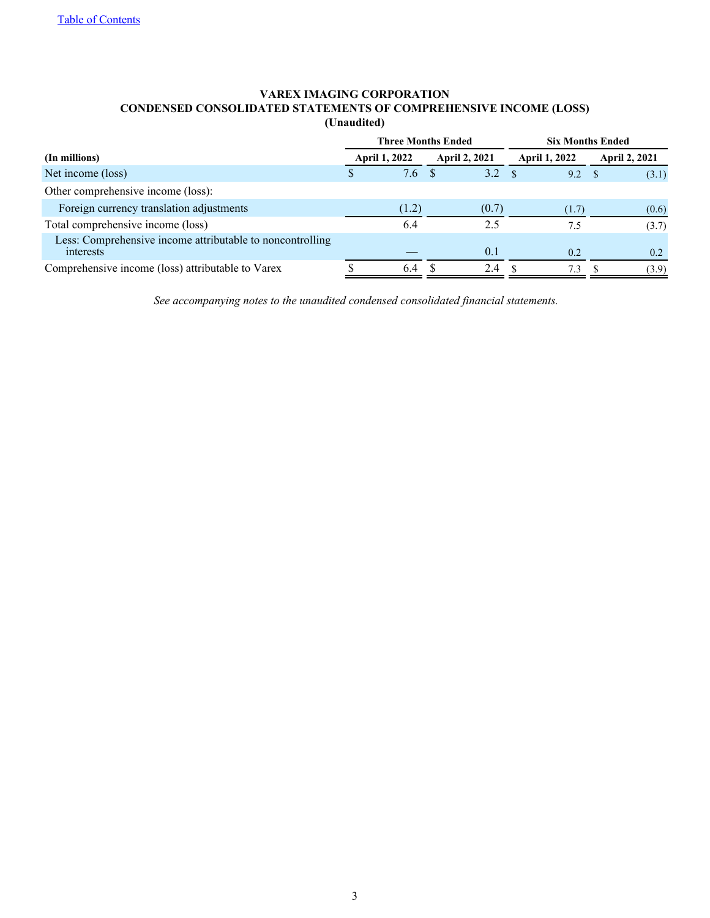**VAREX IMAGING CORPORATION**
**CONDENSED CONSOLIDATED STATEMENTS OF COMPREHENSIVE INCOME (LOSS)**
**(Unaudited)**

| | Three Months Ended | | Six Months Ended | |
|---|---|---|---|---|
| **(In millions)** | **April 1, 2022** | **April 2, 2021** | **April 1, 2022** | **April 2, 2021** |
| Net income (loss) | $ 7.6 | $ 3.2 | $ 9.2 | $ (3.1) |
| Other comprehensive income (loss): | | | | |
| Foreign currency translation adjustments | (1.2) | (0.7) | (1.7) | (0.6) |
| Total comprehensive income (loss) | 6.4 | 2.5 | 7.5 | (3.7) |
| Less: Comprehensive income attributable to noncontrolling interests | — | 0.1 | 0.2 | 0.2 |
| Comprehensive income (loss) attributable to Varex | $ 6.4 | $ 2.4 | $ 7.3 | $ (3.9) |

*See accompanying notes to the unaudited condensed consolidated financial statements.*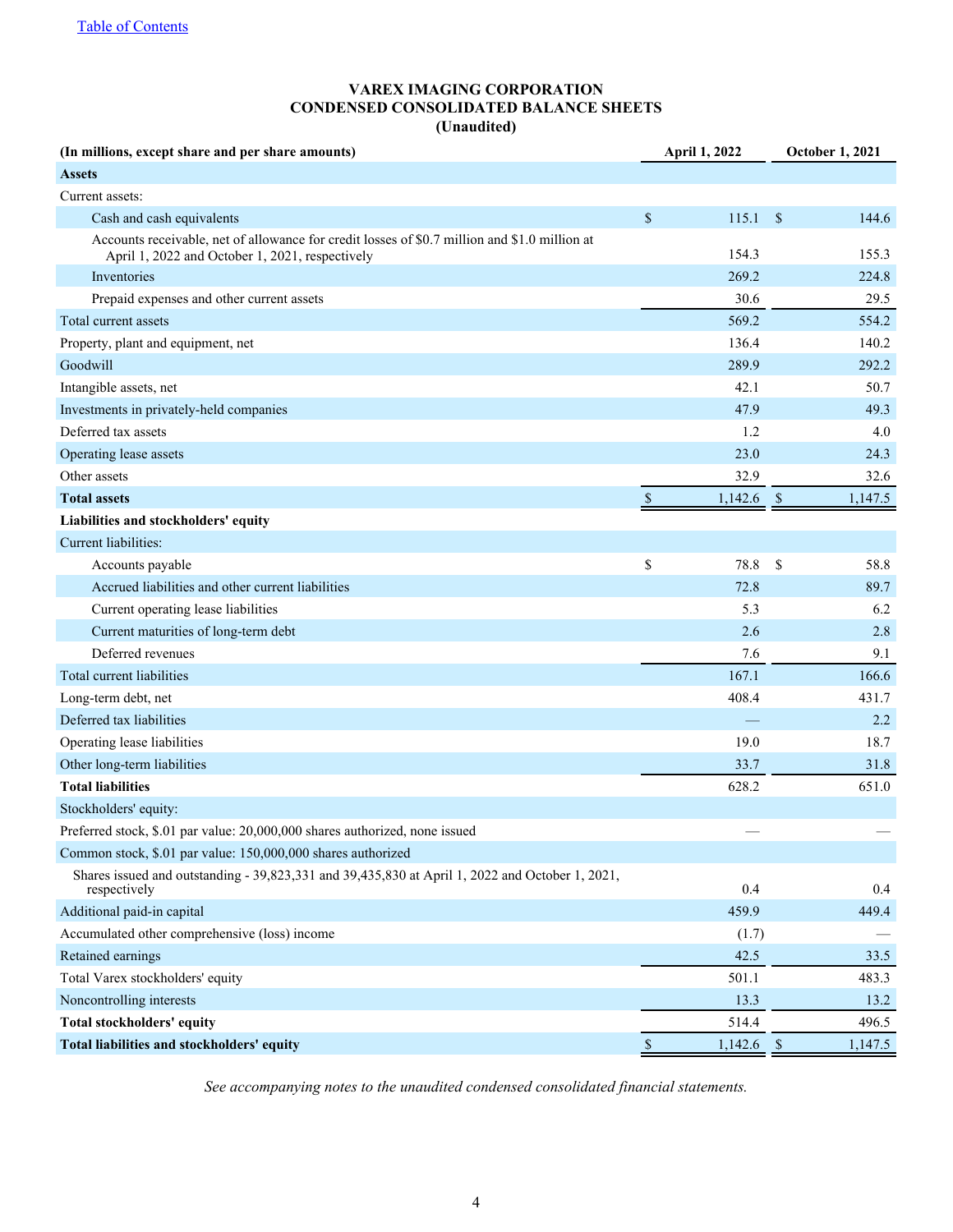[Table of Contents](#)

# VAREX IMAGING CORPORATION
## CONDENSED CONSOLIDATED BALANCE SHEETS
### (Unaudited)

| (In millions, except share and per share amounts) | April 1, 2022 | October 1, 2021 |
|---|---|---|
| **Assets** | | |
| Current assets: | | |
| Cash and cash equivalents | $ 115.1 | $ 144.6 |
| Accounts receivable, net of allowance for credit losses of $0.7 million and $1.0 million at April 1, 2022 and October 1, 2021, respectively | 154.3 | 155.3 |
| Inventories | 269.2 | 224.8 |
| Prepaid expenses and other current assets | 30.6 | 29.5 |
| Total current assets | 569.2 | 554.2 |
| Property, plant and equipment, net | 136.4 | 140.2 |
| Goodwill | 289.9 | 292.2 |
| Intangible assets, net | 42.1 | 50.7 |
| Investments in privately-held companies | 47.9 | 49.3 |
| Deferred tax assets | 1.2 | 4.0 |
| Operating lease assets | 23.0 | 24.3 |
| Other assets | 32.9 | 32.6 |
| **Total assets** | $ 1,142.6 | $ 1,147.5 |
| **Liabilities and stockholders' equity** | | |
| Current liabilities: | | |
| Accounts payable | $ 78.8 | $ 58.8 |
| Accrued liabilities and other current liabilities | 72.8 | 89.7 |
| Current operating lease liabilities | 5.3 | 6.2 |
| Current maturities of long-term debt | 2.6 | 2.8 |
| Deferred revenues | 7.6 | 9.1 |
| Total current liabilities | 167.1 | 166.6 |
| Long-term debt, net | 408.4 | 431.7 |
| Deferred tax liabilities | — | 2.2 |
| Operating lease liabilities | 19.0 | 18.7 |
| Other long-term liabilities | 33.7 | 31.8 |
| **Total liabilities** | 628.2 | 651.0 |
| Stockholders' equity: | | |
| Preferred stock, $.01 par value: 20,000,000 shares authorized, none issued | — | — |
| Common stock, $.01 par value: 150,000,000 shares authorized | | |
| Shares issued and outstanding - 39,823,331 and 39,435,830 at April 1, 2022 and October 1, 2021, respectively | 0.4 | 0.4 |
| Additional paid-in capital | 459.9 | 449.4 |
| Accumulated other comprehensive (loss) income | (1.7) | — |
| Retained earnings | 42.5 | 33.5 |
| Total Varex stockholders' equity | 501.1 | 483.3 |
| Noncontrolling interests | 13.3 | 13.2 |
| **Total stockholders' equity** | 514.4 | 496.5 |
| **Total liabilities and stockholders' equity** | $ 1,142.6 | $ 1,147.5 |

*See accompanying notes to the unaudited condensed consolidated financial statements.*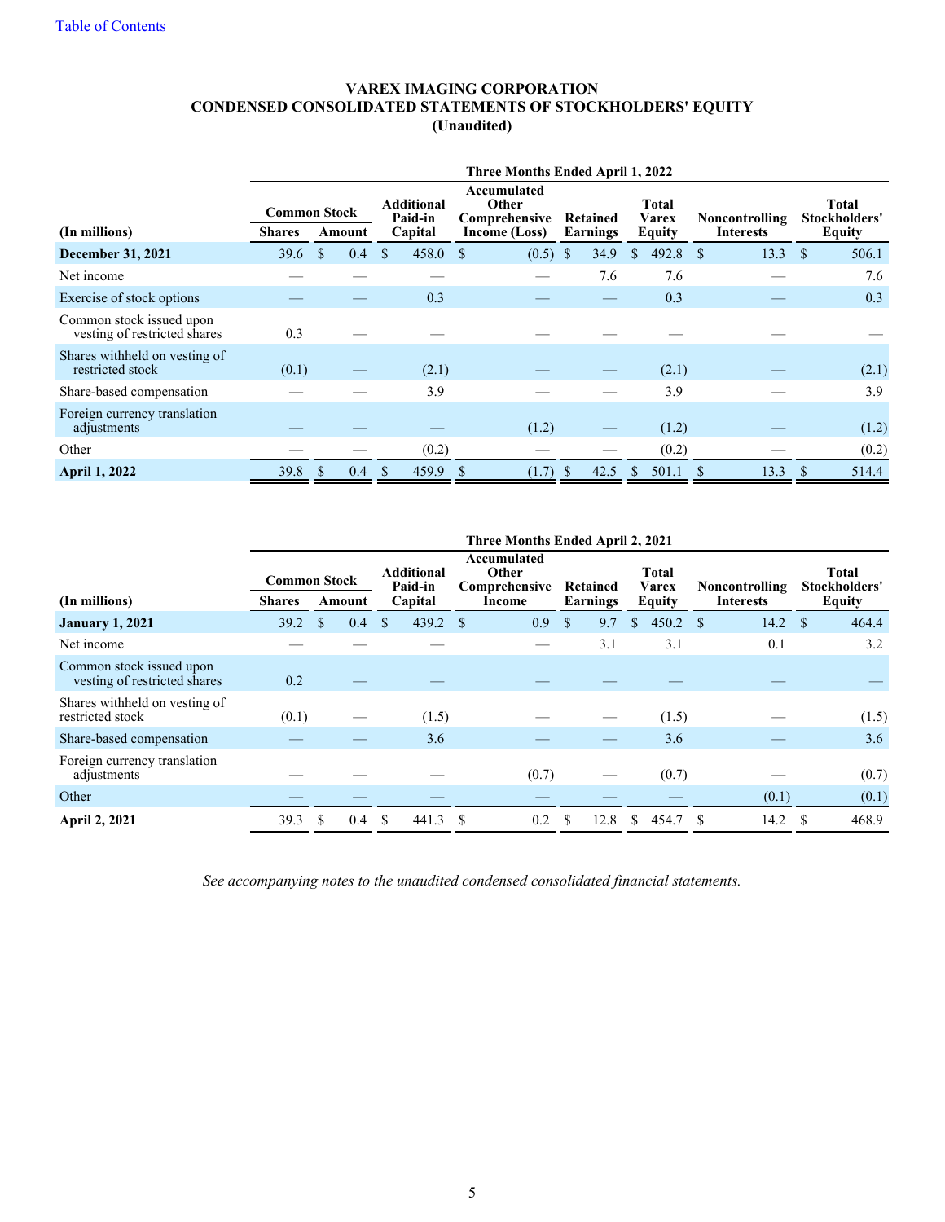[Table of Contents]

# VAREX IMAGING CORPORATION
## CONDENSED CONSOLIDATED STATEMENTS OF STOCKHOLDERS' EQUITY
### (Unaudited)

| | Three Months Ended April 1, 2022 | | | | | | | |
|---|---|---|---|---|---|---|---|---|
| | Common Stock | | Additional Paid-in Capital | Accumulated Other Comprehensive Income (Loss) | Retained Earnings | Total Varex Equity | Noncontrolling Interests | Total Stockholders' Equity |
| **(In millions)** | **Shares** | **Amount** | | | | | | |
| **December 31, 2021** | 39.6 | $ 0.4 | $ 458.0 | $ (0.5) | $ 34.9 | $ 492.8 | $ 13.3 | $ 506.1 |
| Net income | — | — | — | — | 7.6 | 7.6 | — | 7.6 |
| Exercise of stock options | — | — | 0.3 | — | — | 0.3 | — | 0.3 |
| Common stock issued upon vesting of restricted shares | 0.3 | — | — | — | — | — | — | — |
| Shares withheld on vesting of restricted stock | (0.1) | — | (2.1) | — | — | (2.1) | — | (2.1) |
| Share-based compensation | — | — | 3.9 | — | — | 3.9 | — | 3.9 |
| Foreign currency translation adjustments | — | — | — | (1.2) | — | (1.2) | — | (1.2) |
| Other | — | — | (0.2) | — | — | (0.2) | — | (0.2) |
| **April 1, 2022** | 39.8 | $ 0.4 | $ 459.9 | $ (1.7) | $ 42.5 | $ 501.1 | $ 13.3 | $ 514.4 |

| | Three Months Ended April 2, 2021 | | | | | | | |
|---|---|---|---|---|---|---|---|---|
| | Common Stock | | Additional Paid-in Capital | Accumulated Other Comprehensive Income | Retained Earnings | Total Varex Equity | Noncontrolling Interests | Total Stockholders' Equity |
| **(In millions)** | **Shares** | **Amount** | | | | | | |
| **January 1, 2021** | 39.2 | $ 0.4 | $ 439.2 | $ 0.9 | $ 9.7 | $ 450.2 | $ 14.2 | $ 464.4 |
| Net income | — | — | — | — | 3.1 | 3.1 | 0.1 | 3.2 |
| Common stock issued upon vesting of restricted shares | 0.2 | — | — | — | — | — | — | — |
| Shares withheld on vesting of restricted stock | (0.1) | — | (1.5) | — | — | (1.5) | — | (1.5) |
| Share-based compensation | — | — | 3.6 | — | — | 3.6 | — | 3.6 |
| Foreign currency translation adjustments | — | — | — | (0.7) | — | (0.7) | — | (0.7) |
| Other | — | — | — | — | — | — | (0.1) | (0.1) |
| **April 2, 2021** | 39.3 | $ 0.4 | $ 441.3 | $ 0.2 | $ 12.8 | $ 454.7 | $ 14.2 | $ 468.9 |

*See accompanying notes to the unaudited condensed consolidated financial statements.*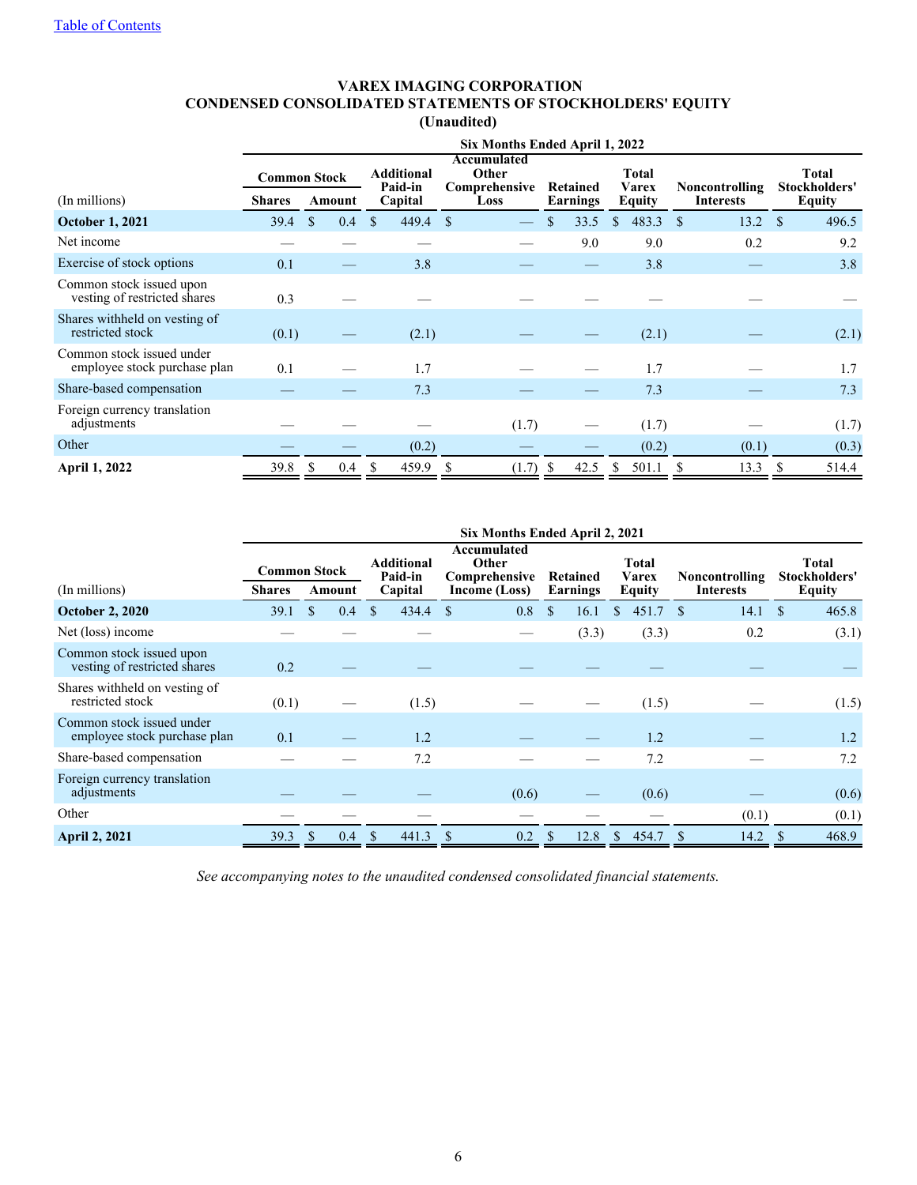[Table of Contents](#)

# VAREX IMAGING CORPORATION
## CONDENSED CONSOLIDATED STATEMENTS OF STOCKHOLDERS' EQUITY
### (Unaudited)

| | Six Months Ended April 1, 2022 | | | | | | | |
|---|---|---|---|---|---|---|---|---|
| | Common Stock | | Additional Paid-in Capital | Accumulated Other Comprehensive Loss | Retained Earnings | Total Varex Equity | Noncontrolling Interests | Total Stockholders' Equity |
| (In millions) | Shares | Amount | | | | | | |
| **October 1, 2021** | 39.4 | $ 0.4 | $ 449.4 | $ — | $ 33.5 | $ 483.3 | $ 13.2 | $ 496.5 |
| Net income | — | — | — | — | 9.0 | 9.0 | 0.2 | 9.2 |
| Exercise of stock options | 0.1 | — | 3.8 | — | — | 3.8 | — | 3.8 |
| Common stock issued upon vesting of restricted shares | 0.3 | — | — | — | — | — | — | — |
| Shares withheld on vesting of restricted stock | (0.1) | — | (2.1) | — | — | (2.1) | — | (2.1) |
| Common stock issued under employee stock purchase plan | 0.1 | — | 1.7 | — | — | 1.7 | — | 1.7 |
| Share-based compensation | — | — | 7.3 | — | — | 7.3 | — | 7.3 |
| Foreign currency translation adjustments | — | — | — | (1.7) | — | (1.7) | — | (1.7) |
| Other | — | — | (0.2) | — | — | (0.2) | (0.1) | (0.3) |
| **April 1, 2022** | 39.8 | $ 0.4 | $ 459.9 | $ (1.7) | $ 42.5 | $ 501.1 | $ 13.3 | $ 514.4 |

| | Six Months Ended April 2, 2021 | | | | | | | |
|---|---|---|---|---|---|---|---|---|
| | Common Stock | | Additional Paid-in Capital | Accumulated Other Comprehensive Income (Loss) | Retained Earnings | Total Varex Equity | Noncontrolling Interests | Total Stockholders' Equity |
| (In millions) | Shares | Amount | | | | | | |
| **October 2, 2020** | 39.1 | $ 0.4 | $ 434.4 | $ 0.8 | $ 16.1 | $ 451.7 | $ 14.1 | $ 465.8 |
| Net (loss) income | — | — | — | — | (3.3) | (3.3) | 0.2 | (3.1) |
| Common stock issued upon vesting of restricted shares | 0.2 | — | — | — | — | — | — | — |
| Shares withheld on vesting of restricted stock | (0.1) | — | (1.5) | — | — | (1.5) | — | (1.5) |
| Common stock issued under employee stock purchase plan | 0.1 | — | 1.2 | — | — | 1.2 | — | 1.2 |
| Share-based compensation | — | — | 7.2 | — | — | 7.2 | — | 7.2 |
| Foreign currency translation adjustments | — | — | — | (0.6) | — | (0.6) | — | (0.6) |
| Other | — | — | — | — | — | — | (0.1) | (0.1) |
| **April 2, 2021** | 39.3 | $ 0.4 | $ 441.3 | $ 0.2 | $ 12.8 | $ 454.7 | $ 14.2 | $ 468.9 |

*See accompanying notes to the unaudited condensed consolidated financial statements.*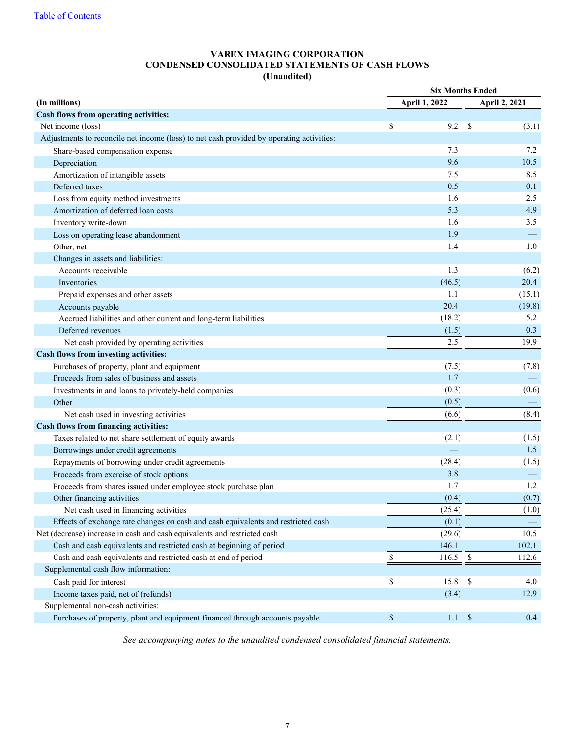[Table of Contents](#)

**VAREX IMAGING CORPORATION**
**CONDENSED CONSOLIDATED STATEMENTS OF CASH FLOWS**
**(Unaudited)**

| (In millions) | Six Months Ended April 1, 2022 | Six Months Ended April 2, 2021 |
|---|---|---|
| **Cash flows from operating activities:** | | |
| Net income (loss) | $ 9.2 | $ (3.1) |
| Adjustments to reconcile net income (loss) to net cash provided by operating activities: | | |
| Share-based compensation expense | 7.3 | 7.2 |
| Depreciation | 9.6 | 10.5 |
| Amortization of intangible assets | 7.5 | 8.5 |
| Deferred taxes | 0.5 | 0.1 |
| Loss from equity method investments | 1.6 | 2.5 |
| Amortization of deferred loan costs | 5.3 | 4.9 |
| Inventory write-down | 1.6 | 3.5 |
| Loss on operating lease abandonment | 1.9 | — |
| Other, net | 1.4 | 1.0 |
| Changes in assets and liabilities: | | |
| Accounts receivable | 1.3 | (6.2) |
| Inventories | (46.5) | 20.4 |
| Prepaid expenses and other assets | 1.1 | (15.1) |
| Accounts payable | 20.4 | (19.8) |
| Accrued liabilities and other current and long-term liabilities | (18.2) | 5.2 |
| Deferred revenues | (1.5) | 0.3 |
| Net cash provided by operating activities | 2.5 | 19.9 |
| **Cash flows from investing activities:** | | |
| Purchases of property, plant and equipment | (7.5) | (7.8) |
| Proceeds from sales of business and assets | 1.7 | — |
| Investments in and loans to privately-held companies | (0.3) | (0.6) |
| Other | (0.5) | — |
| Net cash used in investing activities | (6.6) | (8.4) |
| **Cash flows from financing activities:** | | |
| Taxes related to net share settlement of equity awards | (2.1) | (1.5) |
| Borrowings under credit agreements | — | 1.5 |
| Repayments of borrowing under credit agreements | (28.4) | (1.5) |
| Proceeds from exercise of stock options | 3.8 | — |
| Proceeds from shares issued under employee stock purchase plan | 1.7 | 1.2 |
| Other financing activities | (0.4) | (0.7) |
| Net cash used in financing activities | (25.4) | (1.0) |
| Effects of exchange rate changes on cash and cash equivalents and restricted cash | (0.1) | — |
| Net (decrease) increase in cash and cash equivalents and restricted cash | (29.6) | 10.5 |
| Cash and cash equivalents and restricted cash at beginning of period | 146.1 | 102.1 |
| Cash and cash equivalents and restricted cash at end of period | $ 116.5 | $ 112.6 |
| Supplemental cash flow information: | | |
| Cash paid for interest | $ 15.8 | $ 4.0 |
| Income taxes paid, net of (refunds) | (3.4) | 12.9 |
| Supplemental non-cash activities: | | |
| Purchases of property, plant and equipment financed through accounts payable | $ 1.1 | $ 0.4 |

*See accompanying notes to the unaudited condensed consolidated financial statements.*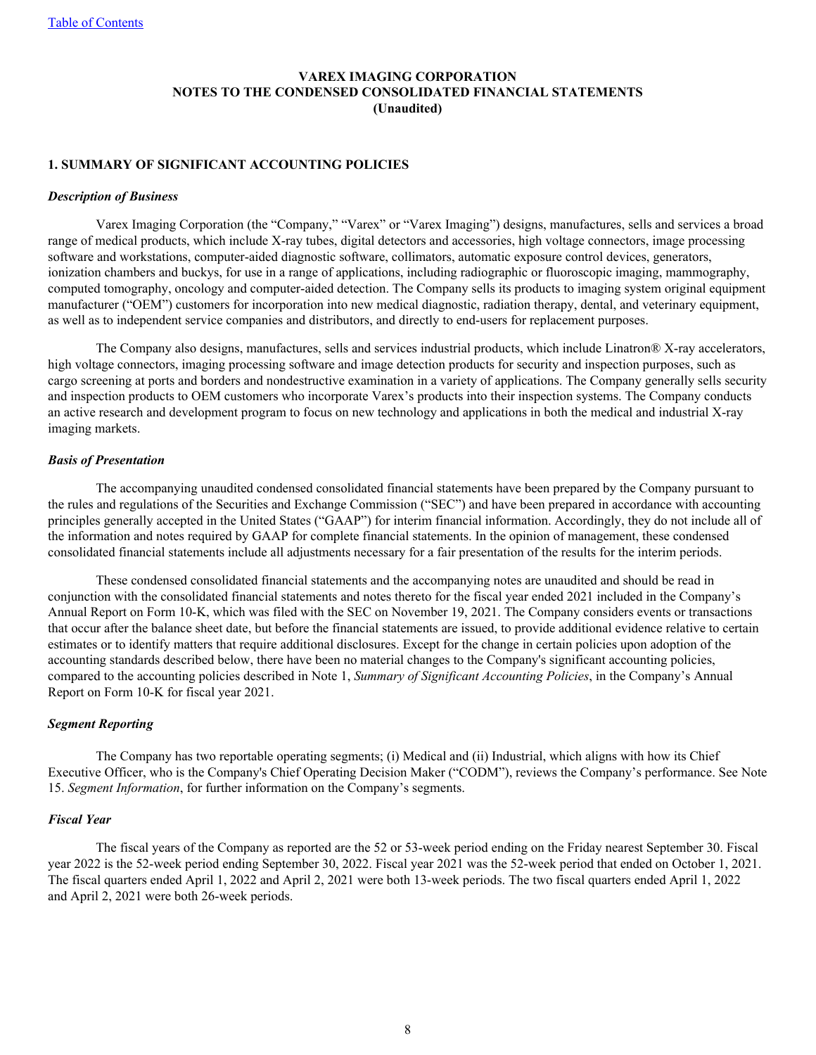# VAREX IMAGING CORPORATION
# NOTES TO THE CONDENSED CONSOLIDATED FINANCIAL STATEMENTS
# (Unaudited)

## 1. SUMMARY OF SIGNIFICANT ACCOUNTING POLICIES

### *Description of Business*

Varex Imaging Corporation (the "Company," "Varex" or "Varex Imaging") designs, manufactures, sells and services a broad range of medical products, which include X-ray tubes, digital detectors and accessories, high voltage connectors, image processing software and workstations, computer-aided diagnostic software, collimators, automatic exposure control devices, generators, ionization chambers and buckys, for use in a range of applications, including radiographic or fluoroscopic imaging, mammography, computed tomography, oncology and computer-aided detection. The Company sells its products to imaging system original equipment manufacturer ("OEM") customers for incorporation into new medical diagnostic, radiation therapy, dental, and veterinary equipment, as well as to independent service companies and distributors, and directly to end-users for replacement purposes.

The Company also designs, manufactures, sells and services industrial products, which include Linatron® X-ray accelerators, high voltage connectors, imaging processing software and image detection products for security and inspection purposes, such as cargo screening at ports and borders and nondestructive examination in a variety of applications. The Company generally sells security and inspection products to OEM customers who incorporate Varex's products into their inspection systems. The Company conducts an active research and development program to focus on new technology and applications in both the medical and industrial X-ray imaging markets.

### *Basis of Presentation*

The accompanying unaudited condensed consolidated financial statements have been prepared by the Company pursuant to the rules and regulations of the Securities and Exchange Commission ("SEC") and have been prepared in accordance with accounting principles generally accepted in the United States ("GAAP") for interim financial information. Accordingly, they do not include all of the information and notes required by GAAP for complete financial statements. In the opinion of management, these condensed consolidated financial statements include all adjustments necessary for a fair presentation of the results for the interim periods.

These condensed consolidated financial statements and the accompanying notes are unaudited and should be read in conjunction with the consolidated financial statements and notes thereto for the fiscal year ended 2021 included in the Company's Annual Report on Form 10-K, which was filed with the SEC on November 19, 2021. The Company considers events or transactions that occur after the balance sheet date, but before the financial statements are issued, to provide additional evidence relative to certain estimates or to identify matters that require additional disclosures. Except for the change in certain policies upon adoption of the accounting standards described below, there have been no material changes to the Company's significant accounting policies, compared to the accounting policies described in Note 1, *Summary of Significant Accounting Policies*, in the Company's Annual Report on Form 10-K for fiscal year 2021.

### *Segment Reporting*

The Company has two reportable operating segments; (i) Medical and (ii) Industrial, which aligns with how its Chief Executive Officer, who is the Company's Chief Operating Decision Maker ("CODM"), reviews the Company's performance. See Note 15. *Segment Information*, for further information on the Company's segments.

### *Fiscal Year*

The fiscal years of the Company as reported are the 52 or 53-week period ending on the Friday nearest September 30. Fiscal year 2022 is the 52-week period ending September 30, 2022. Fiscal year 2021 was the 52-week period that ended on October 1, 2021. The fiscal quarters ended April 1, 2022 and April 2, 2021 were both 13-week periods. The two fiscal quarters ended April 1, 2022 and April 2, 2021 were both 26-week periods.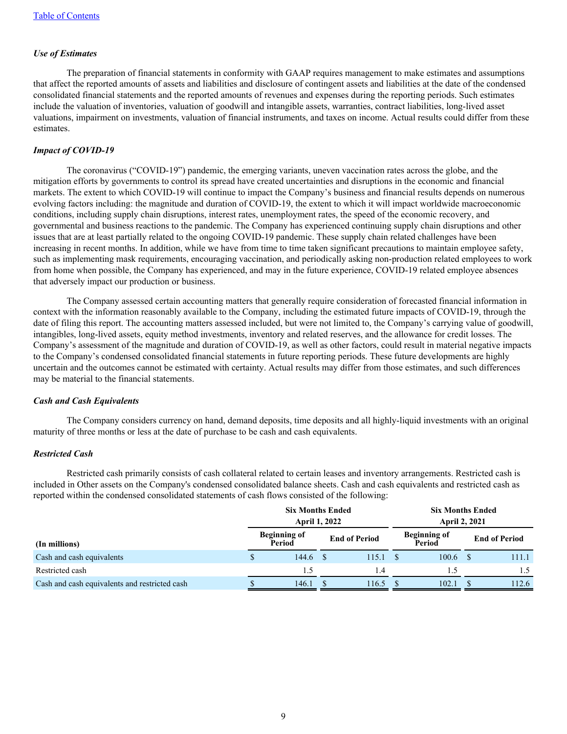### *Use of Estimates*

The preparation of financial statements in conformity with GAAP requires management to make estimates and assumptions that affect the reported amounts of assets and liabilities and disclosure of contingent assets and liabilities at the date of the condensed consolidated financial statements and the reported amounts of revenues and expenses during the reporting periods. Such estimates include the valuation of inventories, valuation of goodwill and intangible assets, warranties, contract liabilities, long-lived asset valuations, impairment on investments, valuation of financial instruments, and taxes on income. Actual results could differ from these estimates.

### *Impact of COVID-19*

The coronavirus ("COVID-19") pandemic, the emerging variants, uneven vaccination rates across the globe, and the mitigation efforts by governments to control its spread have created uncertainties and disruptions in the economic and financial markets. The extent to which COVID-19 will continue to impact the Company's business and financial results depends on numerous evolving factors including: the magnitude and duration of COVID-19, the extent to which it will impact worldwide macroeconomic conditions, including supply chain disruptions, interest rates, unemployment rates, the speed of the economic recovery, and governmental and business reactions to the pandemic. The Company has experienced continuing supply chain disruptions and other issues that are at least partially related to the ongoing COVID-19 pandemic. These supply chain related challenges have been increasing in recent months. In addition, while we have from time to time taken significant precautions to maintain employee safety, such as implementing mask requirements, encouraging vaccination, and periodically asking non-production related employees to work from home when possible, the Company has experienced, and may in the future experience, COVID-19 related employee absences that adversely impact our production or business.

The Company assessed certain accounting matters that generally require consideration of forecasted financial information in context with the information reasonably available to the Company, including the estimated future impacts of COVID-19, through the date of filing this report. The accounting matters assessed included, but were not limited to, the Company's carrying value of goodwill, intangibles, long-lived assets, equity method investments, inventory and related reserves, and the allowance for credit losses. The Company's assessment of the magnitude and duration of COVID-19, as well as other factors, could result in material negative impacts to the Company's condensed consolidated financial statements in future reporting periods. These future developments are highly uncertain and the outcomes cannot be estimated with certainty. Actual results may differ from those estimates, and such differences may be material to the financial statements.

### *Cash and Cash Equivalents*

The Company considers currency on hand, demand deposits, time deposits and all highly-liquid investments with an original maturity of three months or less at the date of purchase to be cash and cash equivalents.

### *Restricted Cash*

Restricted cash primarily consists of cash collateral related to certain leases and inventory arrangements. Restricted cash is included in Other assets on the Company's condensed consolidated balance sheets. Cash and cash equivalents and restricted cash as reported within the condensed consolidated statements of cash flows consisted of the following:

| | Six Months Ended April 1, 2022 | | Six Months Ended April 2, 2021 | |
|---|---|---|---|---|
| **(In millions)** | **Beginning of Period** | **End of Period** | **Beginning of Period** | **End of Period** |
| Cash and cash equivalents | $ 144.6 | $ 115.1 | $ 100.6 | $ 111.1 |
| Restricted cash | 1.5 | 1.4 | 1.5 | 1.5 |
| Cash and cash equivalents and restricted cash | $ 146.1 | $ 116.5 | $ 102.1 | $ 112.6 |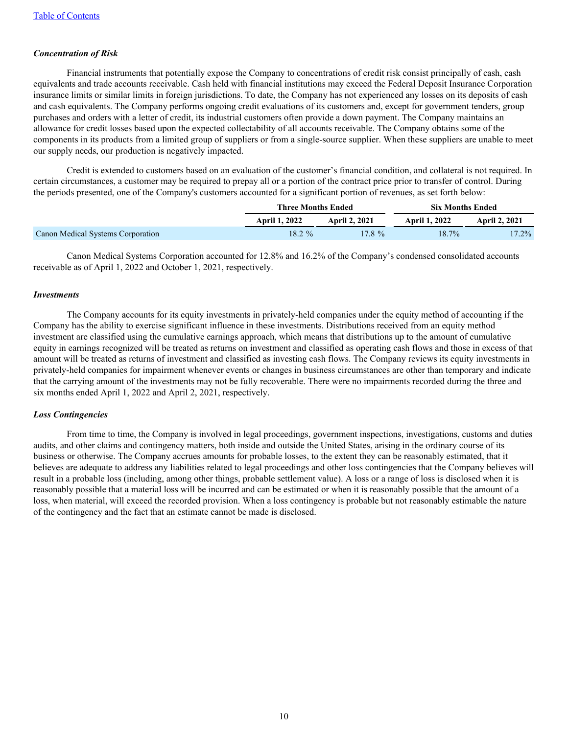### *Concentration of Risk*

Financial instruments that potentially expose the Company to concentrations of credit risk consist principally of cash, cash equivalents and trade accounts receivable. Cash held with financial institutions may exceed the Federal Deposit Insurance Corporation insurance limits or similar limits in foreign jurisdictions. To date, the Company has not experienced any losses on its deposits of cash and cash equivalents. The Company performs ongoing credit evaluations of its customers and, except for government tenders, group purchases and orders with a letter of credit, its industrial customers often provide a down payment. The Company maintains an allowance for credit losses based upon the expected collectability of all accounts receivable. The Company obtains some of the components in its products from a limited group of suppliers or from a single-source supplier. When these suppliers are unable to meet our supply needs, our production is negatively impacted.

Credit is extended to customers based on an evaluation of the customer's financial condition, and collateral is not required. In certain circumstances, a customer may be required to prepay all or a portion of the contract price prior to transfer of control. During the periods presented, one of the Company's customers accounted for a significant portion of revenues, as set forth below:

| | Three Months Ended | | Six Months Ended | |
|---|---|---|---|---|
| | **April 1, 2022** | **April 2, 2021** | **April 1, 2022** | **April 2, 2021** |
| Canon Medical Systems Corporation | 18.2 % | 17.8 % | 18.7% | 17.2% |

Canon Medical Systems Corporation accounted for 12.8% and 16.2% of the Company's condensed consolidated accounts receivable as of April 1, 2022 and October 1, 2021, respectively.

### *Investments*

The Company accounts for its equity investments in privately-held companies under the equity method of accounting if the Company has the ability to exercise significant influence in these investments. Distributions received from an equity method investment are classified using the cumulative earnings approach, which means that distributions up to the amount of cumulative equity in earnings recognized will be treated as returns on investment and classified as operating cash flows and those in excess of that amount will be treated as returns of investment and classified as investing cash flows. The Company reviews its equity investments in privately-held companies for impairment whenever events or changes in business circumstances are other than temporary and indicate that the carrying amount of the investments may not be fully recoverable. There were no impairments recorded during the three and six months ended April 1, 2022 and April 2, 2021, respectively.

### *Loss Contingencies*

From time to time, the Company is involved in legal proceedings, government inspections, investigations, customs and duties audits, and other claims and contingency matters, both inside and outside the United States, arising in the ordinary course of its business or otherwise. The Company accrues amounts for probable losses, to the extent they can be reasonably estimated, that it believes are adequate to address any liabilities related to legal proceedings and other loss contingencies that the Company believes will result in a probable loss (including, among other things, probable settlement value). A loss or a range of loss is disclosed when it is reasonably possible that a material loss will be incurred and can be estimated or when it is reasonably possible that the amount of a loss, when material, will exceed the recorded provision. When a loss contingency is probable but not reasonably estimable the nature of the contingency and the fact that an estimate cannot be made is disclosed.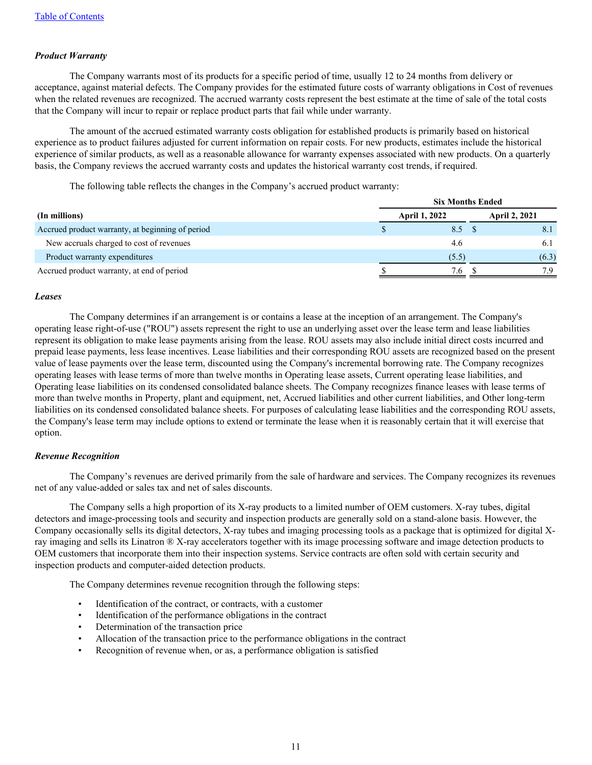### *Product Warranty*

The Company warrants most of its products for a specific period of time, usually 12 to 24 months from delivery or acceptance, against material defects. The Company provides for the estimated future costs of warranty obligations in Cost of revenues when the related revenues are recognized. The accrued warranty costs represent the best estimate at the time of sale of the total costs that the Company will incur to repair or replace product parts that fail while under warranty.

The amount of the accrued estimated warranty costs obligation for established products is primarily based on historical experience as to product failures adjusted for current information on repair costs. For new products, estimates include the historical experience of similar products, as well as a reasonable allowance for warranty expenses associated with new products. On a quarterly basis, the Company reviews the accrued warranty costs and updates the historical warranty cost trends, if required.

The following table reflects the changes in the Company's accrued product warranty:

| | Six Months Ended | |
|---|---|---|
| **(In millions)** | **April 1, 2022** | **April 2, 2021** |
| Accrued product warranty, at beginning of period | $ 8.5 | $ 8.1 |
| New accruals charged to cost of revenues | 4.6 | 6.1 |
| Product warranty expenditures | (5.5) | (6.3) |
| Accrued product warranty, at end of period | $ 7.6 | $ 7.9 |

### *Leases*

The Company determines if an arrangement is or contains a lease at the inception of an arrangement. The Company's operating lease right-of-use ("ROU") assets represent the right to use an underlying asset over the lease term and lease liabilities represent its obligation to make lease payments arising from the lease. ROU assets may also include initial direct costs incurred and prepaid lease payments, less lease incentives. Lease liabilities and their corresponding ROU assets are recognized based on the present value of lease payments over the lease term, discounted using the Company's incremental borrowing rate. The Company recognizes operating leases with lease terms of more than twelve months in Operating lease assets, Current operating lease liabilities, and Operating lease liabilities on its condensed consolidated balance sheets. The Company recognizes finance leases with lease terms of more than twelve months in Property, plant and equipment, net, Accrued liabilities and other current liabilities, and Other long-term liabilities on its condensed consolidated balance sheets. For purposes of calculating lease liabilities and the corresponding ROU assets, the Company's lease term may include options to extend or terminate the lease when it is reasonably certain that it will exercise that option.

### *Revenue Recognition*

The Company's revenues are derived primarily from the sale of hardware and services. The Company recognizes its revenues net of any value-added or sales tax and net of sales discounts.

The Company sells a high proportion of its X-ray products to a limited number of OEM customers. X-ray tubes, digital detectors and image-processing tools and security and inspection products are generally sold on a stand-alone basis. However, the Company occasionally sells its digital detectors, X-ray tubes and imaging processing tools as a package that is optimized for digital X-ray imaging and sells its Linatron ® X-ray accelerators together with its image processing software and image detection products to OEM customers that incorporate them into their inspection systems. Service contracts are often sold with certain security and inspection products and computer-aided detection products.

The Company determines revenue recognition through the following steps:

- Identification of the contract, or contracts, with a customer
- Identification of the performance obligations in the contract
- Determination of the transaction price
- Allocation of the transaction price to the performance obligations in the contract
- Recognition of revenue when, or as, a performance obligation is satisfied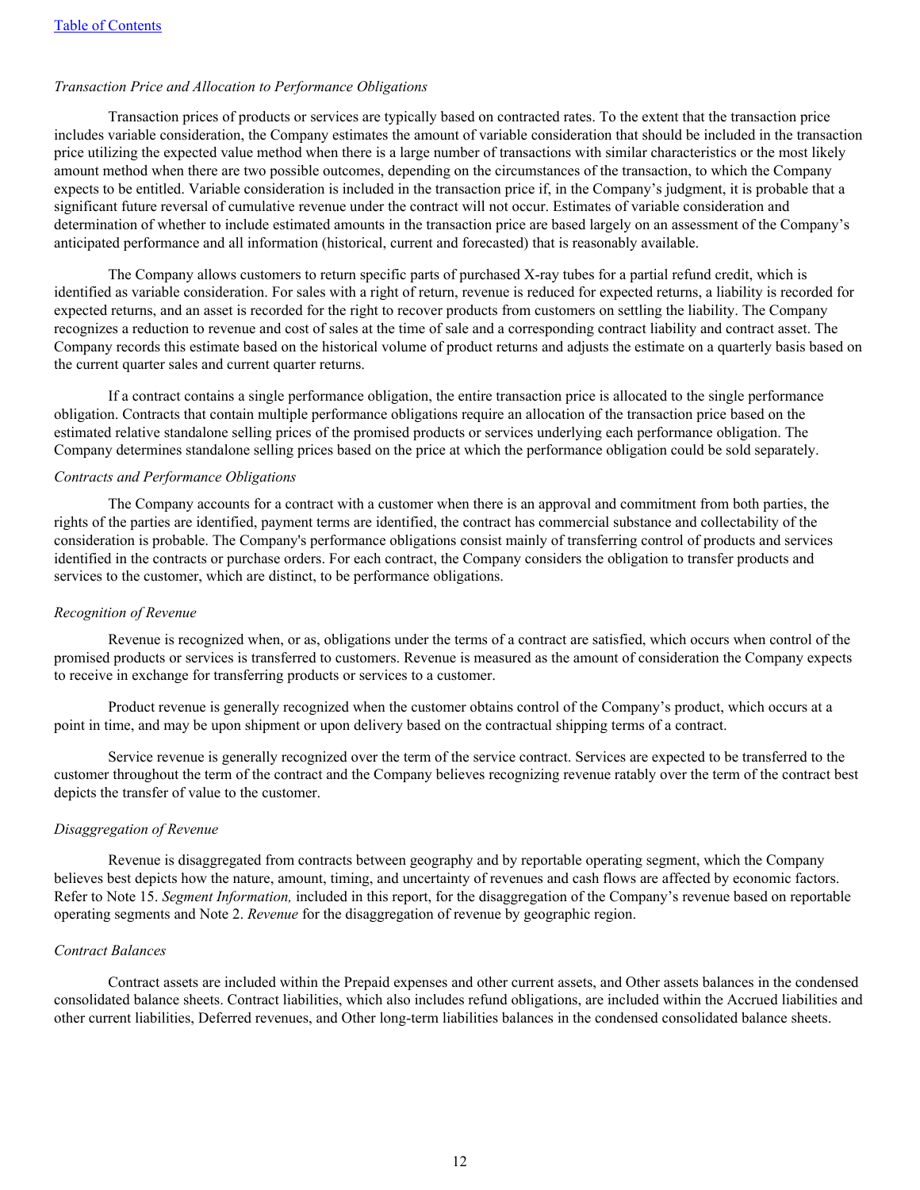*Transaction Price and Allocation to Performance Obligations*

Transaction prices of products or services are typically based on contracted rates. To the extent that the transaction price includes variable consideration, the Company estimates the amount of variable consideration that should be included in the transaction price utilizing the expected value method when there is a large number of transactions with similar characteristics or the most likely amount method when there are two possible outcomes, depending on the circumstances of the transaction, to which the Company expects to be entitled. Variable consideration is included in the transaction price if, in the Company's judgment, it is probable that a significant future reversal of cumulative revenue under the contract will not occur. Estimates of variable consideration and determination of whether to include estimated amounts in the transaction price are based largely on an assessment of the Company's anticipated performance and all information (historical, current and forecasted) that is reasonably available.

The Company allows customers to return specific parts of purchased X-ray tubes for a partial refund credit, which is identified as variable consideration. For sales with a right of return, revenue is reduced for expected returns, a liability is recorded for expected returns, and an asset is recorded for the right to recover products from customers on settling the liability. The Company recognizes a reduction to revenue and cost of sales at the time of sale and a corresponding contract liability and contract asset. The Company records this estimate based on the historical volume of product returns and adjusts the estimate on a quarterly basis based on the current quarter sales and current quarter returns.

If a contract contains a single performance obligation, the entire transaction price is allocated to the single performance obligation. Contracts that contain multiple performance obligations require an allocation of the transaction price based on the estimated relative standalone selling prices of the promised products or services underlying each performance obligation. The Company determines standalone selling prices based on the price at which the performance obligation could be sold separately.

*Contracts and Performance Obligations*

The Company accounts for a contract with a customer when there is an approval and commitment from both parties, the rights of the parties are identified, payment terms are identified, the contract has commercial substance and collectability of the consideration is probable. The Company's performance obligations consist mainly of transferring control of products and services identified in the contracts or purchase orders. For each contract, the Company considers the obligation to transfer products and services to the customer, which are distinct, to be performance obligations.

*Recognition of Revenue*

Revenue is recognized when, or as, obligations under the terms of a contract are satisfied, which occurs when control of the promised products or services is transferred to customers. Revenue is measured as the amount of consideration the Company expects to receive in exchange for transferring products or services to a customer.

Product revenue is generally recognized when the customer obtains control of the Company's product, which occurs at a point in time, and may be upon shipment or upon delivery based on the contractual shipping terms of a contract.

Service revenue is generally recognized over the term of the service contract. Services are expected to be transferred to the customer throughout the term of the contract and the Company believes recognizing revenue ratably over the term of the contract best depicts the transfer of value to the customer.

*Disaggregation of Revenue*

Revenue is disaggregated from contracts between geography and by reportable operating segment, which the Company believes best depicts how the nature, amount, timing, and uncertainty of revenues and cash flows are affected by economic factors. Refer to Note 15. *Segment Information,* included in this report, for the disaggregation of the Company's revenue based on reportable operating segments and Note 2. *Revenue* for the disaggregation of revenue by geographic region.

*Contract Balances*

Contract assets are included within the Prepaid expenses and other current assets, and Other assets balances in the condensed consolidated balance sheets. Contract liabilities, which also includes refund obligations, are included within the Accrued liabilities and other current liabilities, Deferred revenues, and Other long-term liabilities balances in the condensed consolidated balance sheets.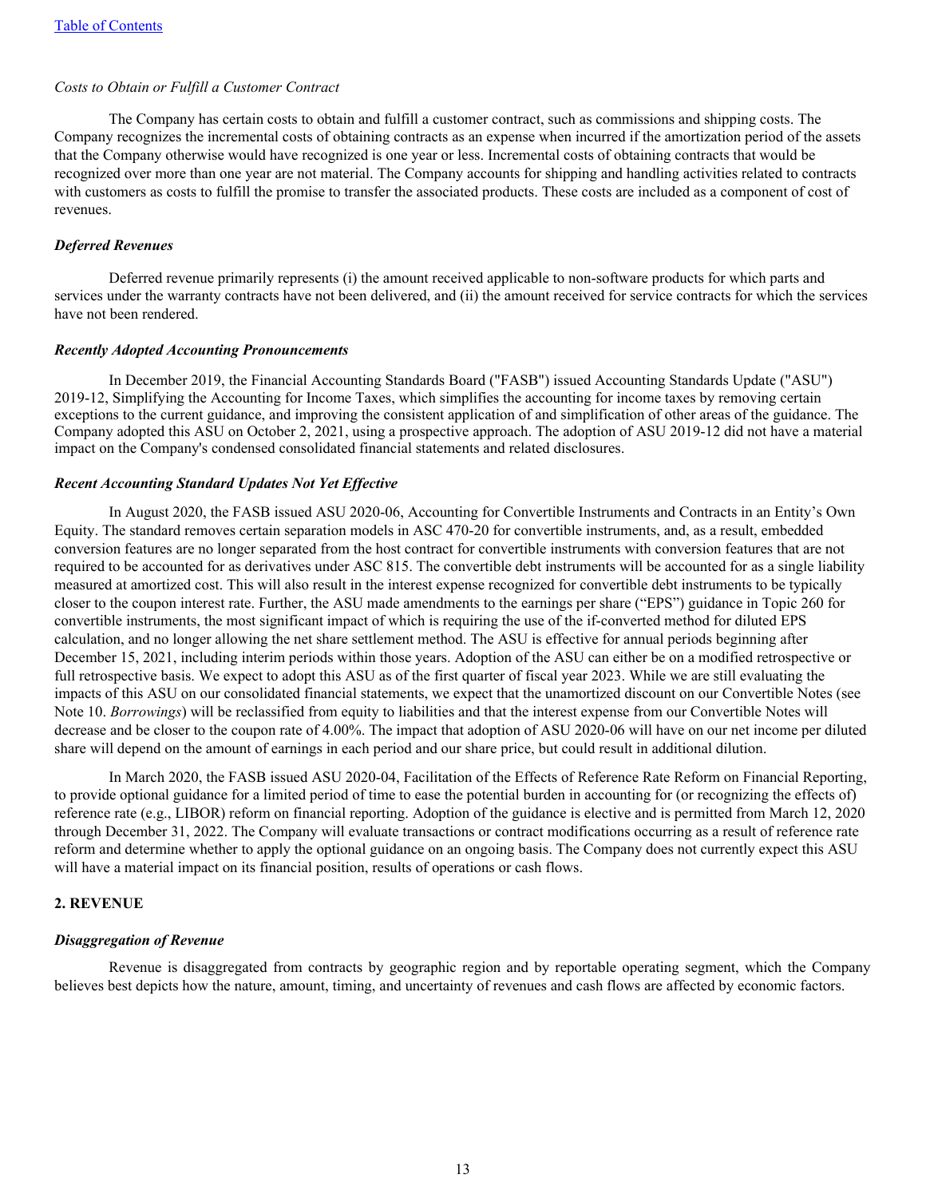*Costs to Obtain or Fulfill a Customer Contract*

The Company has certain costs to obtain and fulfill a customer contract, such as commissions and shipping costs. The Company recognizes the incremental costs of obtaining contracts as an expense when incurred if the amortization period of the assets that the Company otherwise would have recognized is one year or less. Incremental costs of obtaining contracts that would be recognized over more than one year are not material. The Company accounts for shipping and handling activities related to contracts with customers as costs to fulfill the promise to transfer the associated products. These costs are included as a component of cost of revenues.

***Deferred Revenues***

Deferred revenue primarily represents (i) the amount received applicable to non-software products for which parts and services under the warranty contracts have not been delivered, and (ii) the amount received for service contracts for which the services have not been rendered.

***Recently Adopted Accounting Pronouncements***

In December 2019, the Financial Accounting Standards Board ("FASB") issued Accounting Standards Update ("ASU") 2019-12, Simplifying the Accounting for Income Taxes, which simplifies the accounting for income taxes by removing certain exceptions to the current guidance, and improving the consistent application of and simplification of other areas of the guidance. The Company adopted this ASU on October 2, 2021, using a prospective approach. The adoption of ASU 2019-12 did not have a material impact on the Company's condensed consolidated financial statements and related disclosures.

***Recent Accounting Standard Updates Not Yet Effective***

In August 2020, the FASB issued ASU 2020-06, Accounting for Convertible Instruments and Contracts in an Entity's Own Equity. The standard removes certain separation models in ASC 470-20 for convertible instruments, and, as a result, embedded conversion features are no longer separated from the host contract for convertible instruments with conversion features that are not required to be accounted for as derivatives under ASC 815. The convertible debt instruments will be accounted for as a single liability measured at amortized cost. This will also result in the interest expense recognized for convertible debt instruments to be typically closer to the coupon interest rate. Further, the ASU made amendments to the earnings per share ("EPS") guidance in Topic 260 for convertible instruments, the most significant impact of which is requiring the use of the if-converted method for diluted EPS calculation, and no longer allowing the net share settlement method. The ASU is effective for annual periods beginning after December 15, 2021, including interim periods within those years. Adoption of the ASU can either be on a modified retrospective or full retrospective basis. We expect to adopt this ASU as of the first quarter of fiscal year 2023. While we are still evaluating the impacts of this ASU on our consolidated financial statements, we expect that the unamortized discount on our Convertible Notes (see Note 10. *Borrowings*) will be reclassified from equity to liabilities and that the interest expense from our Convertible Notes will decrease and be closer to the coupon rate of 4.00%. The impact that adoption of ASU 2020-06 will have on our net income per diluted share will depend on the amount of earnings in each period and our share price, but could result in additional dilution.

In March 2020, the FASB issued ASU 2020-04, Facilitation of the Effects of Reference Rate Reform on Financial Reporting, to provide optional guidance for a limited period of time to ease the potential burden in accounting for (or recognizing the effects of) reference rate (e.g., LIBOR) reform on financial reporting. Adoption of the guidance is elective and is permitted from March 12, 2020 through December 31, 2022. The Company will evaluate transactions or contract modifications occurring as a result of reference rate reform and determine whether to apply the optional guidance on an ongoing basis. The Company does not currently expect this ASU will have a material impact on its financial position, results of operations or cash flows.

**2. REVENUE**

***Disaggregation of Revenue***

Revenue is disaggregated from contracts by geographic region and by reportable operating segment, which the Company believes best depicts how the nature, amount, timing, and uncertainty of revenues and cash flows are affected by economic factors.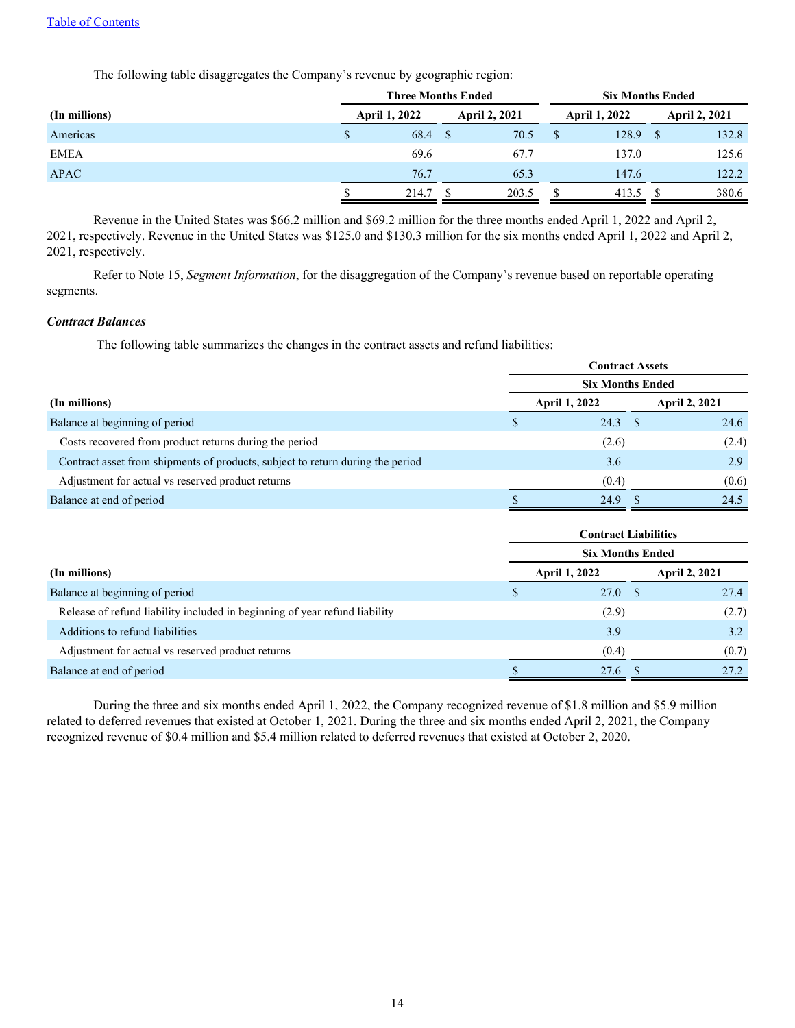The following table disaggregates the Company's revenue by geographic region:

| (In millions) | Three Months Ended | | Six Months Ended | |
|---|---|---|---|---|
| | April 1, 2022 | April 2, 2021 | April 1, 2022 | April 2, 2021 |
| Americas | $ 68.4 | $ 70.5 | $ 128.9 | $ 132.8 |
| EMEA | 69.6 | 67.7 | 137.0 | 125.6 |
| APAC | 76.7 | 65.3 | 147.6 | 122.2 |
| | $ 214.7 | $ 203.5 | $ 413.5 | $ 380.6 |

Revenue in the United States was $66.2 million and $69.2 million for the three months ended April 1, 2022 and April 2, 2021, respectively. Revenue in the United States was $125.0 and $130.3 million for the six months ended April 1, 2022 and April 2, 2021, respectively.

Refer to Note 15, *Segment Information*, for the disaggregation of the Company's revenue based on reportable operating segments.

***Contract Balances***

The following table summarizes the changes in the contract assets and refund liabilities:

| (In millions) | Contract Assets | |
|---|---|---|
| | Six Months Ended | |
| | April 1, 2022 | April 2, 2021 |
| Balance at beginning of period | $ 24.3 | $ 24.6 |
| Costs recovered from product returns during the period | (2.6) | (2.4) |
| Contract asset from shipments of products, subject to return during the period | 3.6 | 2.9 |
| Adjustment for actual vs reserved product returns | (0.4) | (0.6) |
| Balance at end of period | $ 24.9 | $ 24.5 |

| (In millions) | Contract Liabilities | |
|---|---|---|
| | Six Months Ended | |
| | April 1, 2022 | April 2, 2021 |
| Balance at beginning of period | $ 27.0 | $ 27.4 |
| Release of refund liability included in beginning of year refund liability | (2.9) | (2.7) |
| Additions to refund liabilities | 3.9 | 3.2 |
| Adjustment for actual vs reserved product returns | (0.4) | (0.7) |
| Balance at end of period | $ 27.6 | $ 27.2 |

During the three and six months ended April 1, 2022, the Company recognized revenue of $1.8 million and $5.9 million related to deferred revenues that existed at October 1, 2021. During the three and six months ended April 2, 2021, the Company recognized revenue of $0.4 million and $5.4 million related to deferred revenues that existed at October 2, 2020.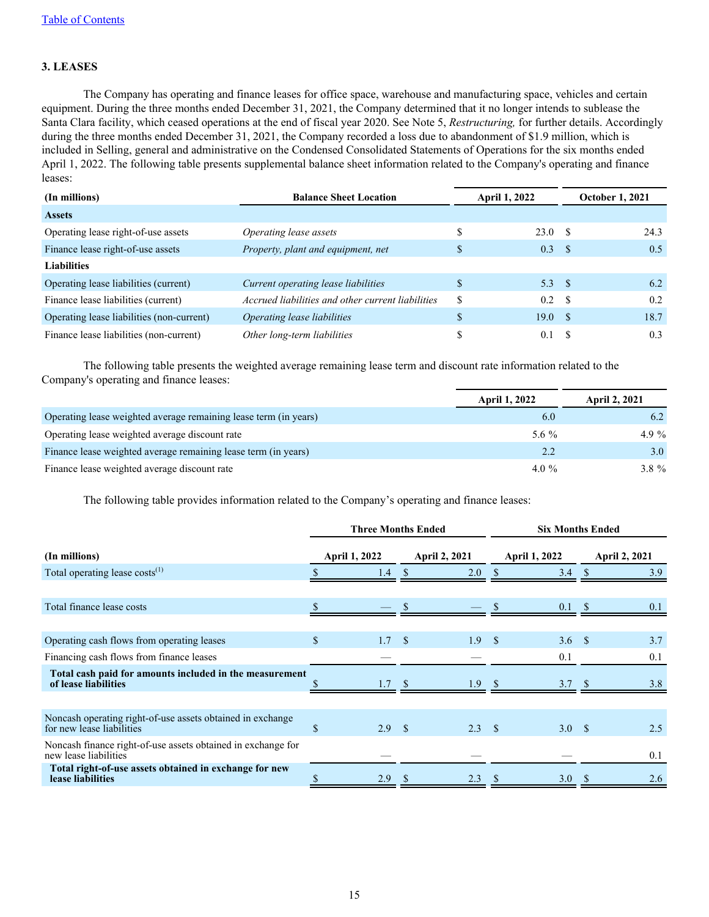## 3. LEASES

The Company has operating and finance leases for office space, warehouse and manufacturing space, vehicles and certain equipment. During the three months ended December 31, 2021, the Company determined that it no longer intends to sublease the Santa Clara facility, which ceased operations at the end of fiscal year 2020. See Note 5, *Restructuring,* for further details. Accordingly during the three months ended December 31, 2021, the Company recorded a loss due to abandonment of \$1.9 million, which is included in Selling, general and administrative on the Condensed Consolidated Statements of Operations for the six months ended April 1, 2022. The following table presents supplemental balance sheet information related to the Company's operating and finance leases:

| (In millions) | Balance Sheet Location | April 1, 2022 | October 1, 2021 |
|---|---|---|---|
| **Assets** | | | |
| Operating lease right-of-use assets | *Operating lease assets* | \$ 23.0 | \$ 24.3 |
| Finance lease right-of-use assets | *Property, plant and equipment, net* | \$ 0.3 | \$ 0.5 |
| **Liabilities** | | | |
| Operating lease liabilities (current) | *Current operating lease liabilities* | \$ 5.3 | \$ 6.2 |
| Finance lease liabilities (current) | *Accrued liabilities and other current liabilities* | \$ 0.2 | \$ 0.2 |
| Operating lease liabilities (non-current) | *Operating lease liabilities* | \$ 19.0 | \$ 18.7 |
| Finance lease liabilities (non-current) | *Other long-term liabilities* | \$ 0.1 | \$ 0.3 |

The following table presents the weighted average remaining lease term and discount rate information related to the Company's operating and finance leases:

| | April 1, 2022 | April 2, 2021 |
|---|---|---|
| Operating lease weighted average remaining lease term (in years) | 6.0 | 6.2 |
| Operating lease weighted average discount rate | 5.6 % | 4.9 % |
| Finance lease weighted average remaining lease term (in years) | 2.2 | 3.0 |
| Finance lease weighted average discount rate | 4.0 % | 3.8 % |

The following table provides information related to the Company's operating and finance leases:

| | Three Months Ended | | Six Months Ended | |
|---|---|---|---|---|
| (In millions) | April 1, 2022 | April 2, 2021 | April 1, 2022 | April 2, 2021 |
| Total operating lease costs[(1)] | \$ 1.4 | \$ 2.0 | \$ 3.4 | \$ 3.9 |
| | | | | |
| Total finance lease costs | \$ — | \$ — | \$ 0.1 | \$ 0.1 |
| | | | | |
| Operating cash flows from operating leases | \$ 1.7 | \$ 1.9 | \$ 3.6 | \$ 3.7 |
| Financing cash flows from finance leases | — | — | 0.1 | 0.1 |
| **Total cash paid for amounts included in the measurement of lease liabilities** | \$ 1.7 | \$ 1.9 | \$ 3.7 | \$ 3.8 |
| | | | | |
| Noncash operating right-of-use assets obtained in exchange for new lease liabilities | \$ 2.9 | \$ 2.3 | \$ 3.0 | \$ 2.5 |
| Noncash finance right-of-use assets obtained in exchange for new lease liabilities | — | — | — | 0.1 |
| **Total right-of-use assets obtained in exchange for new lease liabilities** | \$ 2.9 | \$ 2.3 | \$ 3.0 | \$ 2.6 |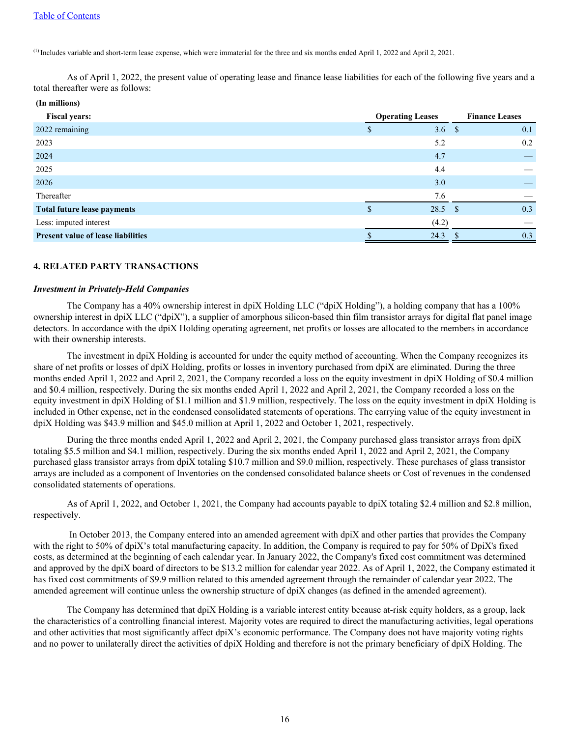(1) Includes variable and short-term lease expense, which were immaterial for the three and six months ended April 1, 2022 and April 2, 2021.

As of April 1, 2022, the present value of operating lease and finance lease liabilities for each of the following five years and a total thereafter were as follows:

**(In millions)**

| **Fiscal years:** | **Operating Leases** | **Finance Leases** |
|---|---|---|
| 2022 remaining | $ 3.6 | $ 0.1 |
| 2023 | 5.2 | 0.2 |
| 2024 | 4.7 | — |
| 2025 | 4.4 | — |
| 2026 | 3.0 | — |
| Thereafter | 7.6 | — |
| **Total future lease payments** | $ 28.5 | $ 0.3 |
| Less: imputed interest | (4.2) | — |
| **Present value of lease liabilities** | $ 24.3 | $ 0.3 |

### 4. RELATED PARTY TRANSACTIONS

***Investment in Privately-Held Companies***

The Company has a 40% ownership interest in dpiX Holding LLC ("dpiX Holding"), a holding company that has a 100% ownership interest in dpiX LLC ("dpiX"), a supplier of amorphous silicon-based thin film transistor arrays for digital flat panel image detectors. In accordance with the dpiX Holding operating agreement, net profits or losses are allocated to the members in accordance with their ownership interests.

The investment in dpiX Holding is accounted for under the equity method of accounting. When the Company recognizes its share of net profits or losses of dpiX Holding, profits or losses in inventory purchased from dpiX are eliminated. During the three months ended April 1, 2022 and April 2, 2021, the Company recorded a loss on the equity investment in dpiX Holding of $0.4 million and $0.4 million, respectively. During the six months ended April 1, 2022 and April 2, 2021, the Company recorded a loss on the equity investment in dpiX Holding of $1.1 million and $1.9 million, respectively. The loss on the equity investment in dpiX Holding is included in Other expense, net in the condensed consolidated statements of operations. The carrying value of the equity investment in dpiX Holding was $43.9 million and $45.0 million at April 1, 2022 and October 1, 2021, respectively.

During the three months ended April 1, 2022 and April 2, 2021, the Company purchased glass transistor arrays from dpiX totaling $5.5 million and $4.1 million, respectively. During the six months ended April 1, 2022 and April 2, 2021, the Company purchased glass transistor arrays from dpiX totaling $10.7 million and $9.0 million, respectively. These purchases of glass transistor arrays are included as a component of Inventories on the condensed consolidated balance sheets or Cost of revenues in the condensed consolidated statements of operations.

As of April 1, 2022, and October 1, 2021, the Company had accounts payable to dpiX totaling $2.4 million and $2.8 million, respectively.

In October 2013, the Company entered into an amended agreement with dpiX and other parties that provides the Company with the right to 50% of dpiX's total manufacturing capacity. In addition, the Company is required to pay for 50% of DpiX's fixed costs, as determined at the beginning of each calendar year. In January 2022, the Company's fixed cost commitment was determined and approved by the dpiX board of directors to be $13.2 million for calendar year 2022. As of April 1, 2022, the Company estimated it has fixed cost commitments of $9.9 million related to this amended agreement through the remainder of calendar year 2022. The amended agreement will continue unless the ownership structure of dpiX changes (as defined in the amended agreement).

The Company has determined that dpiX Holding is a variable interest entity because at-risk equity holders, as a group, lack the characteristics of a controlling financial interest. Majority votes are required to direct the manufacturing activities, legal operations and other activities that most significantly affect dpiX's economic performance. The Company does not have majority voting rights and no power to unilaterally direct the activities of dpiX Holding and therefore is not the primary beneficiary of dpiX Holding. The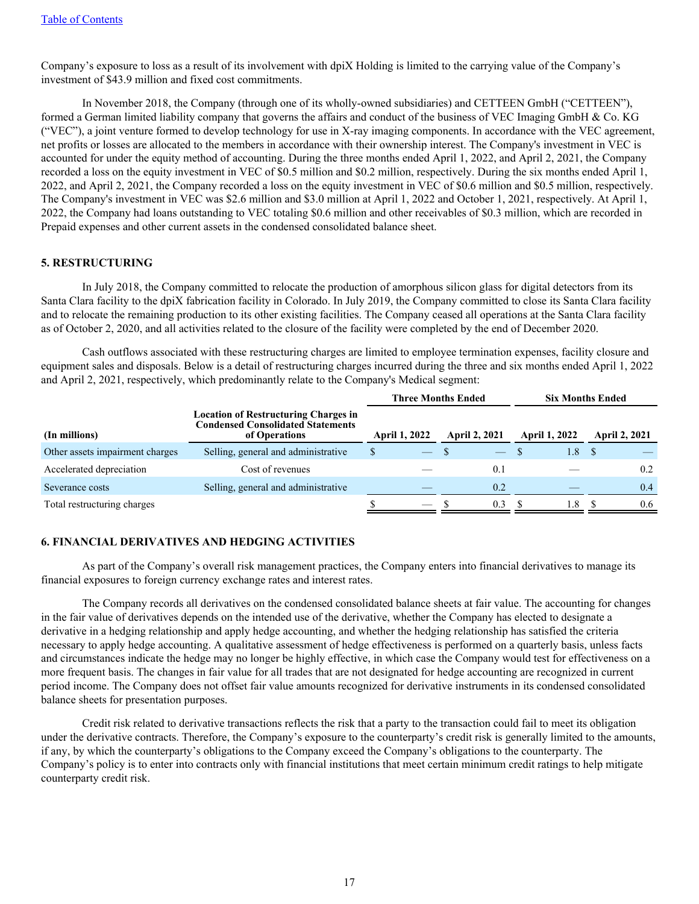Company's exposure to loss as a result of its involvement with dpiX Holding is limited to the carrying value of the Company's investment of $43.9 million and fixed cost commitments.

In November 2018, the Company (through one of its wholly-owned subsidiaries) and CETTEEN GmbH ("CETTEEN"), formed a German limited liability company that governs the affairs and conduct of the business of VEC Imaging GmbH & Co. KG ("VEC"), a joint venture formed to develop technology for use in X-ray imaging components. In accordance with the VEC agreement, net profits or losses are allocated to the members in accordance with their ownership interest. The Company's investment in VEC is accounted for under the equity method of accounting. During the three months ended April 1, 2022, and April 2, 2021, the Company recorded a loss on the equity investment in VEC of $0.5 million and $0.2 million, respectively. During the six months ended April 1, 2022, and April 2, 2021, the Company recorded a loss on the equity investment in VEC of $0.6 million and $0.5 million, respectively. The Company's investment in VEC was $2.6 million and $3.0 million at April 1, 2022 and October 1, 2021, respectively. At April 1, 2022, the Company had loans outstanding to VEC totaling $0.6 million and other receivables of $0.3 million, which are recorded in Prepaid expenses and other current assets in the condensed consolidated balance sheet.

## 5. RESTRUCTURING

In July 2018, the Company committed to relocate the production of amorphous silicon glass for digital detectors from its Santa Clara facility to the dpiX fabrication facility in Colorado. In July 2019, the Company committed to close its Santa Clara facility and to relocate the remaining production to its other existing facilities. The Company ceased all operations at the Santa Clara facility as of October 2, 2020, and all activities related to the closure of the facility were completed by the end of December 2020.

Cash outflows associated with these restructuring charges are limited to employee termination expenses, facility closure and equipment sales and disposals. Below is a detail of restructuring charges incurred during the three and six months ended April 1, 2022 and April 2, 2021, respectively, which predominantly relate to the Company's Medical segment:

| (In millions) | Location of Restructuring Charges in Condensed Consolidated Statements of Operations | Three Months Ended April 1, 2022 | Three Months Ended April 2, 2021 | Six Months Ended April 1, 2022 | Six Months Ended April 2, 2021 |
|---|---|---|---|---|---|
| Other assets impairment charges | Selling, general and administrative | $ — | $ — | $ 1.8 | $ — |
| Accelerated depreciation | Cost of revenues | — | 0.1 | — | 0.2 |
| Severance costs | Selling, general and administrative | — | 0.2 | — | 0.4 |
| Total restructuring charges | | $ — | $ 0.3 | $ 1.8 | $ 0.6 |

## 6. FINANCIAL DERIVATIVES AND HEDGING ACTIVITIES

As part of the Company's overall risk management practices, the Company enters into financial derivatives to manage its financial exposures to foreign currency exchange rates and interest rates.

The Company records all derivatives on the condensed consolidated balance sheets at fair value. The accounting for changes in the fair value of derivatives depends on the intended use of the derivative, whether the Company has elected to designate a derivative in a hedging relationship and apply hedge accounting, and whether the hedging relationship has satisfied the criteria necessary to apply hedge accounting. A qualitative assessment of hedge effectiveness is performed on a quarterly basis, unless facts and circumstances indicate the hedge may no longer be highly effective, in which case the Company would test for effectiveness on a more frequent basis. The changes in fair value for all trades that are not designated for hedge accounting are recognized in current period income. The Company does not offset fair value amounts recognized for derivative instruments in its condensed consolidated balance sheets for presentation purposes.

Credit risk related to derivative transactions reflects the risk that a party to the transaction could fail to meet its obligation under the derivative contracts. Therefore, the Company's exposure to the counterparty's credit risk is generally limited to the amounts, if any, by which the counterparty's obligations to the Company exceed the Company's obligations to the counterparty. The Company's policy is to enter into contracts only with financial institutions that meet certain minimum credit ratings to help mitigate counterparty credit risk.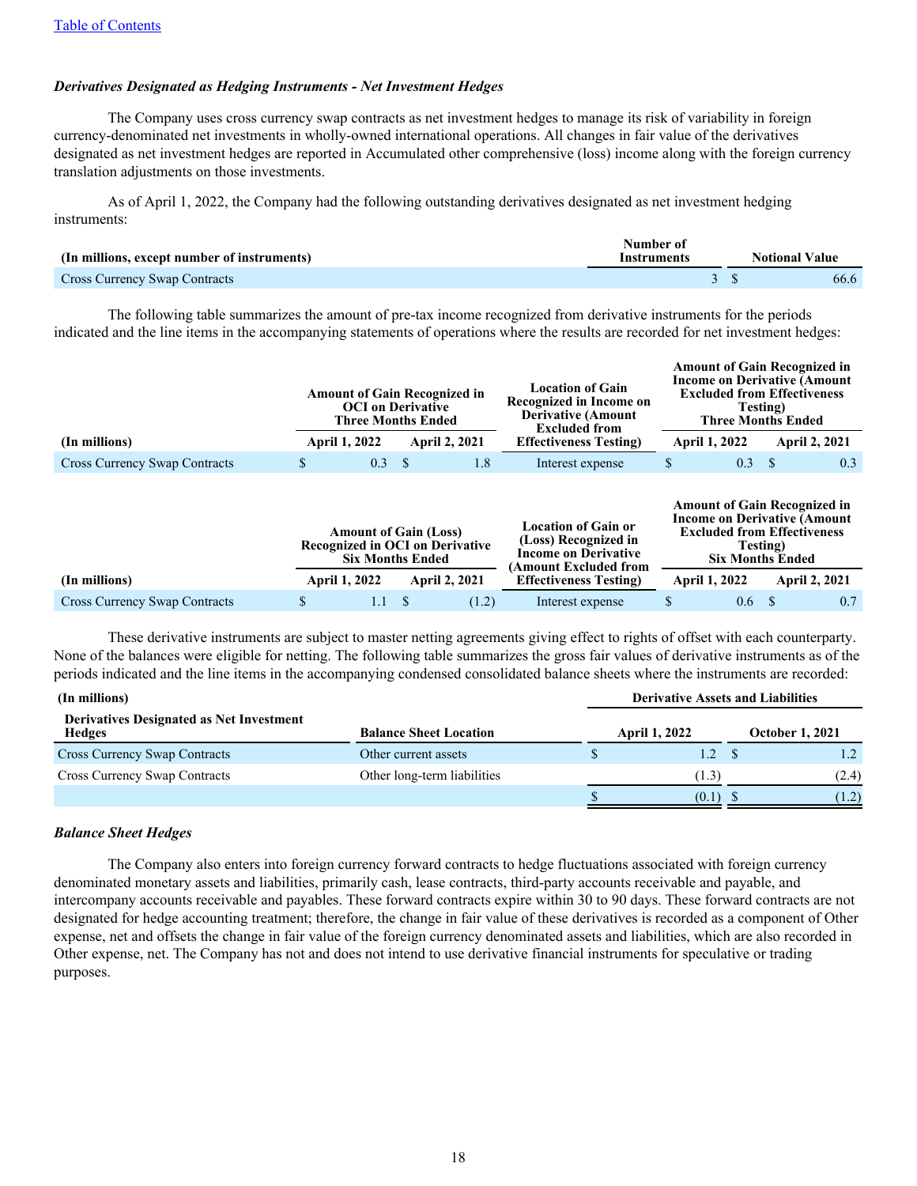### *Derivatives Designated as Hedging Instruments - Net Investment Hedges*

The Company uses cross currency swap contracts as net investment hedges to manage its risk of variability in foreign currency-denominated net investments in wholly-owned international operations. All changes in fair value of the derivatives designated as net investment hedges are reported in Accumulated other comprehensive (loss) income along with the foreign currency translation adjustments on those investments.

As of April 1, 2022, the Company had the following outstanding derivatives designated as net investment hedging instruments:

| (In millions, except number of instruments) | Number of Instruments | Notional Value |
|---|---|---|
| Cross Currency Swap Contracts | 3 | $ 66.6 |

The following table summarizes the amount of pre-tax income recognized from derivative instruments for the periods indicated and the line items in the accompanying statements of operations where the results are recorded for net investment hedges:

| | Amount of Gain Recognized in OCI on Derivative Three Months Ended | | Location of Gain Recognized in Income on Derivative (Amount Excluded from Effectiveness Testing) | Amount of Gain Recognized in Income on Derivative (Amount Excluded from Effectiveness Testing) Three Months Ended | |
|---|---|---|---|---|---|
| (In millions) | April 1, 2022 | April 2, 2021 | | April 1, 2022 | April 2, 2021 |
| Cross Currency Swap Contracts | $ 0.3 | $ 1.8 | Interest expense | $ 0.3 | $ 0.3 |

| | Amount of Gain (Loss) Recognized in OCI on Derivative Six Months Ended | | Location of Gain or (Loss) Recognized in Income on Derivative (Amount Excluded from Effectiveness Testing) | Amount of Gain Recognized in Income on Derivative (Amount Excluded from Effectiveness Testing) Six Months Ended | |
|---|---|---|---|---|---|
| (In millions) | April 1, 2022 | April 2, 2021 | | April 1, 2022 | April 2, 2021 |
| Cross Currency Swap Contracts | $ 1.1 | $ (1.2) | Interest expense | $ 0.6 | $ 0.7 |

These derivative instruments are subject to master netting agreements giving effect to rights of offset with each counterparty. None of the balances were eligible for netting. The following table summarizes the gross fair values of derivative instruments as of the periods indicated and the line items in the accompanying condensed consolidated balance sheets where the instruments are recorded:

| (In millions) | | Derivative Assets and Liabilities | |
|---|---|---|---|
| Derivatives Designated as Net Investment Hedges | Balance Sheet Location | April 1, 2022 | October 1, 2021 |
| Cross Currency Swap Contracts | Other current assets | $ 1.2 | $ 1.2 |
| Cross Currency Swap Contracts | Other long-term liabilities | (1.3) | (2.4) |
| | | $ (0.1) | $ (1.2) |

### *Balance Sheet Hedges*

The Company also enters into foreign currency forward contracts to hedge fluctuations associated with foreign currency denominated monetary assets and liabilities, primarily cash, lease contracts, third-party accounts receivable and payable, and intercompany accounts receivable and payables. These forward contracts expire within 30 to 90 days. These forward contracts are not designated for hedge accounting treatment; therefore, the change in fair value of these derivatives is recorded as a component of Other expense, net and offsets the change in fair value of the foreign currency denominated assets and liabilities, which are also recorded in Other expense, net. The Company has not and does not intend to use derivative financial instruments for speculative or trading purposes.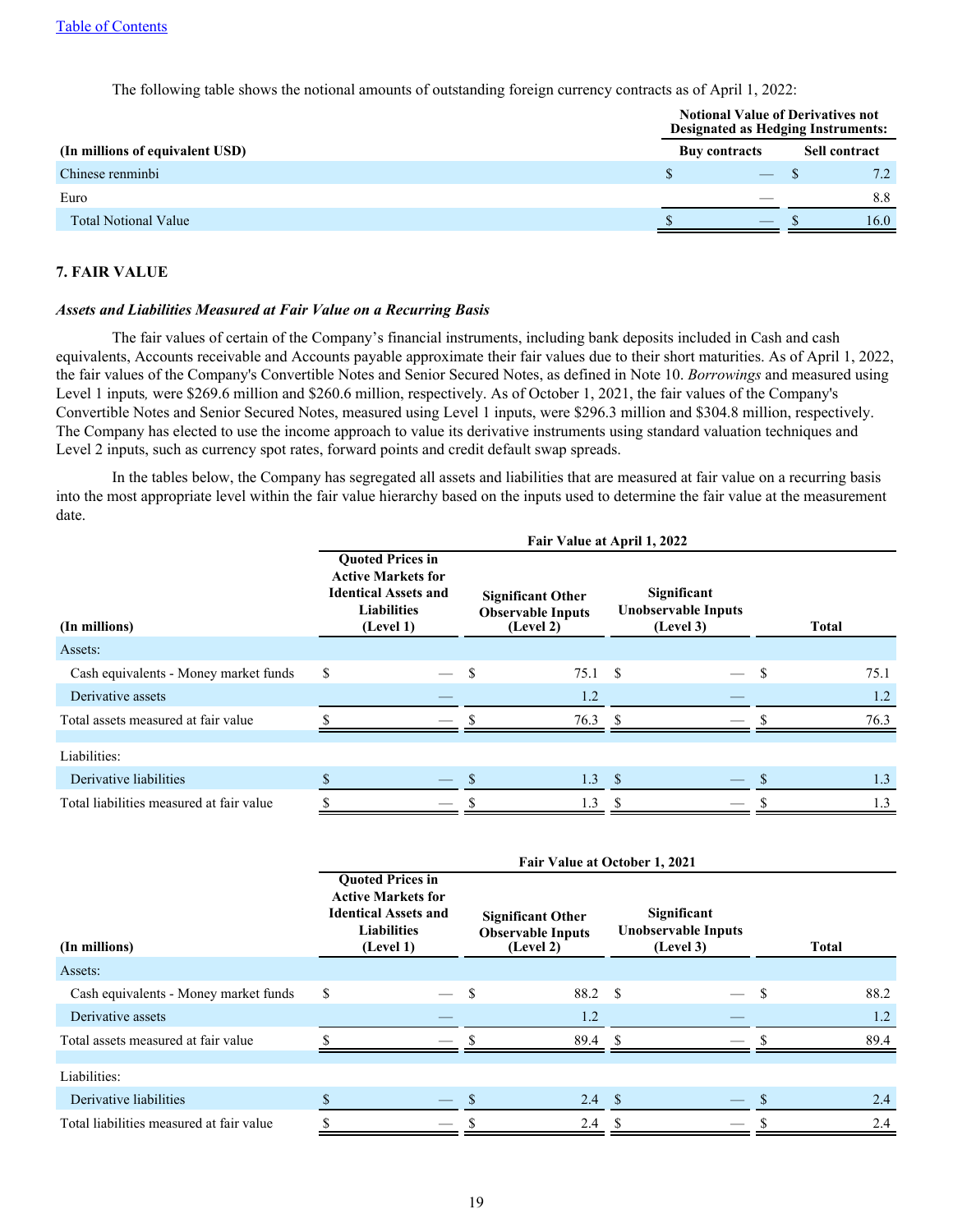The following table shows the notional amounts of outstanding foreign currency contracts as of April 1, 2022:

| | Notional Value of Derivatives not Designated as Hedging Instruments: | |
|---|---|---|
| (In millions of equivalent USD) | Buy contracts | Sell contract |
| Chinese renminbi | $ — | $ 7.2 |
| Euro | — | 8.8 |
| Total Notional Value | $ — | $ 16.0 |

## 7. FAIR VALUE

### *Assets and Liabilities Measured at Fair Value on a Recurring Basis*

The fair values of certain of the Company's financial instruments, including bank deposits included in Cash and cash equivalents, Accounts receivable and Accounts payable approximate their fair values due to their short maturities. As of April 1, 2022, the fair values of the Company's Convertible Notes and Senior Secured Notes, as defined in Note 10. *Borrowings* and measured using Level 1 inputs*,* were $269.6 million and $260.6 million, respectively. As of October 1, 2021, the fair values of the Company's Convertible Notes and Senior Secured Notes, measured using Level 1 inputs, were $296.3 million and $304.8 million, respectively. The Company has elected to use the income approach to value its derivative instruments using standard valuation techniques and Level 2 inputs, such as currency spot rates, forward points and credit default swap spreads.

In the tables below, the Company has segregated all assets and liabilities that are measured at fair value on a recurring basis into the most appropriate level within the fair value hierarchy based on the inputs used to determine the fair value at the measurement date.

| | Fair Value at April 1, 2022 | | | |
|---|---|---|---|---|
| (In millions) | Quoted Prices in Active Markets for Identical Assets and Liabilities (Level 1) | Significant Other Observable Inputs (Level 2) | Significant Unobservable Inputs (Level 3) | Total |
| Assets: | | | | |
| Cash equivalents - Money market funds | $ — | $ 75.1 | $ — | $ 75.1 |
| Derivative assets | — | 1.2 | — | 1.2 |
| Total assets measured at fair value | $ — | $ 76.3 | $ — | $ 76.3 |
| Liabilities: | | | | |
| Derivative liabilities | $ — | $ 1.3 | $ — | $ 1.3 |
| Total liabilities measured at fair value | $ — | $ 1.3 | $ — | $ 1.3 |

| | Fair Value at October 1, 2021 | | | |
|---|---|---|---|---|
| (In millions) | Quoted Prices in Active Markets for Identical Assets and Liabilities (Level 1) | Significant Other Observable Inputs (Level 2) | Significant Unobservable Inputs (Level 3) | Total |
| Assets: | | | | |
| Cash equivalents - Money market funds | $ — | $ 88.2 | $ — | $ 88.2 |
| Derivative assets | — | 1.2 | — | 1.2 |
| Total assets measured at fair value | $ — | $ 89.4 | $ — | $ 89.4 |
| Liabilities: | | | | |
| Derivative liabilities | $ — | $ 2.4 | $ — | $ 2.4 |
| Total liabilities measured at fair value | $ — | $ 2.4 | $ — | $ 2.4 |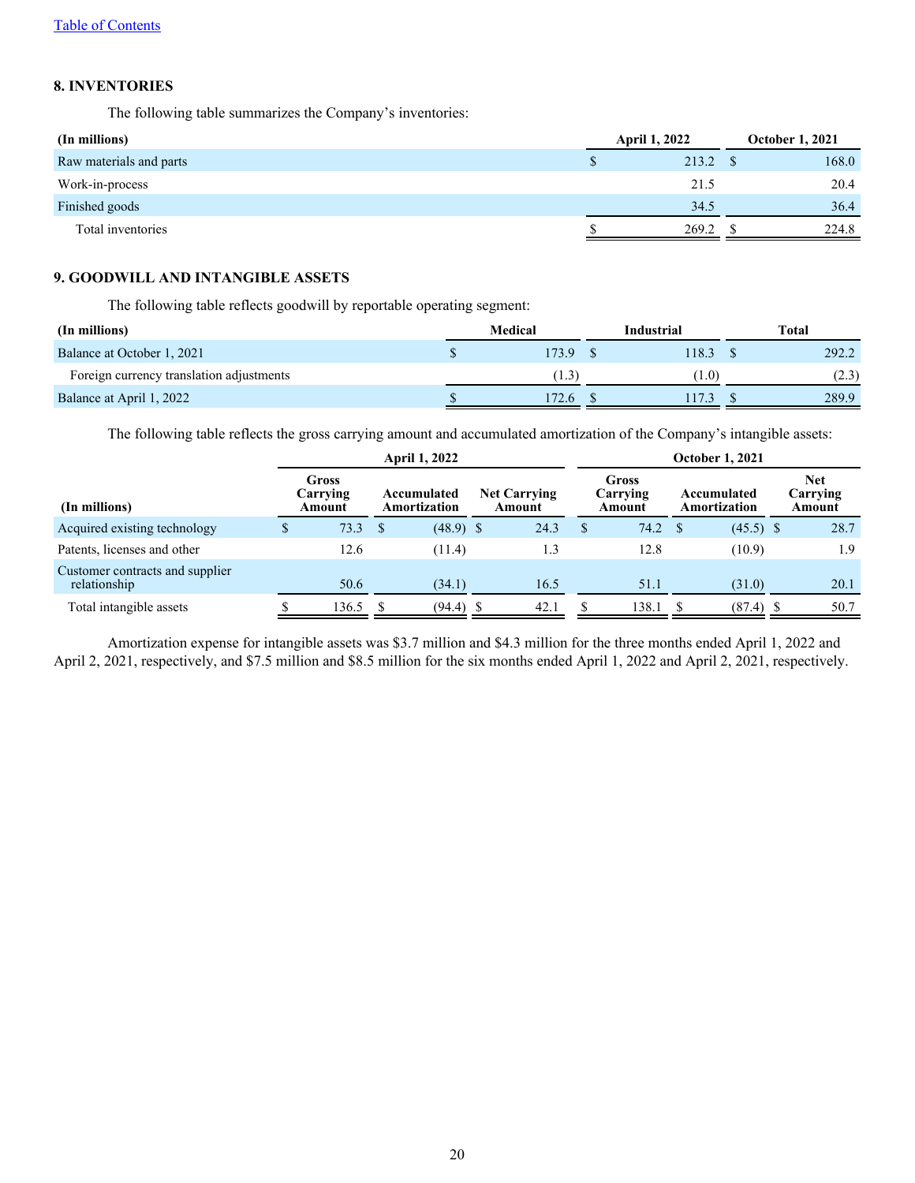## 8. INVENTORIES

The following table summarizes the Company's inventories:

| (In millions) | April 1, 2022 | October 1, 2021 |
|---|---|---|
| Raw materials and parts | $ 213.2 | $ 168.0 |
| Work-in-process | 21.5 | 20.4 |
| Finished goods | 34.5 | 36.4 |
| Total inventories | $ 269.2 | $ 224.8 |

## 9. GOODWILL AND INTANGIBLE ASSETS

The following table reflects goodwill by reportable operating segment:

| (In millions) | Medical | Industrial | Total |
|---|---|---|---|
| Balance at October 1, 2021 | $ 173.9 | $ 118.3 | $ 292.2 |
| Foreign currency translation adjustments | (1.3) | (1.0) | (2.3) |
| Balance at April 1, 2022 | $ 172.6 | $ 117.3 | $ 289.9 |

The following table reflects the gross carrying amount and accumulated amortization of the Company's intangible assets:

| | April 1, 2022 | | | October 1, 2021 | | |
|---|---|---|---|---|---|---|
| (In millions) | Gross Carrying Amount | Accumulated Amortization | Net Carrying Amount | Gross Carrying Amount | Accumulated Amortization | Net Carrying Amount |
| Acquired existing technology | $ 73.3 | $ (48.9) | $ 24.3 | $ 74.2 | $ (45.5) | $ 28.7 |
| Patents, licenses and other | 12.6 | (11.4) | 1.3 | 12.8 | (10.9) | 1.9 |
| Customer contracts and supplier relationship | 50.6 | (34.1) | 16.5 | 51.1 | (31.0) | 20.1 |
| Total intangible assets | $ 136.5 | $ (94.4) | $ 42.1 | $ 138.1 | $ (87.4) | $ 50.7 |

Amortization expense for intangible assets was $3.7 million and $4.3 million for the three months ended April 1, 2022 and April 2, 2021, respectively, and $7.5 million and $8.5 million for the six months ended April 1, 2022 and April 2, 2021, respectively.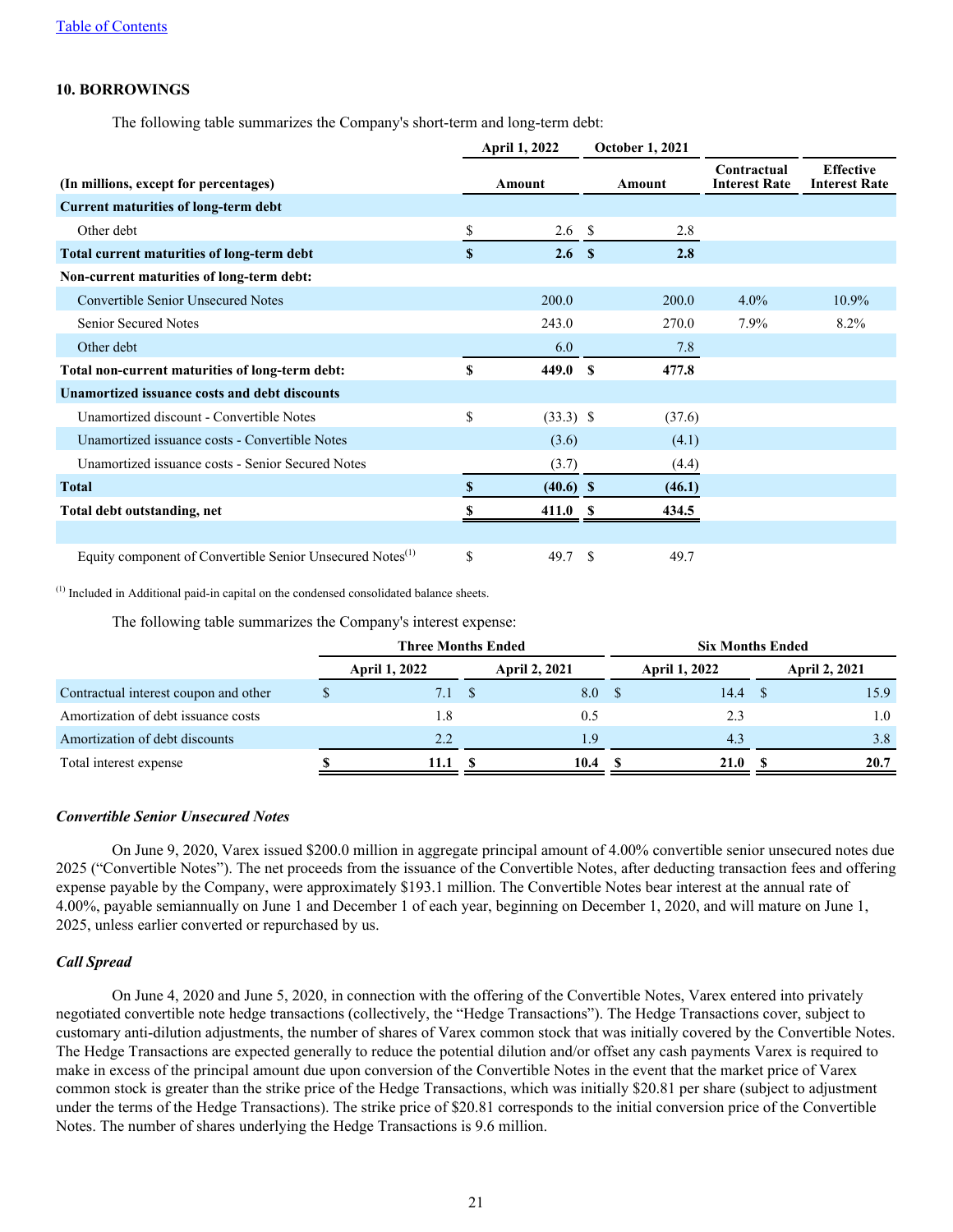[Table of Contents](#)

## 10. BORROWINGS

The following table summarizes the Company's short-term and long-term debt:

| (In millions, except for percentages) | April 1, 2022 Amount | October 1, 2021 Amount | Contractual Interest Rate | Effective Interest Rate |
|---|---|---|---|---|
| **Current maturities of long-term debt** | | | | |
| Other debt | $ 2.6 | $ 2.8 | | |
| **Total current maturities of long-term debt** | **$ 2.6** | **$ 2.8** | | |
| **Non-current maturities of long-term debt:** | | | | |
| Convertible Senior Unsecured Notes | 200.0 | 200.0 | 4.0% | 10.9% |
| Senior Secured Notes | 243.0 | 270.0 | 7.9% | 8.2% |
| Other debt | 6.0 | 7.8 | | |
| **Total non-current maturities of long-term debt:** | **$ 449.0** | **$ 477.8** | | |
| **Unamortized issuance costs and debt discounts** | | | | |
| Unamortized discount - Convertible Notes | $ (33.3) | $ (37.6) | | |
| Unamortized issuance costs - Convertible Notes | (3.6) | (4.1) | | |
| Unamortized issuance costs - Senior Secured Notes | (3.7) | (4.4) | | |
| **Total** | **$ (40.6)** | **$ (46.1)** | | |
| **Total debt outstanding, net** | **$ 411.0** | **$ 434.5** | | |
| | | | | |
| Equity component of Convertible Senior Unsecured Notes[(1)] | $ 49.7 | $ 49.7 | | |

[(1)] Included in Additional paid-in capital on the condensed consolidated balance sheets.

The following table summarizes the Company's interest expense:

| | Three Months Ended | | Six Months Ended | |
|---|---|---|---|---|
| | April 1, 2022 | April 2, 2021 | April 1, 2022 | April 2, 2021 |
| Contractual interest coupon and other | $ 7.1 | $ 8.0 | $ 14.4 | $ 15.9 |
| Amortization of debt issuance costs | 1.8 | 0.5 | 2.3 | 1.0 |
| Amortization of debt discounts | 2.2 | 1.9 | 4.3 | 3.8 |
| Total interest expense | **$ 11.1** | **$ 10.4** | **$ 21.0** | **$ 20.7** |

### *Convertible Senior Unsecured Notes*

On June 9, 2020, Varex issued $200.0 million in aggregate principal amount of 4.00% convertible senior unsecured notes due 2025 ("Convertible Notes"). The net proceeds from the issuance of the Convertible Notes, after deducting transaction fees and offering expense payable by the Company, were approximately $193.1 million. The Convertible Notes bear interest at the annual rate of 4.00%, payable semiannually on June 1 and December 1 of each year, beginning on December 1, 2020, and will mature on June 1, 2025, unless earlier converted or repurchased by us.

### *Call Spread*

On June 4, 2020 and June 5, 2020, in connection with the offering of the Convertible Notes, Varex entered into privately negotiated convertible note hedge transactions (collectively, the "Hedge Transactions"). The Hedge Transactions cover, subject to customary anti-dilution adjustments, the number of shares of Varex common stock that was initially covered by the Convertible Notes. The Hedge Transactions are expected generally to reduce the potential dilution and/or offset any cash payments Varex is required to make in excess of the principal amount due upon conversion of the Convertible Notes in the event that the market price of Varex common stock is greater than the strike price of the Hedge Transactions, which was initially $20.81 per share (subject to adjustment under the terms of the Hedge Transactions). The strike price of $20.81 corresponds to the initial conversion price of the Convertible Notes. The number of shares underlying the Hedge Transactions is 9.6 million.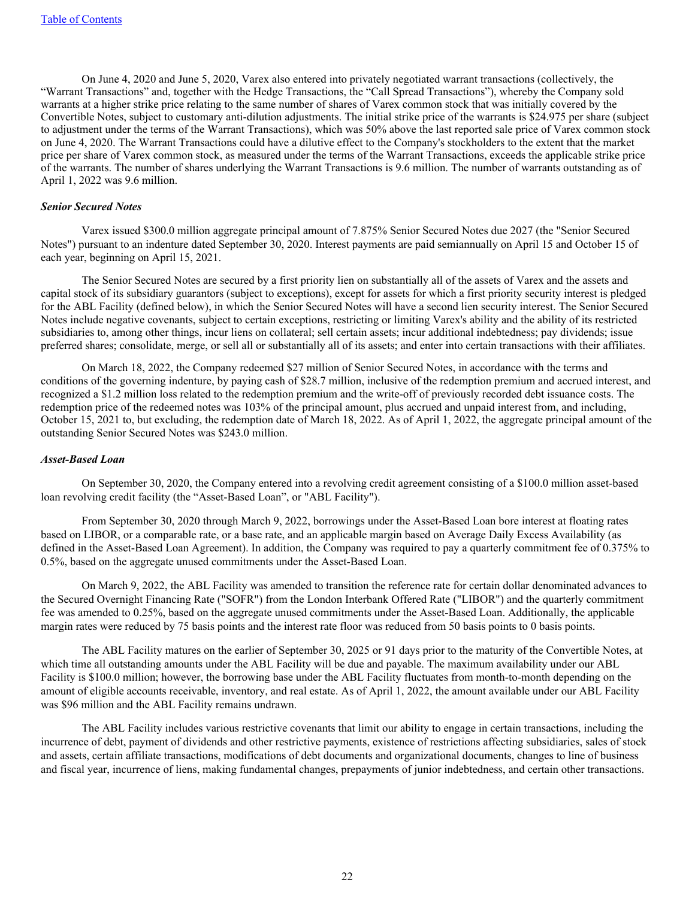On June 4, 2020 and June 5, 2020, Varex also entered into privately negotiated warrant transactions (collectively, the "Warrant Transactions" and, together with the Hedge Transactions, the "Call Spread Transactions"), whereby the Company sold warrants at a higher strike price relating to the same number of shares of Varex common stock that was initially covered by the Convertible Notes, subject to customary anti-dilution adjustments. The initial strike price of the warrants is $24.975 per share (subject to adjustment under the terms of the Warrant Transactions), which was 50% above the last reported sale price of Varex common stock on June 4, 2020. The Warrant Transactions could have a dilutive effect to the Company's stockholders to the extent that the market price per share of Varex common stock, as measured under the terms of the Warrant Transactions, exceeds the applicable strike price of the warrants. The number of shares underlying the Warrant Transactions is 9.6 million. The number of warrants outstanding as of April 1, 2022 was 9.6 million.

***Senior Secured Notes***

Varex issued $300.0 million aggregate principal amount of 7.875% Senior Secured Notes due 2027 (the "Senior Secured Notes") pursuant to an indenture dated September 30, 2020. Interest payments are paid semiannually on April 15 and October 15 of each year, beginning on April 15, 2021.

The Senior Secured Notes are secured by a first priority lien on substantially all of the assets of Varex and the assets and capital stock of its subsidiary guarantors (subject to exceptions), except for assets for which a first priority security interest is pledged for the ABL Facility (defined below), in which the Senior Secured Notes will have a second lien security interest. The Senior Secured Notes include negative covenants, subject to certain exceptions, restricting or limiting Varex's ability and the ability of its restricted subsidiaries to, among other things, incur liens on collateral; sell certain assets; incur additional indebtedness; pay dividends; issue preferred shares; consolidate, merge, or sell all or substantially all of its assets; and enter into certain transactions with their affiliates.

On March 18, 2022, the Company redeemed $27 million of Senior Secured Notes, in accordance with the terms and conditions of the governing indenture, by paying cash of $28.7 million, inclusive of the redemption premium and accrued interest, and recognized a $1.2 million loss related to the redemption premium and the write-off of previously recorded debt issuance costs. The redemption price of the redeemed notes was 103% of the principal amount, plus accrued and unpaid interest from, and including, October 15, 2021 to, but excluding, the redemption date of March 18, 2022. As of April 1, 2022, the aggregate principal amount of the outstanding Senior Secured Notes was $243.0 million.

***Asset-Based Loan***

On September 30, 2020, the Company entered into a revolving credit agreement consisting of a $100.0 million asset-based loan revolving credit facility (the "Asset-Based Loan", or "ABL Facility").

From September 30, 2020 through March 9, 2022, borrowings under the Asset-Based Loan bore interest at floating rates based on LIBOR, or a comparable rate, or a base rate, and an applicable margin based on Average Daily Excess Availability (as defined in the Asset-Based Loan Agreement). In addition, the Company was required to pay a quarterly commitment fee of 0.375% to 0.5%, based on the aggregate unused commitments under the Asset-Based Loan.

On March 9, 2022, the ABL Facility was amended to transition the reference rate for certain dollar denominated advances to the Secured Overnight Financing Rate ("SOFR") from the London Interbank Offered Rate ("LIBOR") and the quarterly commitment fee was amended to 0.25%, based on the aggregate unused commitments under the Asset-Based Loan. Additionally, the applicable margin rates were reduced by 75 basis points and the interest rate floor was reduced from 50 basis points to 0 basis points.

The ABL Facility matures on the earlier of September 30, 2025 or 91 days prior to the maturity of the Convertible Notes, at which time all outstanding amounts under the ABL Facility will be due and payable. The maximum availability under our ABL Facility is $100.0 million; however, the borrowing base under the ABL Facility fluctuates from month-to-month depending on the amount of eligible accounts receivable, inventory, and real estate. As of April 1, 2022, the amount available under our ABL Facility was $96 million and the ABL Facility remains undrawn.

The ABL Facility includes various restrictive covenants that limit our ability to engage in certain transactions, including the incurrence of debt, payment of dividends and other restrictive payments, existence of restrictions affecting subsidiaries, sales of stock and assets, certain affiliate transactions, modifications of debt documents and organizational documents, changes to line of business and fiscal year, incurrence of liens, making fundamental changes, prepayments of junior indebtedness, and certain other transactions.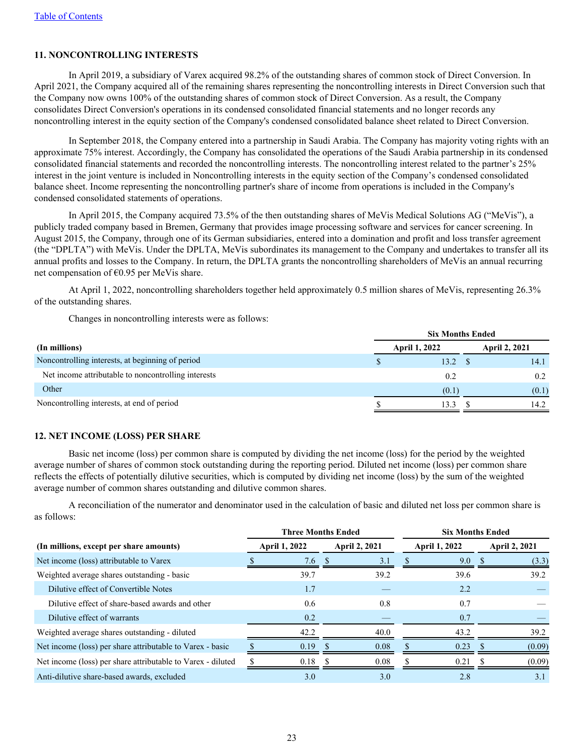## 11. NONCONTROLLING INTERESTS

In April 2019, a subsidiary of Varex acquired 98.2% of the outstanding shares of common stock of Direct Conversion. In April 2021, the Company acquired all of the remaining shares representing the noncontrolling interests in Direct Conversion such that the Company now owns 100% of the outstanding shares of common stock of Direct Conversion. As a result, the Company consolidates Direct Conversion's operations in its condensed consolidated financial statements and no longer records any noncontrolling interest in the equity section of the Company's condensed consolidated balance sheet related to Direct Conversion.

In September 2018, the Company entered into a partnership in Saudi Arabia. The Company has majority voting rights with an approximate 75% interest. Accordingly, the Company has consolidated the operations of the Saudi Arabia partnership in its condensed consolidated financial statements and recorded the noncontrolling interests. The noncontrolling interest related to the partner's 25% interest in the joint venture is included in Noncontrolling interests in the equity section of the Company's condensed consolidated balance sheet. Income representing the noncontrolling partner's share of income from operations is included in the Company's condensed consolidated statements of operations.

In April 2015, the Company acquired 73.5% of the then outstanding shares of MeVis Medical Solutions AG ("MeVis"), a publicly traded company based in Bremen, Germany that provides image processing software and services for cancer screening. In August 2015, the Company, through one of its German subsidiaries, entered into a domination and profit and loss transfer agreement (the "DPLTA") with MeVis. Under the DPLTA, MeVis subordinates its management to the Company and undertakes to transfer all its annual profits and losses to the Company. In return, the DPLTA grants the noncontrolling shareholders of MeVis an annual recurring net compensation of €0.95 per MeVis share.

At April 1, 2022, noncontrolling shareholders together held approximately 0.5 million shares of MeVis, representing 26.3% of the outstanding shares.

Changes in noncontrolling interests were as follows:

| | Six Months Ended | |
|---|---|---|
| **(In millions)** | **April 1, 2022** | **April 2, 2021** |
| Noncontrolling interests, at beginning of period | $ 13.2 | $ 14.1 |
| Net income attributable to noncontrolling interests | 0.2 | 0.2 |
| Other | (0.1) | (0.1) |
| Noncontrolling interests, at end of period | $ 13.3 | $ 14.2 |

## 12. NET INCOME (LOSS) PER SHARE

Basic net income (loss) per common share is computed by dividing the net income (loss) for the period by the weighted average number of shares of common stock outstanding during the reporting period. Diluted net income (loss) per common share reflects the effects of potentially dilutive securities, which is computed by dividing net income (loss) by the sum of the weighted average number of common shares outstanding and dilutive common shares.

A reconciliation of the numerator and denominator used in the calculation of basic and diluted net loss per common share is as follows:

| | Three Months Ended | | Six Months Ended | |
|---|---|---|---|---|
| **(In millions, except per share amounts)** | **April 1, 2022** | **April 2, 2021** | **April 1, 2022** | **April 2, 2021** |
| Net income (loss) attributable to Varex | $ 7.6 | $ 3.1 | $ 9.0 | $ (3.3) |
| Weighted average shares outstanding - basic | 39.7 | 39.2 | 39.6 | 39.2 |
| Dilutive effect of Convertible Notes | 1.7 | — | 2.2 | — |
| Dilutive effect of share-based awards and other | 0.6 | 0.8 | 0.7 | — |
| Dilutive effect of warrants | 0.2 | — | 0.7 | — |
| Weighted average shares outstanding - diluted | 42.2 | 40.0 | 43.2 | 39.2 |
| Net income (loss) per share attributable to Varex - basic | $ 0.19 | $ 0.08 | $ 0.23 | $ (0.09) |
| Net income (loss) per share attributable to Varex - diluted | $ 0.18 | $ 0.08 | $ 0.21 | $ (0.09) |
| Anti-dilutive share-based awards, excluded | 3.0 | 3.0 | 2.8 | 3.1 |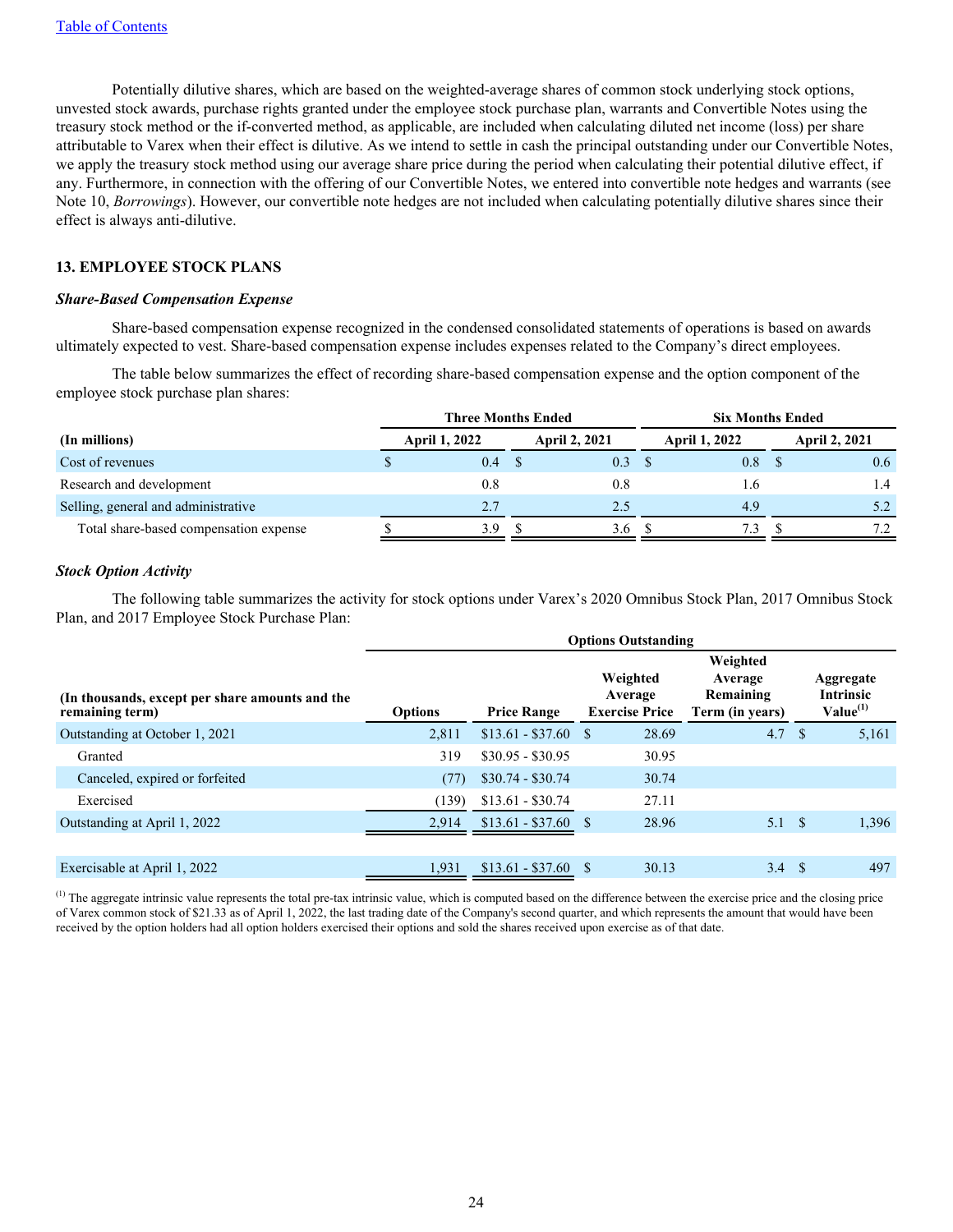Potentially dilutive shares, which are based on the weighted-average shares of common stock underlying stock options, unvested stock awards, purchase rights granted under the employee stock purchase plan, warrants and Convertible Notes using the treasury stock method or the if-converted method, as applicable, are included when calculating diluted net income (loss) per share attributable to Varex when their effect is dilutive. As we intend to settle in cash the principal outstanding under our Convertible Notes, we apply the treasury stock method using our average share price during the period when calculating their potential dilutive effect, if any. Furthermore, in connection with the offering of our Convertible Notes, we entered into convertible note hedges and warrants (see Note 10, *Borrowings*). However, our convertible note hedges are not included when calculating potentially dilutive shares since their effect is always anti-dilutive.

## 13. EMPLOYEE STOCK PLANS

### *Share-Based Compensation Expense*

Share-based compensation expense recognized in the condensed consolidated statements of operations is based on awards ultimately expected to vest. Share-based compensation expense includes expenses related to the Company's direct employees.

The table below summarizes the effect of recording share-based compensation expense and the option component of the employee stock purchase plan shares:

| | Three Months Ended | | Six Months Ended | |
|---|---|---|---|---|
| **(In millions)** | **April 1, 2022** | **April 2, 2021** | **April 1, 2022** | **April 2, 2021** |
| Cost of revenues | $ 0.4 | $ 0.3 | $ 0.8 | $ 0.6 |
| Research and development | 0.8 | 0.8 | 1.6 | 1.4 |
| Selling, general and administrative | 2.7 | 2.5 | 4.9 | 5.2 |
| Total share-based compensation expense | $ 3.9 | $ 3.6 | $ 7.3 | $ 7.2 |

### *Stock Option Activity*

The following table summarizes the activity for stock options under Varex's 2020 Omnibus Stock Plan, 2017 Omnibus Stock Plan, and 2017 Employee Stock Purchase Plan:

| | Options Outstanding | | | | |
|---|---|---|---|---|---|
| **(In thousands, except per share amounts and the remaining term)** | **Options** | **Price Range** | **Weighted Average Exercise Price** | **Weighted Average Remaining Term (in years)** | **Aggregate Intrinsic Value[(1)]** |
| Outstanding at October 1, 2021 | 2,811 | $13.61 - $37.60 | $ 28.69 | 4.7 | $ 5,161 |
| Granted | 319 | $30.95 - $30.95 | 30.95 | | |
| Canceled, expired or forfeited | (77) | $30.74 - $30.74 | 30.74 | | |
| Exercised | (139) | $13.61 - $30.74 | 27.11 | | |
| Outstanding at April 1, 2022 | 2,914 | $13.61 - $37.60 | $ 28.96 | 5.1 | $ 1,396 |
| | | | | | |
| Exercisable at April 1, 2022 | 1,931 | $13.61 - $37.60 | $ 30.13 | 3.4 | $ 497 |

(1) The aggregate intrinsic value represents the total pre-tax intrinsic value, which is computed based on the difference between the exercise price and the closing price of Varex common stock of $21.33 as of April 1, 2022, the last trading date of the Company's second quarter, and which represents the amount that would have been received by the option holders had all option holders exercised their options and sold the shares received upon exercise as of that date.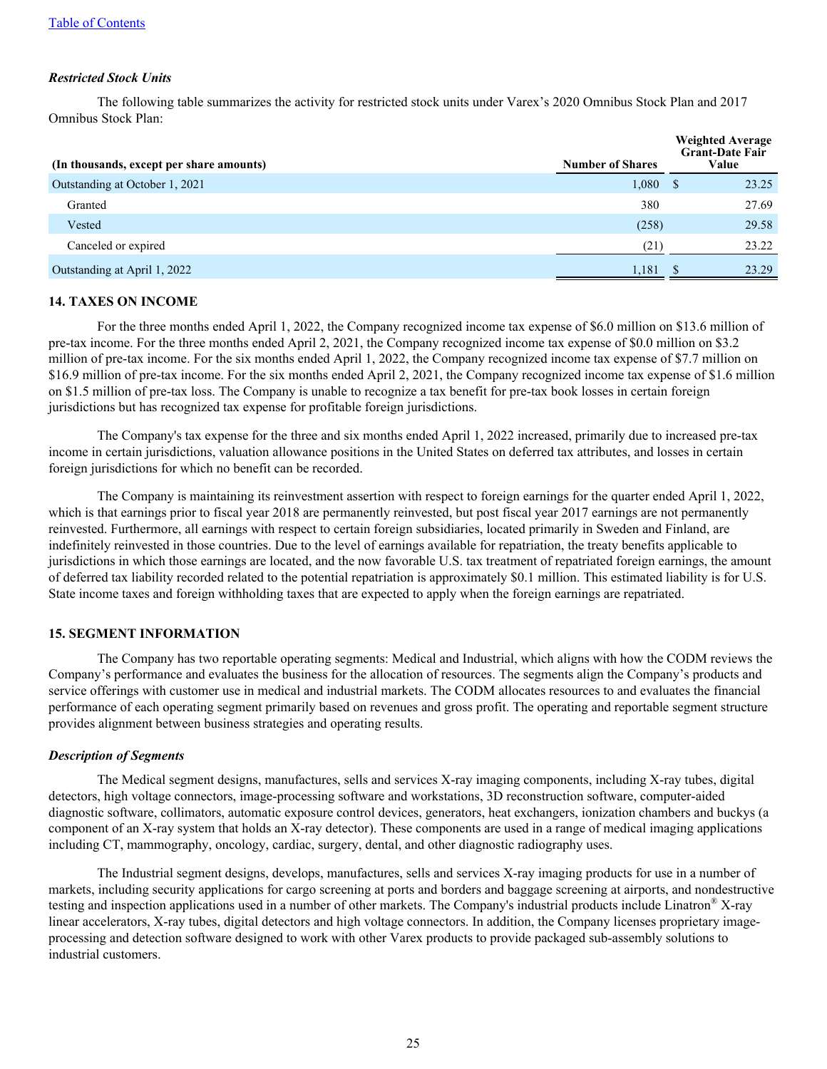### *Restricted Stock Units*

The following table summarizes the activity for restricted stock units under Varex's 2020 Omnibus Stock Plan and 2017 Omnibus Stock Plan:

| (In thousands, except per share amounts) | Number of Shares | Weighted Average Grant-Date Fair Value |
|---|---|---|
| Outstanding at October 1, 2021 | 1,080 | $ 23.25 |
| Granted | 380 | 27.69 |
| Vested | (258) | 29.58 |
| Canceled or expired | (21) | 23.22 |
| Outstanding at April 1, 2022 | 1,181 | $ 23.29 |

## 14. TAXES ON INCOME

For the three months ended April 1, 2022, the Company recognized income tax expense of $6.0 million on $13.6 million of pre-tax income. For the three months ended April 2, 2021, the Company recognized income tax expense of $0.0 million on $3.2 million of pre-tax income. For the six months ended April 1, 2022, the Company recognized income tax expense of $7.7 million on $16.9 million of pre-tax income. For the six months ended April 2, 2021, the Company recognized income tax expense of $1.6 million on $1.5 million of pre-tax loss. The Company is unable to recognize a tax benefit for pre-tax book losses in certain foreign jurisdictions but has recognized tax expense for profitable foreign jurisdictions.

The Company's tax expense for the three and six months ended April 1, 2022 increased, primarily due to increased pre-tax income in certain jurisdictions, valuation allowance positions in the United States on deferred tax attributes, and losses in certain foreign jurisdictions for which no benefit can be recorded.

The Company is maintaining its reinvestment assertion with respect to foreign earnings for the quarter ended April 1, 2022, which is that earnings prior to fiscal year 2018 are permanently reinvested, but post fiscal year 2017 earnings are not permanently reinvested. Furthermore, all earnings with respect to certain foreign subsidiaries, located primarily in Sweden and Finland, are indefinitely reinvested in those countries. Due to the level of earnings available for repatriation, the treaty benefits applicable to jurisdictions in which those earnings are located, and the now favorable U.S. tax treatment of repatriated foreign earnings, the amount of deferred tax liability recorded related to the potential repatriation is approximately $0.1 million. This estimated liability is for U.S. State income taxes and foreign withholding taxes that are expected to apply when the foreign earnings are repatriated.

## 15. SEGMENT INFORMATION

The Company has two reportable operating segments: Medical and Industrial, which aligns with how the CODM reviews the Company's performance and evaluates the business for the allocation of resources. The segments align the Company's products and service offerings with customer use in medical and industrial markets. The CODM allocates resources to and evaluates the financial performance of each operating segment primarily based on revenues and gross profit. The operating and reportable segment structure provides alignment between business strategies and operating results.

### *Description of Segments*

The Medical segment designs, manufactures, sells and services X-ray imaging components, including X-ray tubes, digital detectors, high voltage connectors, image-processing software and workstations, 3D reconstruction software, computer-aided diagnostic software, collimators, automatic exposure control devices, generators, heat exchangers, ionization chambers and buckys (a component of an X-ray system that holds an X-ray detector). These components are used in a range of medical imaging applications including CT, mammography, oncology, cardiac, surgery, dental, and other diagnostic radiography uses.

The Industrial segment designs, develops, manufactures, sells and services X-ray imaging products for use in a number of markets, including security applications for cargo screening at ports and borders and baggage screening at airports, and nondestructive testing and inspection applications used in a number of other markets. The Company's industrial products include Linatron® X-ray linear accelerators, X-ray tubes, digital detectors and high voltage connectors. In addition, the Company licenses proprietary image-processing and detection software designed to work with other Varex products to provide packaged sub-assembly solutions to industrial customers.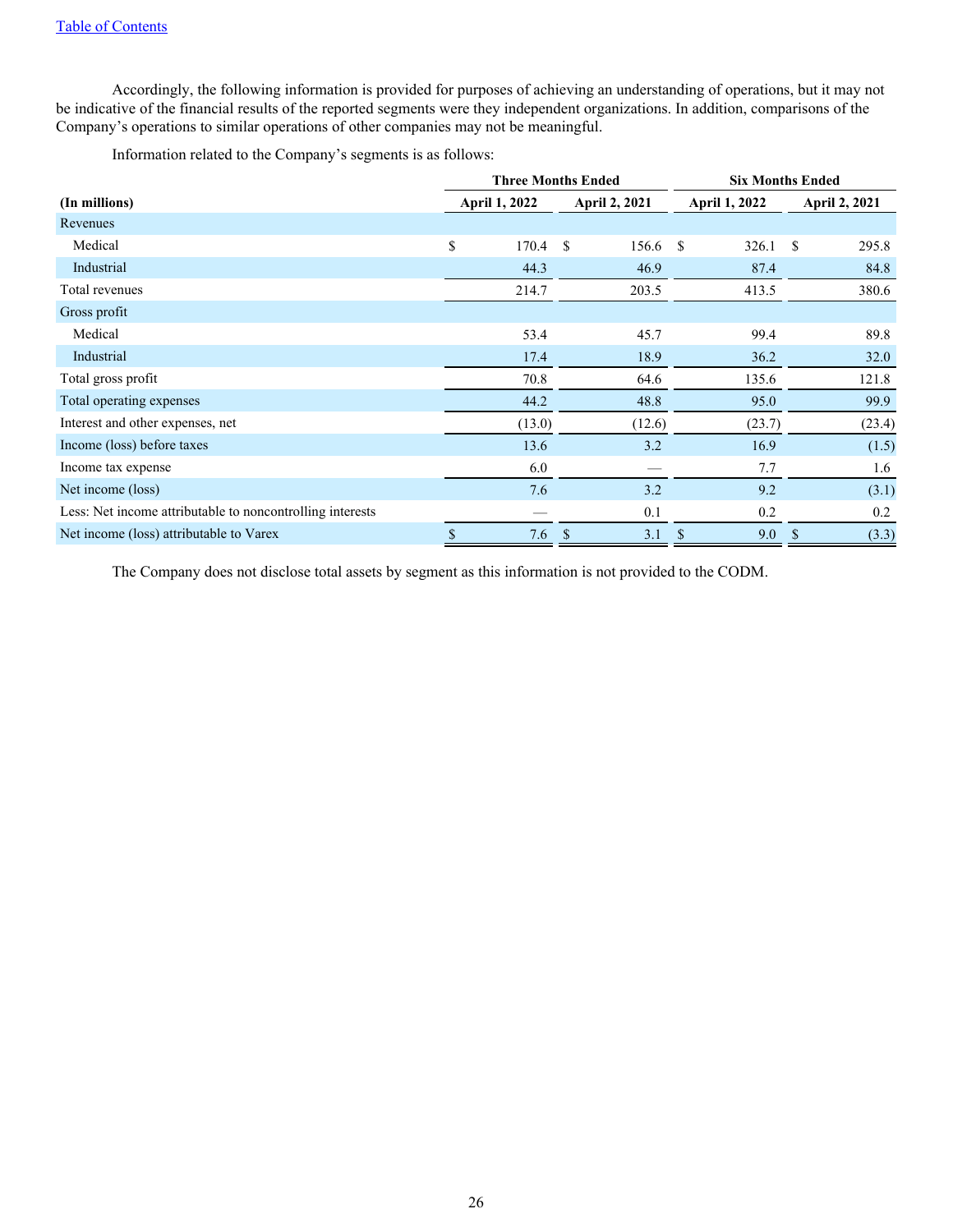Accordingly, the following information is provided for purposes of achieving an understanding of operations, but it may not be indicative of the financial results of the reported segments were they independent organizations. In addition, comparisons of the Company's operations to similar operations of other companies may not be meaningful.

Information related to the Company's segments is as follows:

| | Three Months Ended | | Six Months Ended | |
|---|---|---|---|---|
| **(In millions)** | **April 1, 2022** | **April 2, 2021** | **April 1, 2022** | **April 2, 2021** |
| Revenues | | | | |
| Medical | $ 170.4 | $ 156.6 | $ 326.1 | $ 295.8 |
| Industrial | 44.3 | 46.9 | 87.4 | 84.8 |
| Total revenues | 214.7 | 203.5 | 413.5 | 380.6 |
| Gross profit | | | | |
| Medical | 53.4 | 45.7 | 99.4 | 89.8 |
| Industrial | 17.4 | 18.9 | 36.2 | 32.0 |
| Total gross profit | 70.8 | 64.6 | 135.6 | 121.8 |
| Total operating expenses | 44.2 | 48.8 | 95.0 | 99.9 |
| Interest and other expenses, net | (13.0) | (12.6) | (23.7) | (23.4) |
| Income (loss) before taxes | 13.6 | 3.2 | 16.9 | (1.5) |
| Income tax expense | 6.0 | — | 7.7 | 1.6 |
| Net income (loss) | 7.6 | 3.2 | 9.2 | (3.1) |
| Less: Net income attributable to noncontrolling interests | — | 0.1 | 0.2 | 0.2 |
| Net income (loss) attributable to Varex | $ 7.6 | $ 3.1 | $ 9.0 | $ (3.3) |

The Company does not disclose total assets by segment as this information is not provided to the CODM.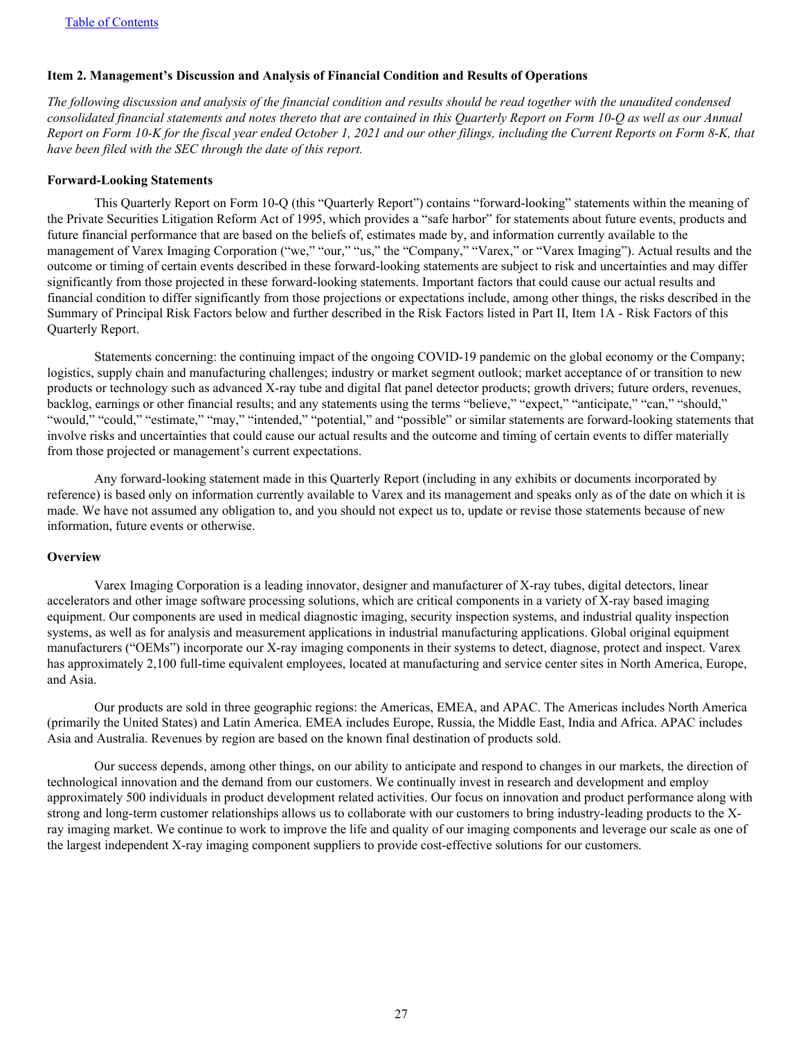## Item 2. Management's Discussion and Analysis of Financial Condition and Results of Operations

*The following discussion and analysis of the financial condition and results should be read together with the unaudited condensed consolidated financial statements and notes thereto that are contained in this Quarterly Report on Form 10-Q as well as our Annual Report on Form 10-K for the fiscal year ended October 1, 2021 and our other filings, including the Current Reports on Form 8-K, that have been filed with the SEC through the date of this report.*

### Forward-Looking Statements

This Quarterly Report on Form 10-Q (this "Quarterly Report") contains "forward-looking" statements within the meaning of the Private Securities Litigation Reform Act of 1995, which provides a "safe harbor" for statements about future events, products and future financial performance that are based on the beliefs of, estimates made by, and information currently available to the management of Varex Imaging Corporation ("we," "our," "us," the "Company," "Varex," or "Varex Imaging"). Actual results and the outcome or timing of certain events described in these forward-looking statements are subject to risk and uncertainties and may differ significantly from those projected in these forward-looking statements. Important factors that could cause our actual results and financial condition to differ significantly from those projections or expectations include, among other things, the risks described in the Summary of Principal Risk Factors below and further described in the Risk Factors listed in Part II, Item 1A - Risk Factors of this Quarterly Report.

Statements concerning: the continuing impact of the ongoing COVID-19 pandemic on the global economy or the Company; logistics, supply chain and manufacturing challenges; industry or market segment outlook; market acceptance of or transition to new products or technology such as advanced X-ray tube and digital flat panel detector products; growth drivers; future orders, revenues, backlog, earnings or other financial results; and any statements using the terms "believe," "expect," "anticipate," "can," "should," "would," "could," "estimate," "may," "intended," "potential," and "possible" or similar statements are forward-looking statements that involve risks and uncertainties that could cause our actual results and the outcome and timing of certain events to differ materially from those projected or management's current expectations.

Any forward-looking statement made in this Quarterly Report (including in any exhibits or documents incorporated by reference) is based only on information currently available to Varex and its management and speaks only as of the date on which it is made. We have not assumed any obligation to, and you should not expect us to, update or revise those statements because of new information, future events or otherwise.

### Overview

Varex Imaging Corporation is a leading innovator, designer and manufacturer of X-ray tubes, digital detectors, linear accelerators and other image software processing solutions, which are critical components in a variety of X-ray based imaging equipment. Our components are used in medical diagnostic imaging, security inspection systems, and industrial quality inspection systems, as well as for analysis and measurement applications in industrial manufacturing applications. Global original equipment manufacturers ("OEMs") incorporate our X-ray imaging components in their systems to detect, diagnose, protect and inspect. Varex has approximately 2,100 full-time equivalent employees, located at manufacturing and service center sites in North America, Europe, and Asia.

Our products are sold in three geographic regions: the Americas, EMEA, and APAC. The Americas includes North America (primarily the United States) and Latin America. EMEA includes Europe, Russia, the Middle East, India and Africa. APAC includes Asia and Australia. Revenues by region are based on the known final destination of products sold.

Our success depends, among other things, on our ability to anticipate and respond to changes in our markets, the direction of technological innovation and the demand from our customers. We continually invest in research and development and employ approximately 500 individuals in product development related activities. Our focus on innovation and product performance along with strong and long-term customer relationships allows us to collaborate with our customers to bring industry-leading products to the X-ray imaging market. We continue to work to improve the life and quality of our imaging components and leverage our scale as one of the largest independent X-ray imaging component suppliers to provide cost-effective solutions for our customers.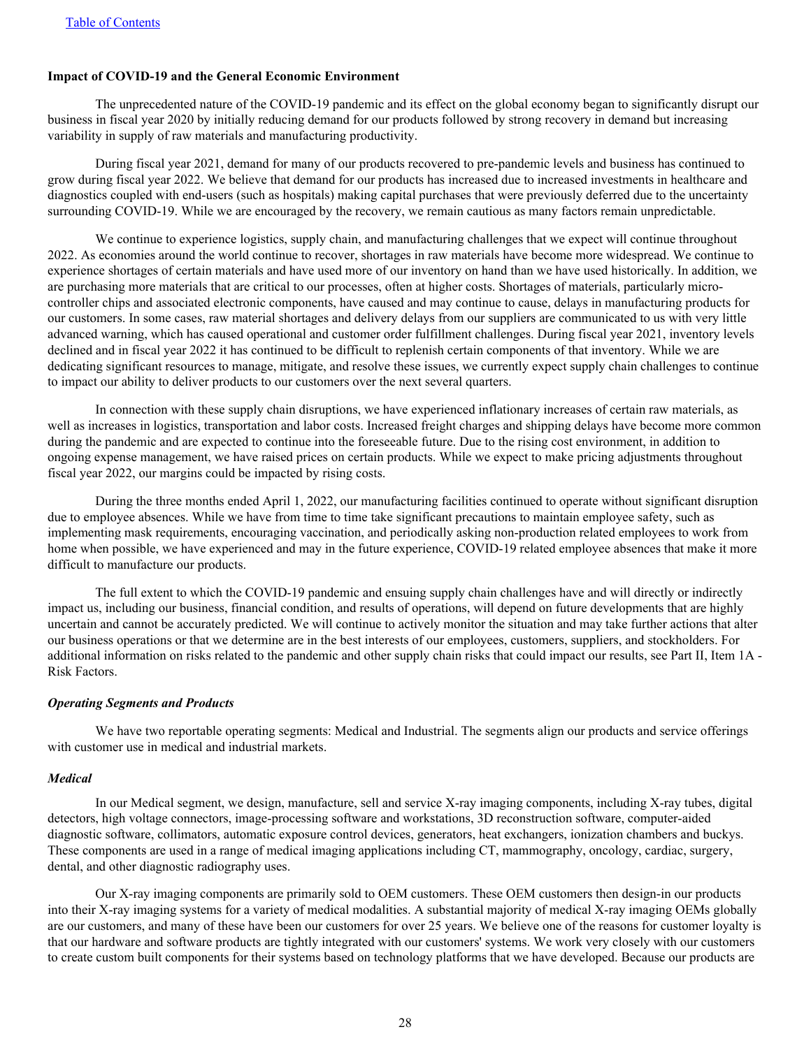**Impact of COVID-19 and the General Economic Environment**

The unprecedented nature of the COVID-19 pandemic and its effect on the global economy began to significantly disrupt our business in fiscal year 2020 by initially reducing demand for our products followed by strong recovery in demand but increasing variability in supply of raw materials and manufacturing productivity.

During fiscal year 2021, demand for many of our products recovered to pre-pandemic levels and business has continued to grow during fiscal year 2022. We believe that demand for our products has increased due to increased investments in healthcare and diagnostics coupled with end-users (such as hospitals) making capital purchases that were previously deferred due to the uncertainty surrounding COVID-19. While we are encouraged by the recovery, we remain cautious as many factors remain unpredictable.

We continue to experience logistics, supply chain, and manufacturing challenges that we expect will continue throughout 2022. As economies around the world continue to recover, shortages in raw materials have become more widespread. We continue to experience shortages of certain materials and have used more of our inventory on hand than we have used historically. In addition, we are purchasing more materials that are critical to our processes, often at higher costs. Shortages of materials, particularly micro-controller chips and associated electronic components, have caused and may continue to cause, delays in manufacturing products for our customers. In some cases, raw material shortages and delivery delays from our suppliers are communicated to us with very little advanced warning, which has caused operational and customer order fulfillment challenges. During fiscal year 2021, inventory levels declined and in fiscal year 2022 it has continued to be difficult to replenish certain components of that inventory. While we are dedicating significant resources to manage, mitigate, and resolve these issues, we currently expect supply chain challenges to continue to impact our ability to deliver products to our customers over the next several quarters.

In connection with these supply chain disruptions, we have experienced inflationary increases of certain raw materials, as well as increases in logistics, transportation and labor costs. Increased freight charges and shipping delays have become more common during the pandemic and are expected to continue into the foreseeable future. Due to the rising cost environment, in addition to ongoing expense management, we have raised prices on certain products. While we expect to make pricing adjustments throughout fiscal year 2022, our margins could be impacted by rising costs.

During the three months ended April 1, 2022, our manufacturing facilities continued to operate without significant disruption due to employee absences. While we have from time to time take significant precautions to maintain employee safety, such as implementing mask requirements, encouraging vaccination, and periodically asking non-production related employees to work from home when possible, we have experienced and may in the future experience, COVID-19 related employee absences that make it more difficult to manufacture our products.

The full extent to which the COVID-19 pandemic and ensuing supply chain challenges have and will directly or indirectly impact us, including our business, financial condition, and results of operations, will depend on future developments that are highly uncertain and cannot be accurately predicted. We will continue to actively monitor the situation and may take further actions that alter our business operations or that we determine are in the best interests of our employees, customers, suppliers, and stockholders. For additional information on risks related to the pandemic and other supply chain risks that could impact our results, see Part II, Item 1A - Risk Factors.

***Operating Segments and Products***

We have two reportable operating segments: Medical and Industrial. The segments align our products and service offerings with customer use in medical and industrial markets.

***Medical***

In our Medical segment, we design, manufacture, sell and service X-ray imaging components, including X-ray tubes, digital detectors, high voltage connectors, image-processing software and workstations, 3D reconstruction software, computer-aided diagnostic software, collimators, automatic exposure control devices, generators, heat exchangers, ionization chambers and buckys. These components are used in a range of medical imaging applications including CT, mammography, oncology, cardiac, surgery, dental, and other diagnostic radiography uses.

Our X-ray imaging components are primarily sold to OEM customers. These OEM customers then design-in our products into their X-ray imaging systems for a variety of medical modalities. A substantial majority of medical X-ray imaging OEMs globally are our customers, and many of these have been our customers for over 25 years. We believe one of the reasons for customer loyalty is that our hardware and software products are tightly integrated with our customers' systems. We work very closely with our customers to create custom built components for their systems based on technology platforms that we have developed. Because our products are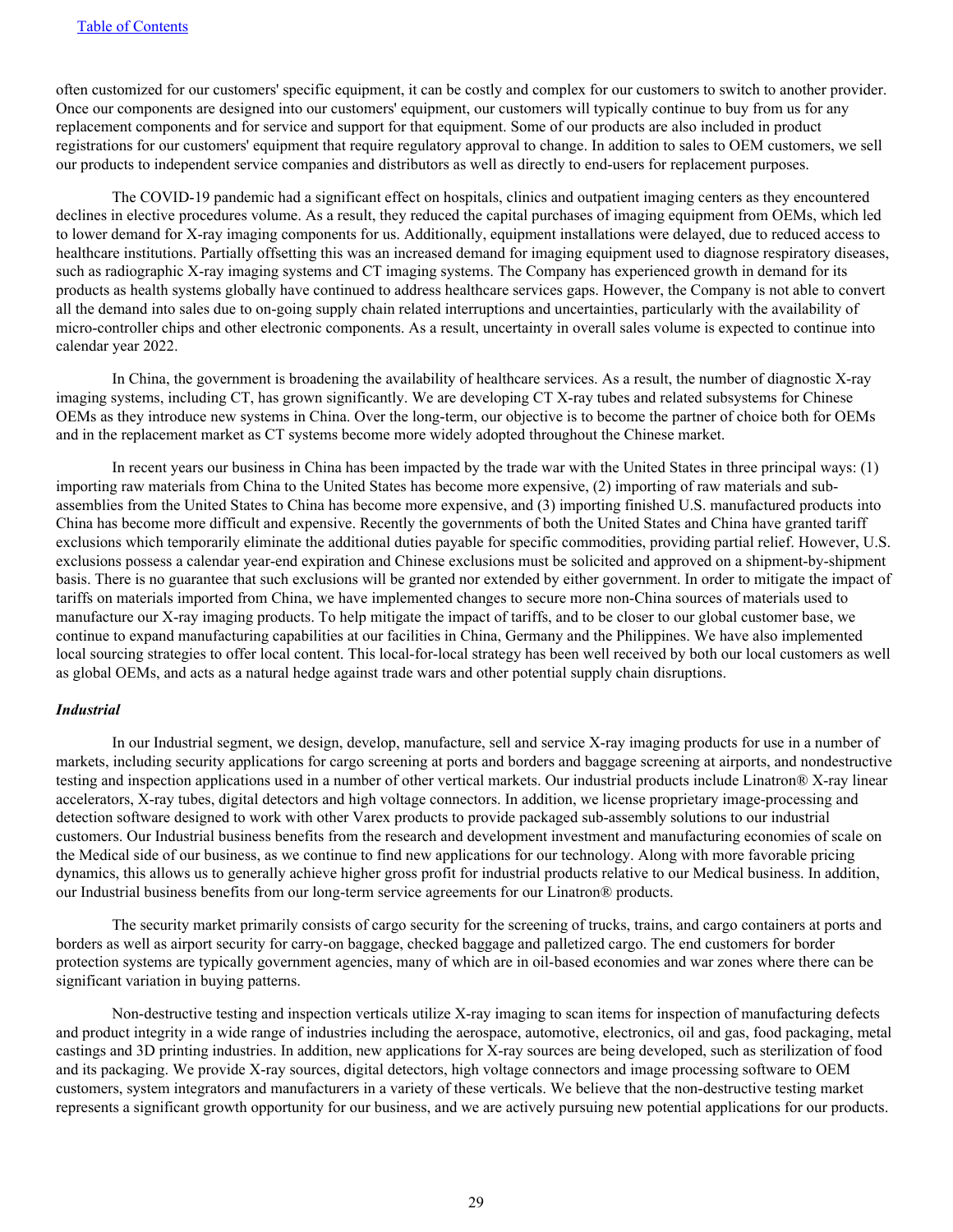often customized for our customers' specific equipment, it can be costly and complex for our customers to switch to another provider. Once our components are designed into our customers' equipment, our customers will typically continue to buy from us for any replacement components and for service and support for that equipment. Some of our products are also included in product registrations for our customers' equipment that require regulatory approval to change. In addition to sales to OEM customers, we sell our products to independent service companies and distributors as well as directly to end-users for replacement purposes.

The COVID-19 pandemic had a significant effect on hospitals, clinics and outpatient imaging centers as they encountered declines in elective procedures volume. As a result, they reduced the capital purchases of imaging equipment from OEMs, which led to lower demand for X-ray imaging components for us. Additionally, equipment installations were delayed, due to reduced access to healthcare institutions. Partially offsetting this was an increased demand for imaging equipment used to diagnose respiratory diseases, such as radiographic X-ray imaging systems and CT imaging systems. The Company has experienced growth in demand for its products as health systems globally have continued to address healthcare services gaps. However, the Company is not able to convert all the demand into sales due to on-going supply chain related interruptions and uncertainties, particularly with the availability of micro-controller chips and other electronic components. As a result, uncertainty in overall sales volume is expected to continue into calendar year 2022.

In China, the government is broadening the availability of healthcare services. As a result, the number of diagnostic X-ray imaging systems, including CT, has grown significantly. We are developing CT X-ray tubes and related subsystems for Chinese OEMs as they introduce new systems in China. Over the long-term, our objective is to become the partner of choice both for OEMs and in the replacement market as CT systems become more widely adopted throughout the Chinese market.

In recent years our business in China has been impacted by the trade war with the United States in three principal ways: (1) importing raw materials from China to the United States has become more expensive, (2) importing of raw materials and sub-assemblies from the United States to China has become more expensive, and (3) importing finished U.S. manufactured products into China has become more difficult and expensive. Recently the governments of both the United States and China have granted tariff exclusions which temporarily eliminate the additional duties payable for specific commodities, providing partial relief. However, U.S. exclusions possess a calendar year-end expiration and Chinese exclusions must be solicited and approved on a shipment-by-shipment basis. There is no guarantee that such exclusions will be granted nor extended by either government. In order to mitigate the impact of tariffs on materials imported from China, we have implemented changes to secure more non-China sources of materials used to manufacture our X-ray imaging products. To help mitigate the impact of tariffs, and to be closer to our global customer base, we continue to expand manufacturing capabilities at our facilities in China, Germany and the Philippines. We have also implemented local sourcing strategies to offer local content. This local-for-local strategy has been well received by both our local customers as well as global OEMs, and acts as a natural hedge against trade wars and other potential supply chain disruptions.

***Industrial***

In our Industrial segment, we design, develop, manufacture, sell and service X-ray imaging products for use in a number of markets, including security applications for cargo screening at ports and borders and baggage screening at airports, and nondestructive testing and inspection applications used in a number of other vertical markets. Our industrial products include Linatron® X-ray linear accelerators, X-ray tubes, digital detectors and high voltage connectors. In addition, we license proprietary image-processing and detection software designed to work with other Varex products to provide packaged sub-assembly solutions to our industrial customers. Our Industrial business benefits from the research and development investment and manufacturing economies of scale on the Medical side of our business, as we continue to find new applications for our technology. Along with more favorable pricing dynamics, this allows us to generally achieve higher gross profit for industrial products relative to our Medical business. In addition, our Industrial business benefits from our long-term service agreements for our Linatron® products.

The security market primarily consists of cargo security for the screening of trucks, trains, and cargo containers at ports and borders as well as airport security for carry-on baggage, checked baggage and palletized cargo. The end customers for border protection systems are typically government agencies, many of which are in oil-based economies and war zones where there can be significant variation in buying patterns.

Non-destructive testing and inspection verticals utilize X-ray imaging to scan items for inspection of manufacturing defects and product integrity in a wide range of industries including the aerospace, automotive, electronics, oil and gas, food packaging, metal castings and 3D printing industries. In addition, new applications for X-ray sources are being developed, such as sterilization of food and its packaging. We provide X-ray sources, digital detectors, high voltage connectors and image processing software to OEM customers, system integrators and manufacturers in a variety of these verticals. We believe that the non-destructive testing market represents a significant growth opportunity for our business, and we are actively pursuing new potential applications for our products.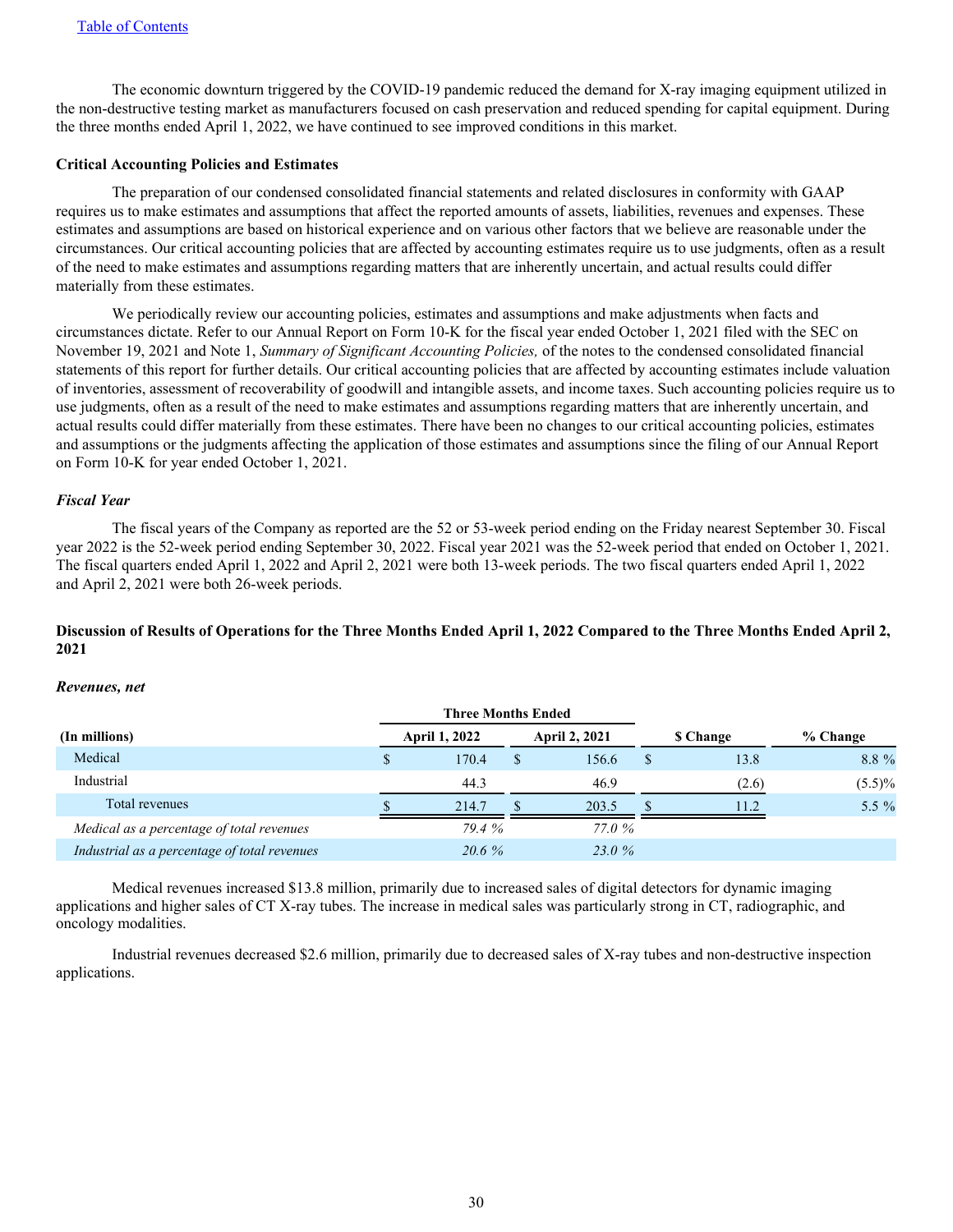The economic downturn triggered by the COVID-19 pandemic reduced the demand for X-ray imaging equipment utilized in the non-destructive testing market as manufacturers focused on cash preservation and reduced spending for capital equipment. During the three months ended April 1, 2022, we have continued to see improved conditions in this market.

**Critical Accounting Policies and Estimates**

The preparation of our condensed consolidated financial statements and related disclosures in conformity with GAAP requires us to make estimates and assumptions that affect the reported amounts of assets, liabilities, revenues and expenses. These estimates and assumptions are based on historical experience and on various other factors that we believe are reasonable under the circumstances. Our critical accounting policies that are affected by accounting estimates require us to use judgments, often as a result of the need to make estimates and assumptions regarding matters that are inherently uncertain, and actual results could differ materially from these estimates.

We periodically review our accounting policies, estimates and assumptions and make adjustments when facts and circumstances dictate. Refer to our Annual Report on Form 10-K for the fiscal year ended October 1, 2021 filed with the SEC on November 19, 2021 and Note 1, *Summary of Significant Accounting Policies,* of the notes to the condensed consolidated financial statements of this report for further details. Our critical accounting policies that are affected by accounting estimates include valuation of inventories, assessment of recoverability of goodwill and intangible assets, and income taxes. Such accounting policies require us to use judgments, often as a result of the need to make estimates and assumptions regarding matters that are inherently uncertain, and actual results could differ materially from these estimates. There have been no changes to our critical accounting policies, estimates and assumptions or the judgments affecting the application of those estimates and assumptions since the filing of our Annual Report on Form 10-K for year ended October 1, 2021.

***Fiscal Year***

The fiscal years of the Company as reported are the 52 or 53-week period ending on the Friday nearest September 30. Fiscal year 2022 is the 52-week period ending September 30, 2022. Fiscal year 2021 was the 52-week period that ended on October 1, 2021. The fiscal quarters ended April 1, 2022 and April 2, 2021 were both 13-week periods. The two fiscal quarters ended April 1, 2022 and April 2, 2021 were both 26-week periods.

**Discussion of Results of Operations for the Three Months Ended April 1, 2022 Compared to the Three Months Ended April 2, 2021**

***Revenues, net***

| | Three Months Ended | | | |
|---|---|---|---|---|
| (In millions) | April 1, 2022 | April 2, 2021 | $ Change | % Change |
| Medical | $ 170.4 | $ 156.6 | $ 13.8 | 8.8 % |
| Industrial | 44.3 | 46.9 | (2.6) | (5.5)% |
| Total revenues | $ 214.7 | $ 203.5 | $ 11.2 | 5.5 % |
| *Medical as a percentage of total revenues* | *79.4 %* | *77.0 %* | | |
| *Industrial as a percentage of total revenues* | *20.6 %* | *23.0 %* | | |

Medical revenues increased $13.8 million, primarily due to increased sales of digital detectors for dynamic imaging applications and higher sales of CT X-ray tubes. The increase in medical sales was particularly strong in CT, radiographic, and oncology modalities.

Industrial revenues decreased $2.6 million, primarily due to decreased sales of X-ray tubes and non-destructive inspection applications.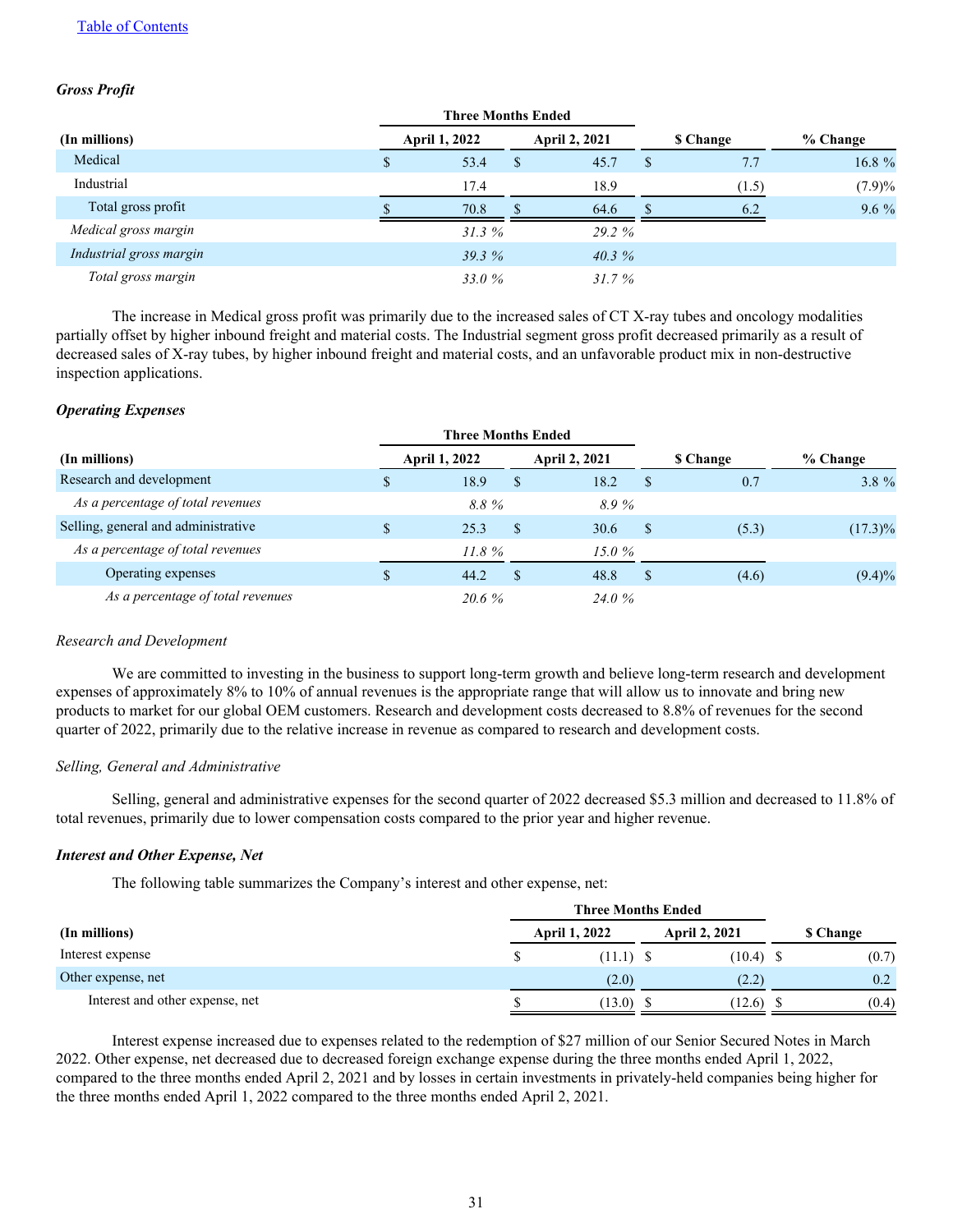### *Gross Profit*

| (In millions) | Three Months Ended | | | |
|---|---|---|---|---|
| | April 1, 2022 | April 2, 2021 | $ Change | % Change |
| Medical | $ 53.4 | $ 45.7 | $ 7.7 | 16.8 % |
| Industrial | 17.4 | 18.9 | (1.5) | (7.9)% |
| Total gross profit | $ 70.8 | $ 64.6 | $ 6.2 | 9.6 % |
| *Medical gross margin* | *31.3 %* | *29.2 %* | | |
| *Industrial gross margin* | *39.3 %* | *40.3 %* | | |
| *Total gross margin* | *33.0 %* | *31.7 %* | | |

The increase in Medical gross profit was primarily due to the increased sales of CT X-ray tubes and oncology modalities partially offset by higher inbound freight and material costs. The Industrial segment gross profit decreased primarily as a result of decreased sales of X-ray tubes, by higher inbound freight and material costs, and an unfavorable product mix in non-destructive inspection applications.

### *Operating Expenses*

| (In millions) | Three Months Ended | | | |
|---|---|---|---|---|
| | April 1, 2022 | April 2, 2021 | $ Change | % Change |
| Research and development | $ 18.9 | $ 18.2 | $ 0.7 | 3.8 % |
| *As a percentage of total revenues* | *8.8 %* | *8.9 %* | | |
| Selling, general and administrative | $ 25.3 | $ 30.6 | $ (5.3) | (17.3)% |
| *As a percentage of total revenues* | *11.8 %* | *15.0 %* | | |
| Operating expenses | $ 44.2 | $ 48.8 | $ (4.6) | (9.4)% |
| *As a percentage of total revenues* | *20.6 %* | *24.0 %* | | |

*Research and Development*

We are committed to investing in the business to support long-term growth and believe long-term research and development expenses of approximately 8% to 10% of annual revenues is the appropriate range that will allow us to innovate and bring new products to market for our global OEM customers. Research and development costs decreased to 8.8% of revenues for the second quarter of 2022, primarily due to the relative increase in revenue as compared to research and development costs.

*Selling, General and Administrative*

Selling, general and administrative expenses for the second quarter of 2022 decreased $5.3 million and decreased to 11.8% of total revenues, primarily due to lower compensation costs compared to the prior year and higher revenue.

### *Interest and Other Expense, Net*

The following table summarizes the Company's interest and other expense, net:

| (In millions) | Three Months Ended | | |
|---|---|---|---|
| | April 1, 2022 | April 2, 2021 | $ Change |
| Interest expense | $ (11.1) | $ (10.4) | $ (0.7) |
| Other expense, net | (2.0) | (2.2) | 0.2 |
| Interest and other expense, net | $ (13.0) | $ (12.6) | $ (0.4) |

Interest expense increased due to expenses related to the redemption of $27 million of our Senior Secured Notes in March 2022. Other expense, net decreased due to decreased foreign exchange expense during the three months ended April 1, 2022, compared to the three months ended April 2, 2021 and by losses in certain investments in privately-held companies being higher for the three months ended April 1, 2022 compared to the three months ended April 2, 2021.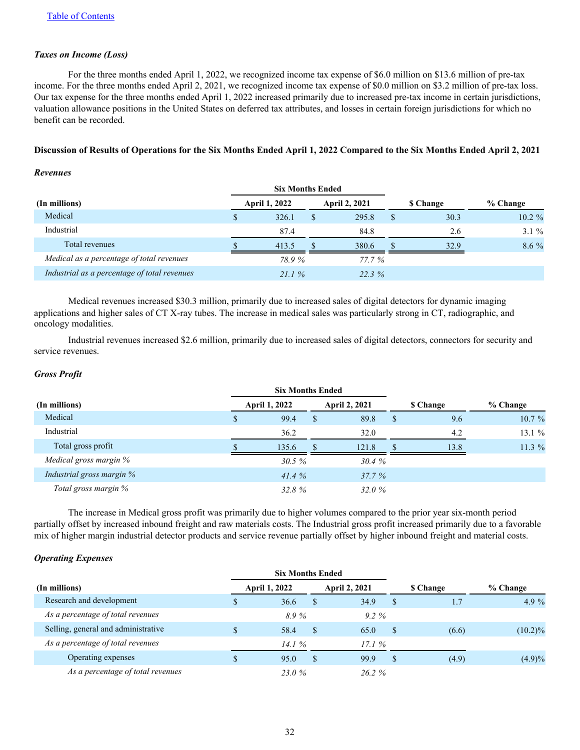[Table of Contents]

### *Taxes on Income (Loss)*

For the three months ended April 1, 2022, we recognized income tax expense of $6.0 million on $13.6 million of pre-tax income. For the three months ended April 2, 2021, we recognized income tax expense of $0.0 million on $3.2 million of pre-tax loss. Our tax expense for the three months ended April 1, 2022 increased primarily due to increased pre-tax income in certain jurisdictions, valuation allowance positions in the United States on deferred tax attributes, and losses in certain foreign jurisdictions for which no benefit can be recorded.

## Discussion of Results of Operations for the Six Months Ended April 1, 2022 Compared to the Six Months Ended April 2, 2021

### *Revenues*

| | Six Months Ended | | | |
|---|---|---|---|---|
| **(In millions)** | **April 1, 2022** | **April 2, 2021** | **$ Change** | **% Change** |
| Medical | $ 326.1 | $ 295.8 | $ 30.3 | 10.2 % |
| Industrial | 87.4 | 84.8 | 2.6 | 3.1 % |
| Total revenues | $ 413.5 | $ 380.6 | $ 32.9 | 8.6 % |
| *Medical as a percentage of total revenues* | *78.9 %* | *77.7 %* | | |
| *Industrial as a percentage of total revenues* | *21.1 %* | *22.3 %* | | |

Medical revenues increased $30.3 million, primarily due to increased sales of digital detectors for dynamic imaging applications and higher sales of CT X-ray tubes. The increase in medical sales was particularly strong in CT, radiographic, and oncology modalities.

Industrial revenues increased $2.6 million, primarily due to increased sales of digital detectors, connectors for security and service revenues.

### *Gross Profit*

| | Six Months Ended | | | |
|---|---|---|---|---|
| **(In millions)** | **April 1, 2022** | **April 2, 2021** | **$ Change** | **% Change** |
| Medical | $ 99.4 | $ 89.8 | $ 9.6 | 10.7 % |
| Industrial | 36.2 | 32.0 | 4.2 | 13.1 % |
| Total gross profit | $ 135.6 | $ 121.8 | $ 13.8 | 11.3 % |
| *Medical gross margin %* | *30.5 %* | *30.4 %* | | |
| *Industrial gross margin %* | *41.4 %* | *37.7 %* | | |
| *Total gross margin %* | *32.8 %* | *32.0 %* | | |

The increase in Medical gross profit was primarily due to higher volumes compared to the prior year six-month period partially offset by increased inbound freight and raw materials costs. The Industrial gross profit increased primarily due to a favorable mix of higher margin industrial detector products and service revenue partially offset by higher inbound freight and material costs.

### *Operating Expenses*

| | Six Months Ended | | | |
|---|---|---|---|---|
| **(In millions)** | **April 1, 2022** | **April 2, 2021** | **$ Change** | **% Change** |
| Research and development | $ 36.6 | $ 34.9 | $ 1.7 | 4.9 % |
| *As a percentage of total revenues* | *8.9 %* | *9.2 %* | | |
| Selling, general and administrative | $ 58.4 | $ 65.0 | $ (6.6) | (10.2)% |
| *As a percentage of total revenues* | *14.1 %* | *17.1 %* | | |
| Operating expenses | $ 95.0 | $ 99.9 | $ (4.9) | (4.9)% |
| *As a percentage of total revenues* | *23.0 %* | *26.2 %* | | |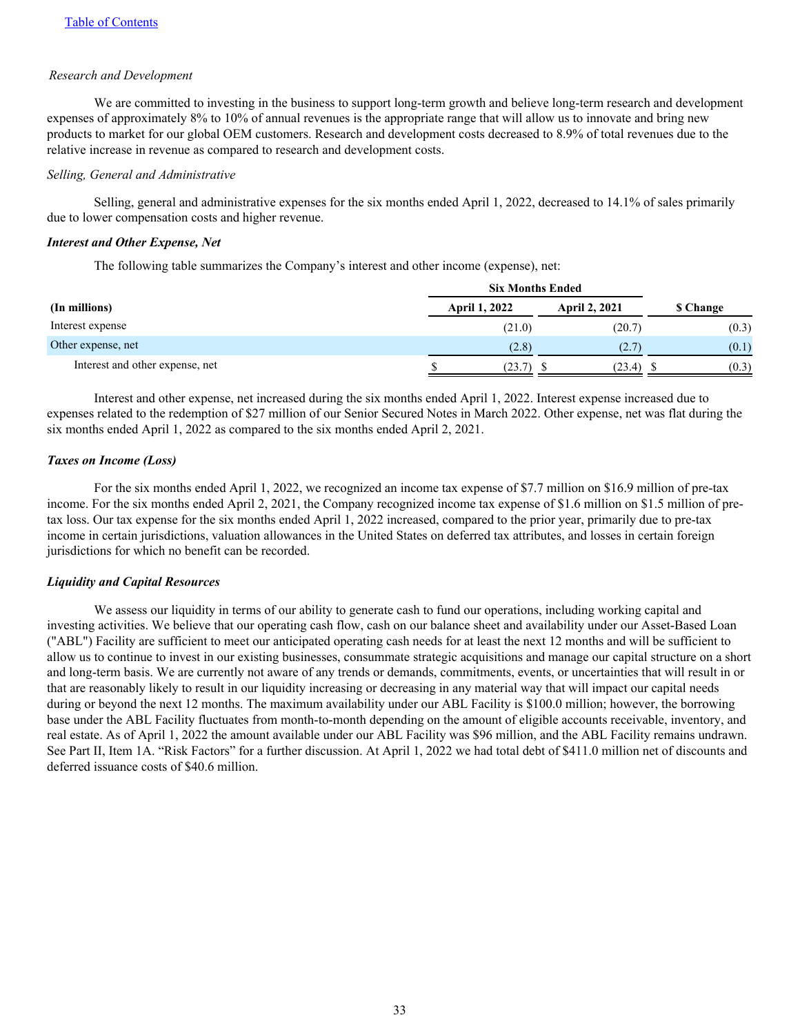*Research and Development*

We are committed to investing in the business to support long-term growth and believe long-term research and development expenses of approximately 8% to 10% of annual revenues is the appropriate range that will allow us to innovate and bring new products to market for our global OEM customers. Research and development costs decreased to 8.9% of total revenues due to the relative increase in revenue as compared to research and development costs.

*Selling, General and Administrative*

Selling, general and administrative expenses for the six months ended April 1, 2022, decreased to 14.1% of sales primarily due to lower compensation costs and higher revenue.

***Interest and Other Expense, Net***

The following table summarizes the Company's interest and other income (expense), net:

| | Six Months Ended | | |
|---|---|---|---|
| **(In millions)** | **April 1, 2022** | **April 2, 2021** | **$ Change** |
| Interest expense | (21.0) | (20.7) | (0.3) |
| Other expense, net | (2.8) | (2.7) | (0.1) |
| Interest and other expense, net | $ (23.7) | $ (23.4) | $ (0.3) |

Interest and other expense, net increased during the six months ended April 1, 2022. Interest expense increased due to expenses related to the redemption of $27 million of our Senior Secured Notes in March 2022. Other expense, net was flat during the six months ended April 1, 2022 as compared to the six months ended April 2, 2021.

***Taxes on Income (Loss)***

For the six months ended April 1, 2022, we recognized an income tax expense of $7.7 million on $16.9 million of pre-tax income. For the six months ended April 2, 2021, the Company recognized income tax expense of $1.6 million on $1.5 million of pre-tax loss. Our tax expense for the six months ended April 1, 2022 increased, compared to the prior year, primarily due to pre-tax income in certain jurisdictions, valuation allowances in the United States on deferred tax attributes, and losses in certain foreign jurisdictions for which no benefit can be recorded.

***Liquidity and Capital Resources***

We assess our liquidity in terms of our ability to generate cash to fund our operations, including working capital and investing activities. We believe that our operating cash flow, cash on our balance sheet and availability under our Asset-Based Loan ("ABL") Facility are sufficient to meet our anticipated operating cash needs for at least the next 12 months and will be sufficient to allow us to continue to invest in our existing businesses, consummate strategic acquisitions and manage our capital structure on a short and long-term basis. We are currently not aware of any trends or demands, commitments, events, or uncertainties that will result in or that are reasonably likely to result in our liquidity increasing or decreasing in any material way that will impact our capital needs during or beyond the next 12 months. The maximum availability under our ABL Facility is $100.0 million; however, the borrowing base under the ABL Facility fluctuates from month-to-month depending on the amount of eligible accounts receivable, inventory, and real estate. As of April 1, 2022 the amount available under our ABL Facility was $96 million, and the ABL Facility remains undrawn. See Part II, Item 1A. "Risk Factors" for a further discussion. At April 1, 2022 we had total debt of $411.0 million net of discounts and deferred issuance costs of $40.6 million.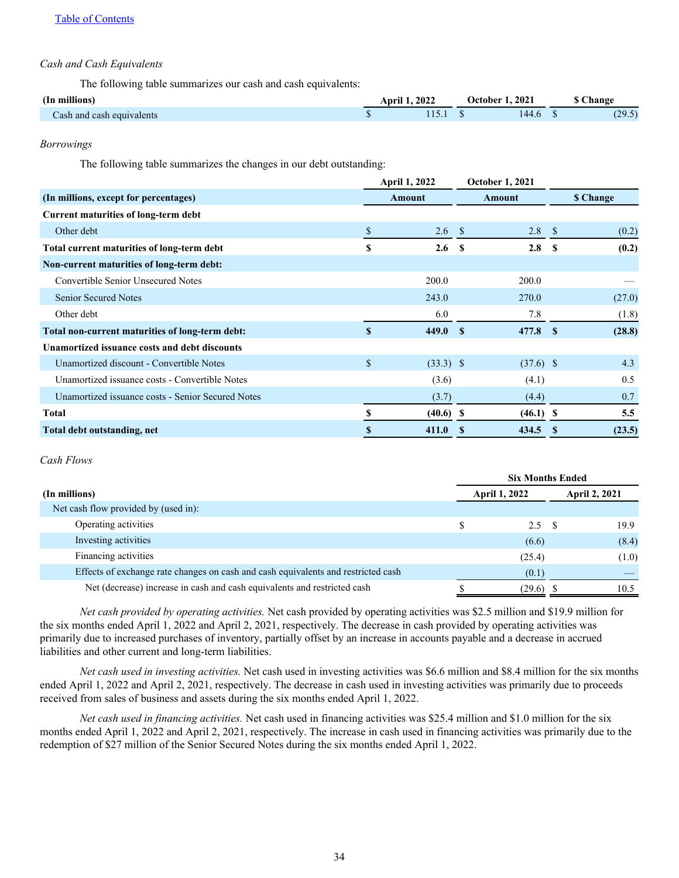*Cash and Cash Equivalents*

The following table summarizes our cash and cash equivalents:

| (In millions) | April 1, 2022 | October 1, 2021 | $ Change |
|---|---|---|---|
| Cash and cash equivalents | $ 115.1 | $ 144.6 | $ (29.5) |

*Borrowings*

The following table summarizes the changes in our debt outstanding:

| | April 1, 2022 | October 1, 2021 | |
|---|---|---|---|
| **(In millions, except for percentages)** | **Amount** | **Amount** | **$ Change** |
| **Current maturities of long-term debt** | | | |
| Other debt | $ 2.6 | $ 2.8 | $ (0.2) |
| **Total current maturities of long-term debt** | **$ 2.6** | **$ 2.8** | **$ (0.2)** |
| **Non-current maturities of long-term debt:** | | | |
| Convertible Senior Unsecured Notes | 200.0 | 200.0 | — |
| Senior Secured Notes | 243.0 | 270.0 | (27.0) |
| Other debt | 6.0 | 7.8 | (1.8) |
| **Total non-current maturities of long-term debt:** | **$ 449.0** | **$ 477.8** | **$ (28.8)** |
| **Unamortized issuance costs and debt discounts** | | | |
| Unamortized discount - Convertible Notes | $ (33.3) | $ (37.6) | $ 4.3 |
| Unamortized issuance costs - Convertible Notes | (3.6) | (4.1) | 0.5 |
| Unamortized issuance costs - Senior Secured Notes | (3.7) | (4.4) | 0.7 |
| **Total** | **$ (40.6)** | **$ (46.1)** | **$ 5.5** |
| **Total debt outstanding, net** | **$ 411.0** | **$ 434.5** | **$ (23.5)** |

*Cash Flows*

| | Six Months Ended | |
|---|---|---|
| **(In millions)** | **April 1, 2022** | **April 2, 2021** |
| Net cash flow provided by (used in): | | |
| Operating activities | $ 2.5 | $ 19.9 |
| Investing activities | (6.6) | (8.4) |
| Financing activities | (25.4) | (1.0) |
| Effects of exchange rate changes on cash and cash equivalents and restricted cash | (0.1) | — |
| Net (decrease) increase in cash and cash equivalents and restricted cash | $ (29.6) | $ 10.5 |

*Net cash provided by operating activities.* Net cash provided by operating activities was $2.5 million and $19.9 million for the six months ended April 1, 2022 and April 2, 2021, respectively. The decrease in cash provided by operating activities was primarily due to increased purchases of inventory, partially offset by an increase in accounts payable and a decrease in accrued liabilities and other current and long-term liabilities.

*Net cash used in investing activities.* Net cash used in investing activities was $6.6 million and $8.4 million for the six months ended April 1, 2022 and April 2, 2021, respectively. The decrease in cash used in investing activities was primarily due to proceeds received from sales of business and assets during the six months ended April 1, 2022.

*Net cash used in financing activities.* Net cash used in financing activities was $25.4 million and $1.0 million for the six months ended April 1, 2022 and April 2, 2021, respectively. The increase in cash used in financing activities was primarily due to the redemption of $27 million of the Senior Secured Notes during the six months ended April 1, 2022.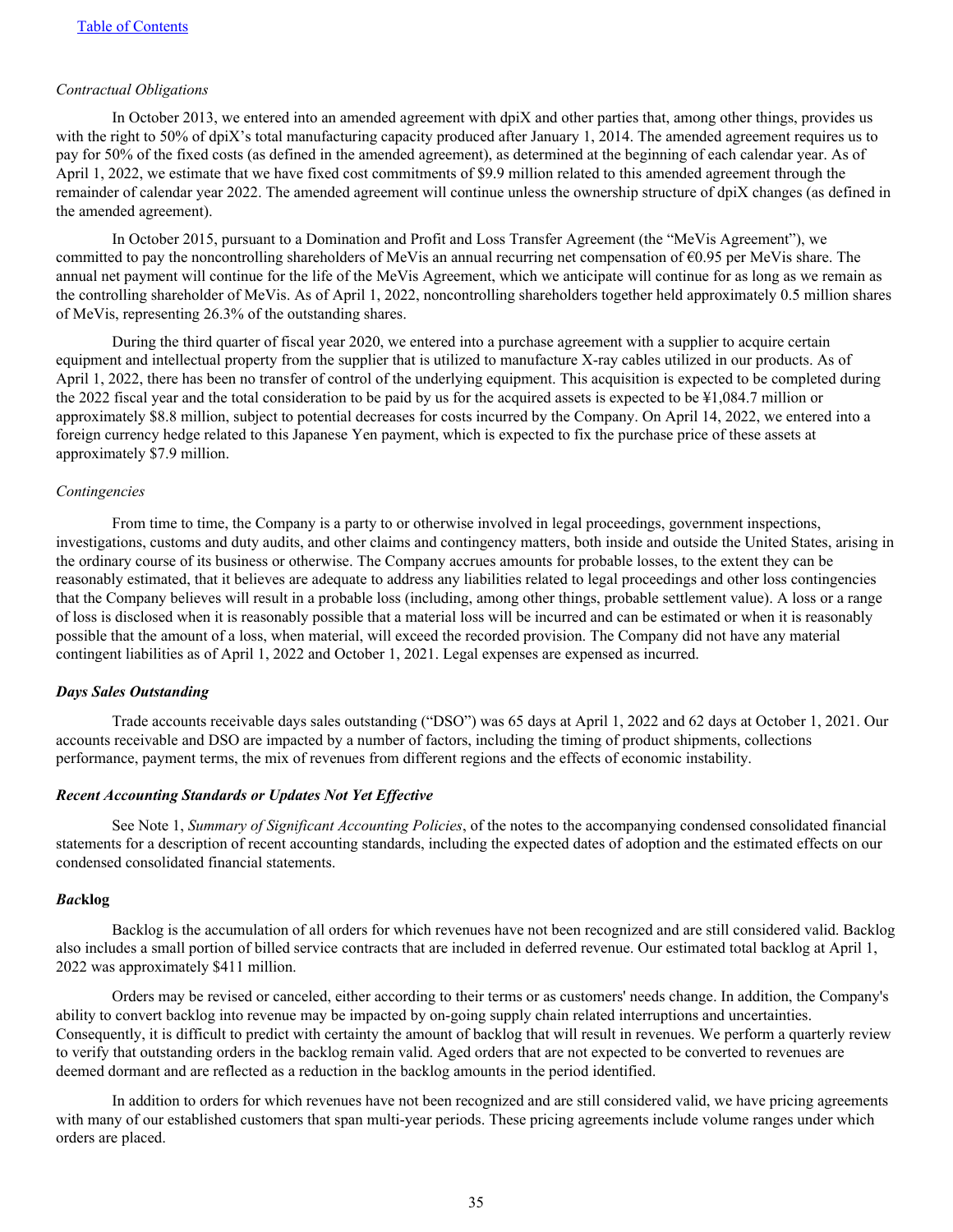[Table of Contents](#)

*Contractual Obligations*

In October 2013, we entered into an amended agreement with dpiX and other parties that, among other things, provides us with the right to 50% of dpiX's total manufacturing capacity produced after January 1, 2014. The amended agreement requires us to pay for 50% of the fixed costs (as defined in the amended agreement), as determined at the beginning of each calendar year. As of April 1, 2022, we estimate that we have fixed cost commitments of $9.9 million related to this amended agreement through the remainder of calendar year 2022. The amended agreement will continue unless the ownership structure of dpiX changes (as defined in the amended agreement).

In October 2015, pursuant to a Domination and Profit and Loss Transfer Agreement (the "MeVis Agreement"), we committed to pay the noncontrolling shareholders of MeVis an annual recurring net compensation of €0.95 per MeVis share. The annual net payment will continue for the life of the MeVis Agreement, which we anticipate will continue for as long as we remain as the controlling shareholder of MeVis. As of April 1, 2022, noncontrolling shareholders together held approximately 0.5 million shares of MeVis, representing 26.3% of the outstanding shares.

During the third quarter of fiscal year 2020, we entered into a purchase agreement with a supplier to acquire certain equipment and intellectual property from the supplier that is utilized to manufacture X-ray cables utilized in our products. As of April 1, 2022, there has been no transfer of control of the underlying equipment. This acquisition is expected to be completed during the 2022 fiscal year and the total consideration to be paid by us for the acquired assets is expected to be ¥1,084.7 million or approximately $8.8 million, subject to potential decreases for costs incurred by the Company. On April 14, 2022, we entered into a foreign currency hedge related to this Japanese Yen payment, which is expected to fix the purchase price of these assets at approximately $7.9 million.

*Contingencies*

From time to time, the Company is a party to or otherwise involved in legal proceedings, government inspections, investigations, customs and duty audits, and other claims and contingency matters, both inside and outside the United States, arising in the ordinary course of its business or otherwise. The Company accrues amounts for probable losses, to the extent they can be reasonably estimated, that it believes are adequate to address any liabilities related to legal proceedings and other loss contingencies that the Company believes will result in a probable loss (including, among other things, probable settlement value). A loss or a range of loss is disclosed when it is reasonably possible that a material loss will be incurred and can be estimated or when it is reasonably possible that the amount of a loss, when material, will exceed the recorded provision. The Company did not have any material contingent liabilities as of April 1, 2022 and October 1, 2021. Legal expenses are expensed as incurred.

***Days Sales Outstanding***

Trade accounts receivable days sales outstanding ("DSO") was 65 days at April 1, 2022 and 62 days at October 1, 2021. Our accounts receivable and DSO are impacted by a number of factors, including the timing of product shipments, collections performance, payment terms, the mix of revenues from different regions and the effects of economic instability.

***Recent Accounting Standards or Updates Not Yet Effective***

See Note 1, *Summary of Significant Accounting Policies*, of the notes to the accompanying condensed consolidated financial statements for a description of recent accounting standards, including the expected dates of adoption and the estimated effects on our condensed consolidated financial statements.

***Backlog***

Backlog is the accumulation of all orders for which revenues have not been recognized and are still considered valid. Backlog also includes a small portion of billed service contracts that are included in deferred revenue. Our estimated total backlog at April 1, 2022 was approximately $411 million.

Orders may be revised or canceled, either according to their terms or as customers' needs change. In addition, the Company's ability to convert backlog into revenue may be impacted by on-going supply chain related interruptions and uncertainties. Consequently, it is difficult to predict with certainty the amount of backlog that will result in revenues. We perform a quarterly review to verify that outstanding orders in the backlog remain valid. Aged orders that are not expected to be converted to revenues are deemed dormant and are reflected as a reduction in the backlog amounts in the period identified.

In addition to orders for which revenues have not been recognized and are still considered valid, we have pricing agreements with many of our established customers that span multi-year periods. These pricing agreements include volume ranges under which orders are placed.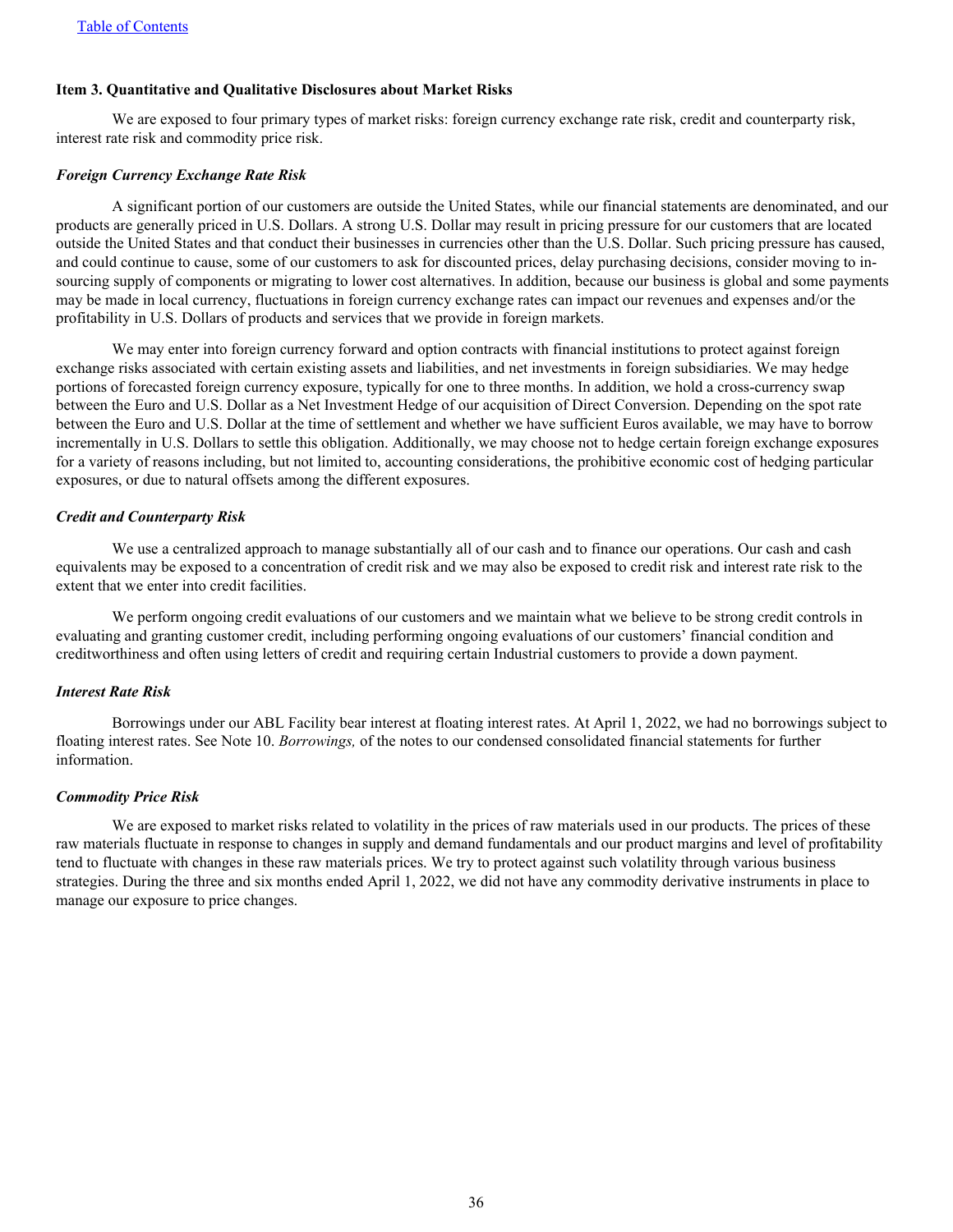### Item 3. Quantitative and Qualitative Disclosures about Market Risks

We are exposed to four primary types of market risks: foreign currency exchange rate risk, credit and counterparty risk, interest rate risk and commodity price risk.

#### *Foreign Currency Exchange Rate Risk*

A significant portion of our customers are outside the United States, while our financial statements are denominated, and our products are generally priced in U.S. Dollars. A strong U.S. Dollar may result in pricing pressure for our customers that are located outside the United States and that conduct their businesses in currencies other than the U.S. Dollar. Such pricing pressure has caused, and could continue to cause, some of our customers to ask for discounted prices, delay purchasing decisions, consider moving to in-sourcing supply of components or migrating to lower cost alternatives. In addition, because our business is global and some payments may be made in local currency, fluctuations in foreign currency exchange rates can impact our revenues and expenses and/or the profitability in U.S. Dollars of products and services that we provide in foreign markets.

We may enter into foreign currency forward and option contracts with financial institutions to protect against foreign exchange risks associated with certain existing assets and liabilities, and net investments in foreign subsidiaries. We may hedge portions of forecasted foreign currency exposure, typically for one to three months. In addition, we hold a cross-currency swap between the Euro and U.S. Dollar as a Net Investment Hedge of our acquisition of Direct Conversion. Depending on the spot rate between the Euro and U.S. Dollar at the time of settlement and whether we have sufficient Euros available, we may have to borrow incrementally in U.S. Dollars to settle this obligation. Additionally, we may choose not to hedge certain foreign exchange exposures for a variety of reasons including, but not limited to, accounting considerations, the prohibitive economic cost of hedging particular exposures, or due to natural offsets among the different exposures.

#### *Credit and Counterparty Risk*

We use a centralized approach to manage substantially all of our cash and to finance our operations. Our cash and cash equivalents may be exposed to a concentration of credit risk and we may also be exposed to credit risk and interest rate risk to the extent that we enter into credit facilities.

We perform ongoing credit evaluations of our customers and we maintain what we believe to be strong credit controls in evaluating and granting customer credit, including performing ongoing evaluations of our customers' financial condition and creditworthiness and often using letters of credit and requiring certain Industrial customers to provide a down payment.

#### *Interest Rate Risk*

Borrowings under our ABL Facility bear interest at floating interest rates. At April 1, 2022, we had no borrowings subject to floating interest rates. See Note 10. *Borrowings,* of the notes to our condensed consolidated financial statements for further information.

#### *Commodity Price Risk*

We are exposed to market risks related to volatility in the prices of raw materials used in our products. The prices of these raw materials fluctuate in response to changes in supply and demand fundamentals and our product margins and level of profitability tend to fluctuate with changes in these raw materials prices. We try to protect against such volatility through various business strategies. During the three and six months ended April 1, 2022, we did not have any commodity derivative instruments in place to manage our exposure to price changes.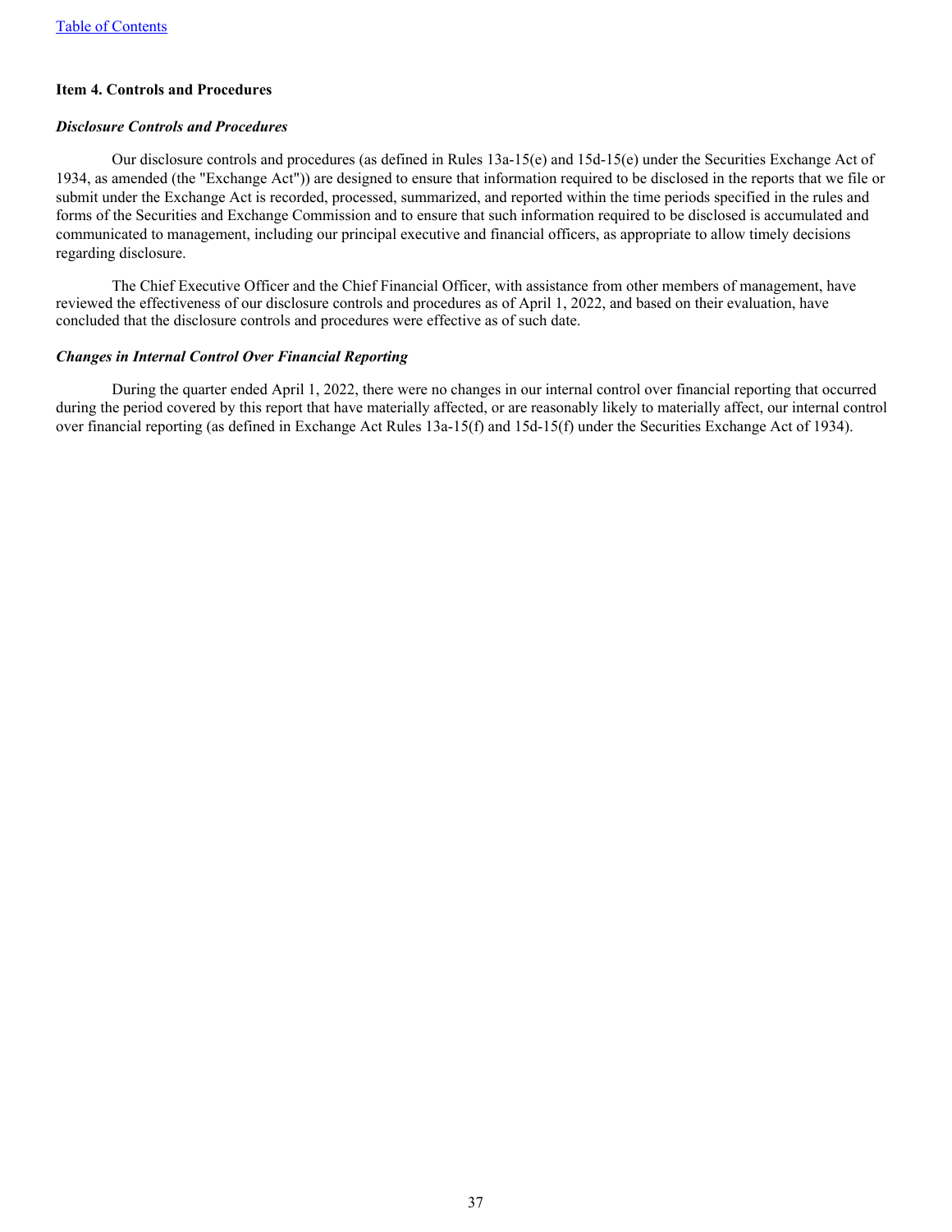[Table of Contents](#)

**Item 4. Controls and Procedures**

***Disclosure Controls and Procedures***

Our disclosure controls and procedures (as defined in Rules 13a-15(e) and 15d-15(e) under the Securities Exchange Act of 1934, as amended (the "Exchange Act")) are designed to ensure that information required to be disclosed in the reports that we file or submit under the Exchange Act is recorded, processed, summarized, and reported within the time periods specified in the rules and forms of the Securities and Exchange Commission and to ensure that such information required to be disclosed is accumulated and communicated to management, including our principal executive and financial officers, as appropriate to allow timely decisions regarding disclosure.

The Chief Executive Officer and the Chief Financial Officer, with assistance from other members of management, have reviewed the effectiveness of our disclosure controls and procedures as of April 1, 2022, and based on their evaluation, have concluded that the disclosure controls and procedures were effective as of such date.

***Changes in Internal Control Over Financial Reporting***

During the quarter ended April 1, 2022, there were no changes in our internal control over financial reporting that occurred during the period covered by this report that have materially affected, or are reasonably likely to materially affect, our internal control over financial reporting (as defined in Exchange Act Rules 13a-15(f) and 15d-15(f) under the Securities Exchange Act of 1934).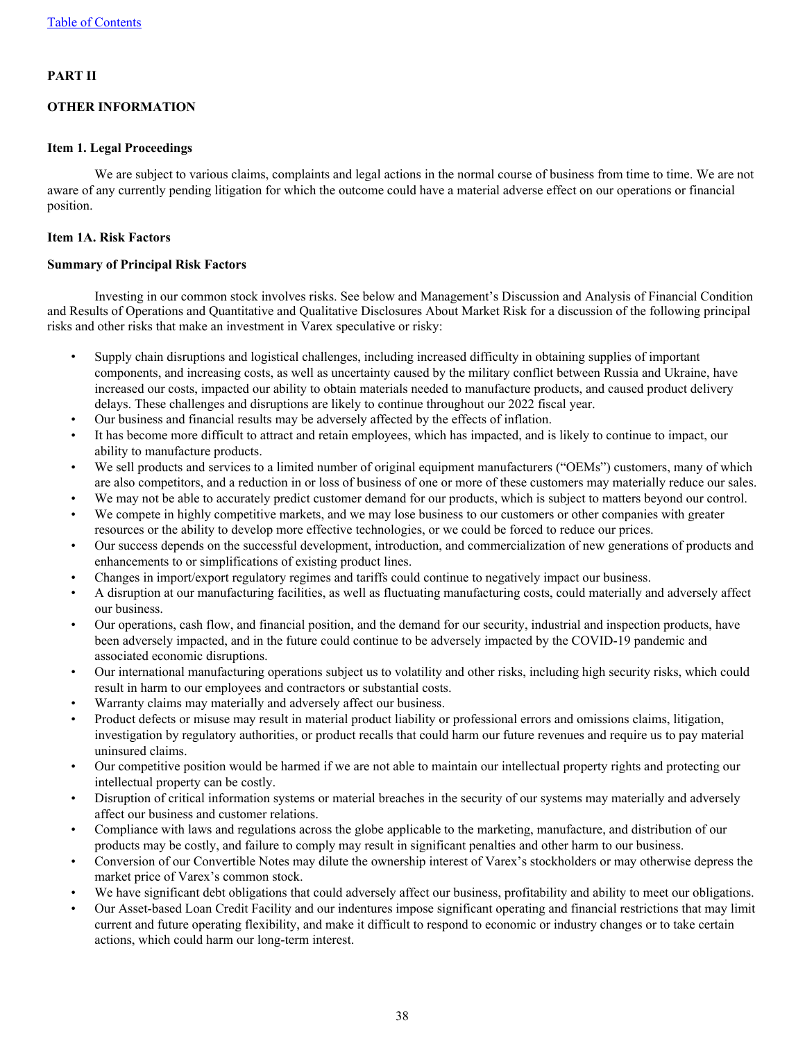[Table of Contents](#)

## PART II

## OTHER INFORMATION

### Item 1. Legal Proceedings

We are subject to various claims, complaints and legal actions in the normal course of business from time to time. We are not aware of any currently pending litigation for which the outcome could have a material adverse effect on our operations or financial position.

### Item 1A. Risk Factors

**Summary of Principal Risk Factors**

Investing in our common stock involves risks. See below and Management's Discussion and Analysis of Financial Condition and Results of Operations and Quantitative and Qualitative Disclosures About Market Risk for a discussion of the following principal risks and other risks that make an investment in Varex speculative or risky:

- Supply chain disruptions and logistical challenges, including increased difficulty in obtaining supplies of important components, and increasing costs, as well as uncertainty caused by the military conflict between Russia and Ukraine, have increased our costs, impacted our ability to obtain materials needed to manufacture products, and caused product delivery delays. These challenges and disruptions are likely to continue throughout our 2022 fiscal year.
- Our business and financial results may be adversely affected by the effects of inflation.
- It has become more difficult to attract and retain employees, which has impacted, and is likely to continue to impact, our ability to manufacture products.
- We sell products and services to a limited number of original equipment manufacturers ("OEMs") customers, many of which are also competitors, and a reduction in or loss of business of one or more of these customers may materially reduce our sales.
- We may not be able to accurately predict customer demand for our products, which is subject to matters beyond our control.
- We compete in highly competitive markets, and we may lose business to our customers or other companies with greater resources or the ability to develop more effective technologies, or we could be forced to reduce our prices.
- Our success depends on the successful development, introduction, and commercialization of new generations of products and enhancements to or simplifications of existing product lines.
- Changes in import/export regulatory regimes and tariffs could continue to negatively impact our business.
- A disruption at our manufacturing facilities, as well as fluctuating manufacturing costs, could materially and adversely affect our business.
- Our operations, cash flow, and financial position, and the demand for our security, industrial and inspection products, have been adversely impacted, and in the future could continue to be adversely impacted by the COVID-19 pandemic and associated economic disruptions.
- Our international manufacturing operations subject us to volatility and other risks, including high security risks, which could result in harm to our employees and contractors or substantial costs.
- Warranty claims may materially and adversely affect our business.
- Product defects or misuse may result in material product liability or professional errors and omissions claims, litigation, investigation by regulatory authorities, or product recalls that could harm our future revenues and require us to pay material uninsured claims.
- Our competitive position would be harmed if we are not able to maintain our intellectual property rights and protecting our intellectual property can be costly.
- Disruption of critical information systems or material breaches in the security of our systems may materially and adversely affect our business and customer relations.
- Compliance with laws and regulations across the globe applicable to the marketing, manufacture, and distribution of our products may be costly, and failure to comply may result in significant penalties and other harm to our business.
- Conversion of our Convertible Notes may dilute the ownership interest of Varex's stockholders or may otherwise depress the market price of Varex's common stock.
- We have significant debt obligations that could adversely affect our business, profitability and ability to meet our obligations.
- Our Asset-based Loan Credit Facility and our indentures impose significant operating and financial restrictions that may limit current and future operating flexibility, and make it difficult to respond to economic or industry changes or to take certain actions, which could harm our long-term interest.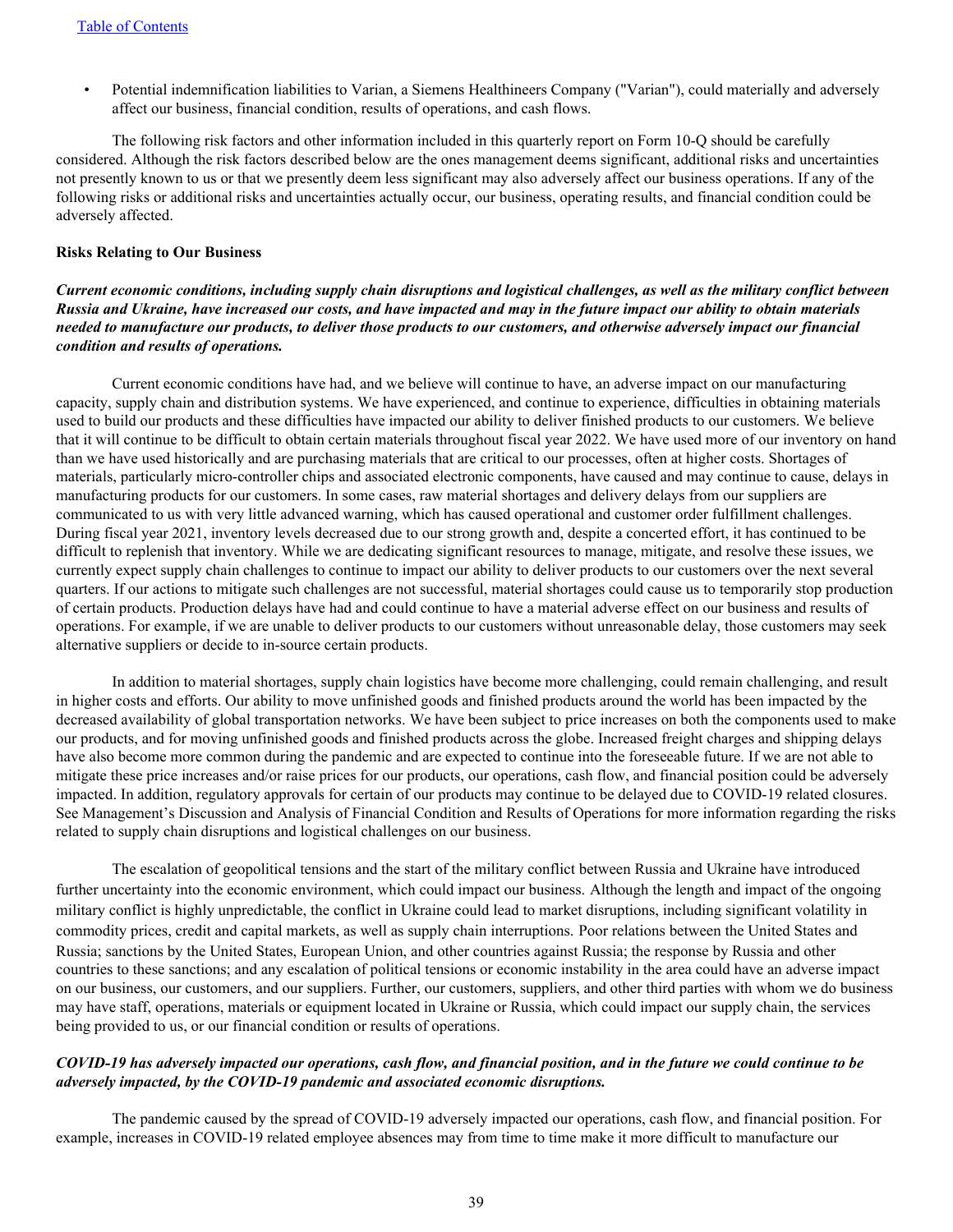- Potential indemnification liabilities to Varian, a Siemens Healthineers Company ("Varian"), could materially and adversely affect our business, financial condition, results of operations, and cash flows.

The following risk factors and other information included in this quarterly report on Form 10-Q should be carefully considered. Although the risk factors described below are the ones management deems significant, additional risks and uncertainties not presently known to us or that we presently deem less significant may also adversely affect our business operations. If any of the following risks or additional risks and uncertainties actually occur, our business, operating results, and financial condition could be adversely affected.

**Risks Relating to Our Business**

***Current economic conditions, including supply chain disruptions and logistical challenges, as well as the military conflict between Russia and Ukraine, have increased our costs, and have impacted and may in the future impact our ability to obtain materials needed to manufacture our products, to deliver those products to our customers, and otherwise adversely impact our financial condition and results of operations.***

Current economic conditions have had, and we believe will continue to have, an adverse impact on our manufacturing capacity, supply chain and distribution systems. We have experienced, and continue to experience, difficulties in obtaining materials used to build our products and these difficulties have impacted our ability to deliver finished products to our customers. We believe that it will continue to be difficult to obtain certain materials throughout fiscal year 2022. We have used more of our inventory on hand than we have used historically and are purchasing materials that are critical to our processes, often at higher costs. Shortages of materials, particularly micro-controller chips and associated electronic components, have caused and may continue to cause, delays in manufacturing products for our customers. In some cases, raw material shortages and delivery delays from our suppliers are communicated to us with very little advanced warning, which has caused operational and customer order fulfillment challenges. During fiscal year 2021, inventory levels decreased due to our strong growth and, despite a concerted effort, it has continued to be difficult to replenish that inventory. While we are dedicating significant resources to manage, mitigate, and resolve these issues, we currently expect supply chain challenges to continue to impact our ability to deliver products to our customers over the next several quarters. If our actions to mitigate such challenges are not successful, material shortages could cause us to temporarily stop production of certain products. Production delays have had and could continue to have a material adverse effect on our business and results of operations. For example, if we are unable to deliver products to our customers without unreasonable delay, those customers may seek alternative suppliers or decide to in-source certain products.

In addition to material shortages, supply chain logistics have become more challenging, could remain challenging, and result in higher costs and efforts. Our ability to move unfinished goods and finished products around the world has been impacted by the decreased availability of global transportation networks. We have been subject to price increases on both the components used to make our products, and for moving unfinished goods and finished products across the globe. Increased freight charges and shipping delays have also become more common during the pandemic and are expected to continue into the foreseeable future. If we are not able to mitigate these price increases and/or raise prices for our products, our operations, cash flow, and financial position could be adversely impacted. In addition, regulatory approvals for certain of our products may continue to be delayed due to COVID-19 related closures. See Management's Discussion and Analysis of Financial Condition and Results of Operations for more information regarding the risks related to supply chain disruptions and logistical challenges on our business.

The escalation of geopolitical tensions and the start of the military conflict between Russia and Ukraine have introduced further uncertainty into the economic environment, which could impact our business. Although the length and impact of the ongoing military conflict is highly unpredictable, the conflict in Ukraine could lead to market disruptions, including significant volatility in commodity prices, credit and capital markets, as well as supply chain interruptions. Poor relations between the United States and Russia; sanctions by the United States, European Union, and other countries against Russia; the response by Russia and other countries to these sanctions; and any escalation of political tensions or economic instability in the area could have an adverse impact on our business, our customers, and our suppliers. Further, our customers, suppliers, and other third parties with whom we do business may have staff, operations, materials or equipment located in Ukraine or Russia, which could impact our supply chain, the services being provided to us, or our financial condition or results of operations.

***COVID-19 has adversely impacted our operations, cash flow, and financial position, and in the future we could continue to be adversely impacted, by the COVID-19 pandemic and associated economic disruptions.***

The pandemic caused by the spread of COVID-19 adversely impacted our operations, cash flow, and financial position. For example, increases in COVID-19 related employee absences may from time to time make it more difficult to manufacture our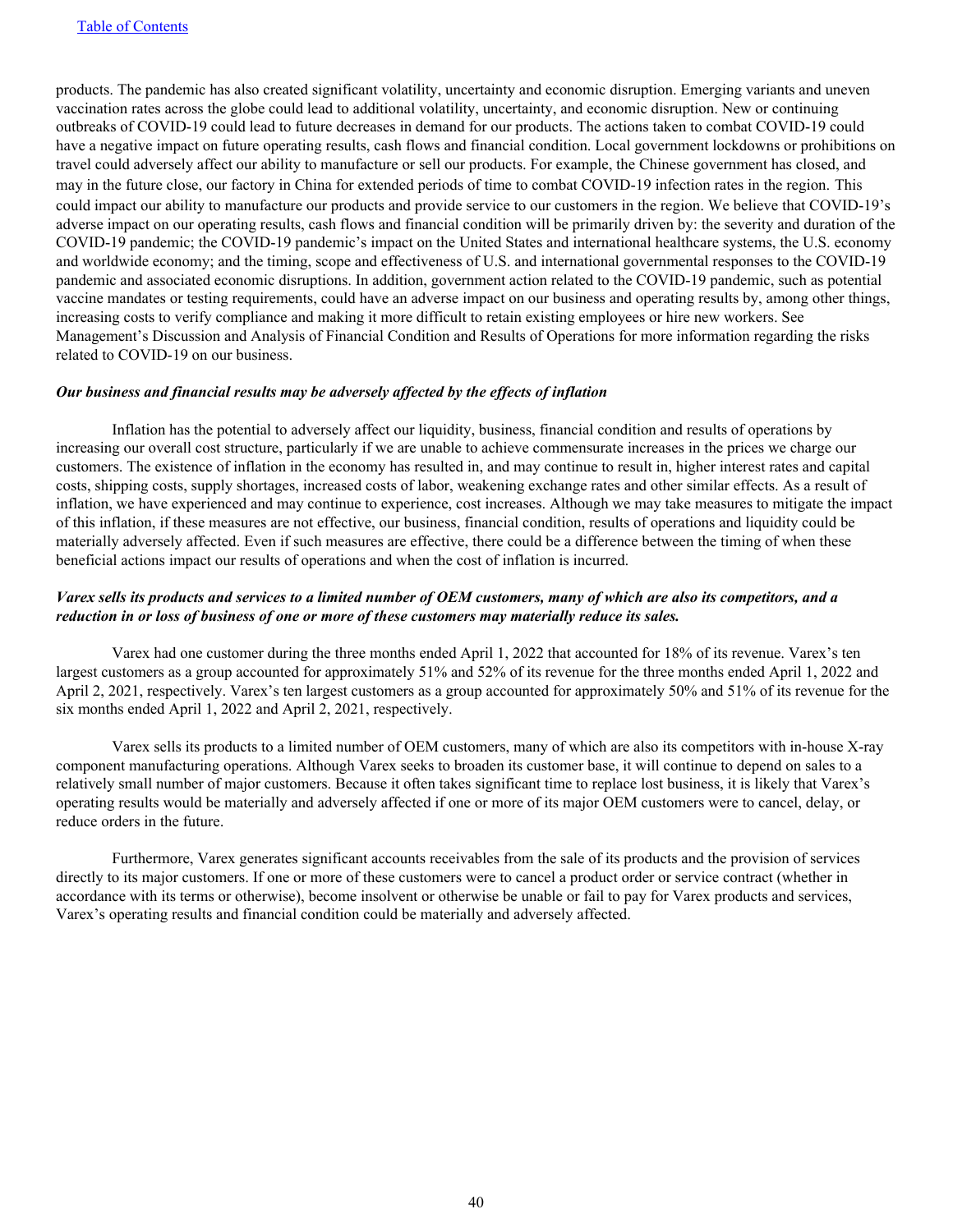products. The pandemic has also created significant volatility, uncertainty and economic disruption. Emerging variants and uneven vaccination rates across the globe could lead to additional volatility, uncertainty, and economic disruption. New or continuing outbreaks of COVID-19 could lead to future decreases in demand for our products. The actions taken to combat COVID-19 could have a negative impact on future operating results, cash flows and financial condition. Local government lockdowns or prohibitions on travel could adversely affect our ability to manufacture or sell our products. For example, the Chinese government has closed, and may in the future close, our factory in China for extended periods of time to combat COVID-19 infection rates in the region. This could impact our ability to manufacture our products and provide service to our customers in the region. We believe that COVID-19's adverse impact on our operating results, cash flows and financial condition will be primarily driven by: the severity and duration of the COVID-19 pandemic; the COVID-19 pandemic's impact on the United States and international healthcare systems, the U.S. economy and worldwide economy; and the timing, scope and effectiveness of U.S. and international governmental responses to the COVID-19 pandemic and associated economic disruptions. In addition, government action related to the COVID-19 pandemic, such as potential vaccine mandates or testing requirements, could have an adverse impact on our business and operating results by, among other things, increasing costs to verify compliance and making it more difficult to retain existing employees or hire new workers. See Management's Discussion and Analysis of Financial Condition and Results of Operations for more information regarding the risks related to COVID-19 on our business.

***Our business and financial results may be adversely affected by the effects of inflation***

Inflation has the potential to adversely affect our liquidity, business, financial condition and results of operations by increasing our overall cost structure, particularly if we are unable to achieve commensurate increases in the prices we charge our customers. The existence of inflation in the economy has resulted in, and may continue to result in, higher interest rates and capital costs, shipping costs, supply shortages, increased costs of labor, weakening exchange rates and other similar effects. As a result of inflation, we have experienced and may continue to experience, cost increases. Although we may take measures to mitigate the impact of this inflation, if these measures are not effective, our business, financial condition, results of operations and liquidity could be materially adversely affected. Even if such measures are effective, there could be a difference between the timing of when these beneficial actions impact our results of operations and when the cost of inflation is incurred.

***Varex sells its products and services to a limited number of OEM customers, many of which are also its competitors, and a reduction in or loss of business of one or more of these customers may materially reduce its sales.***

Varex had one customer during the three months ended April 1, 2022 that accounted for 18% of its revenue. Varex's ten largest customers as a group accounted for approximately 51% and 52% of its revenue for the three months ended April 1, 2022 and April 2, 2021, respectively. Varex's ten largest customers as a group accounted for approximately 50% and 51% of its revenue for the six months ended April 1, 2022 and April 2, 2021, respectively.

Varex sells its products to a limited number of OEM customers, many of which are also its competitors with in-house X-ray component manufacturing operations. Although Varex seeks to broaden its customer base, it will continue to depend on sales to a relatively small number of major customers. Because it often takes significant time to replace lost business, it is likely that Varex's operating results would be materially and adversely affected if one or more of its major OEM customers were to cancel, delay, or reduce orders in the future.

Furthermore, Varex generates significant accounts receivables from the sale of its products and the provision of services directly to its major customers. If one or more of these customers were to cancel a product order or service contract (whether in accordance with its terms or otherwise), become insolvent or otherwise be unable or fail to pay for Varex products and services, Varex's operating results and financial condition could be materially and adversely affected.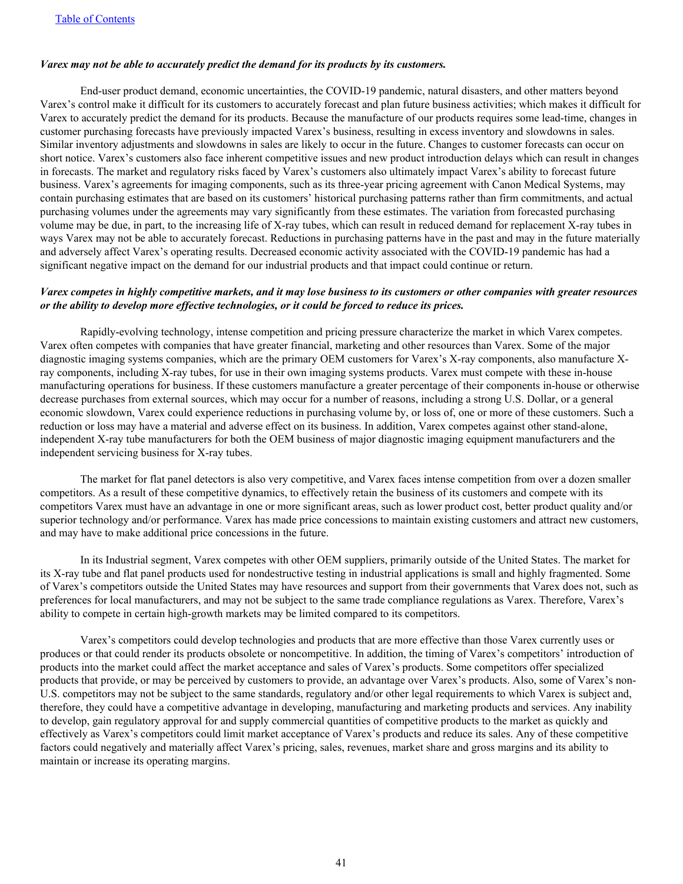*Varex may not be able to accurately predict the demand for its products by its customers.*

End-user product demand, economic uncertainties, the COVID-19 pandemic, natural disasters, and other matters beyond Varex's control make it difficult for its customers to accurately forecast and plan future business activities; which makes it difficult for Varex to accurately predict the demand for its products. Because the manufacture of our products requires some lead-time, changes in customer purchasing forecasts have previously impacted Varex's business, resulting in excess inventory and slowdowns in sales. Similar inventory adjustments and slowdowns in sales are likely to occur in the future. Changes to customer forecasts can occur on short notice. Varex's customers also face inherent competitive issues and new product introduction delays which can result in changes in forecasts. The market and regulatory risks faced by Varex's customers also ultimately impact Varex's ability to forecast future business. Varex's agreements for imaging components, such as its three-year pricing agreement with Canon Medical Systems, may contain purchasing estimates that are based on its customers' historical purchasing patterns rather than firm commitments, and actual purchasing volumes under the agreements may vary significantly from these estimates. The variation from forecasted purchasing volume may be due, in part, to the increasing life of X-ray tubes, which can result in reduced demand for replacement X-ray tubes in ways Varex may not be able to accurately forecast. Reductions in purchasing patterns have in the past and may in the future materially and adversely affect Varex's operating results. Decreased economic activity associated with the COVID-19 pandemic has had a significant negative impact on the demand for our industrial products and that impact could continue or return.

*Varex competes in highly competitive markets, and it may lose business to its customers or other companies with greater resources or the ability to develop more effective technologies, or it could be forced to reduce its prices.*

Rapidly-evolving technology, intense competition and pricing pressure characterize the market in which Varex competes. Varex often competes with companies that have greater financial, marketing and other resources than Varex. Some of the major diagnostic imaging systems companies, which are the primary OEM customers for Varex's X-ray components, also manufacture X-ray components, including X-ray tubes, for use in their own imaging systems products. Varex must compete with these in-house manufacturing operations for business. If these customers manufacture a greater percentage of their components in-house or otherwise decrease purchases from external sources, which may occur for a number of reasons, including a strong U.S. Dollar, or a general economic slowdown, Varex could experience reductions in purchasing volume by, or loss of, one or more of these customers. Such a reduction or loss may have a material and adverse effect on its business. In addition, Varex competes against other stand-alone, independent X-ray tube manufacturers for both the OEM business of major diagnostic imaging equipment manufacturers and the independent servicing business for X-ray tubes.

The market for flat panel detectors is also very competitive, and Varex faces intense competition from over a dozen smaller competitors. As a result of these competitive dynamics, to effectively retain the business of its customers and compete with its competitors Varex must have an advantage in one or more significant areas, such as lower product cost, better product quality and/or superior technology and/or performance. Varex has made price concessions to maintain existing customers and attract new customers, and may have to make additional price concessions in the future.

In its Industrial segment, Varex competes with other OEM suppliers, primarily outside of the United States. The market for its X-ray tube and flat panel products used for nondestructive testing in industrial applications is small and highly fragmented. Some of Varex's competitors outside the United States may have resources and support from their governments that Varex does not, such as preferences for local manufacturers, and may not be subject to the same trade compliance regulations as Varex. Therefore, Varex's ability to compete in certain high-growth markets may be limited compared to its competitors.

Varex's competitors could develop technologies and products that are more effective than those Varex currently uses or produces or that could render its products obsolete or noncompetitive. In addition, the timing of Varex's competitors' introduction of products into the market could affect the market acceptance and sales of Varex's products. Some competitors offer specialized products that provide, or may be perceived by customers to provide, an advantage over Varex's products. Also, some of Varex's non-U.S. competitors may not be subject to the same standards, regulatory and/or other legal requirements to which Varex is subject and, therefore, they could have a competitive advantage in developing, manufacturing and marketing products and services. Any inability to develop, gain regulatory approval for and supply commercial quantities of competitive products to the market as quickly and effectively as Varex's competitors could limit market acceptance of Varex's products and reduce its sales. Any of these competitive factors could negatively and materially affect Varex's pricing, sales, revenues, market share and gross margins and its ability to maintain or increase its operating margins.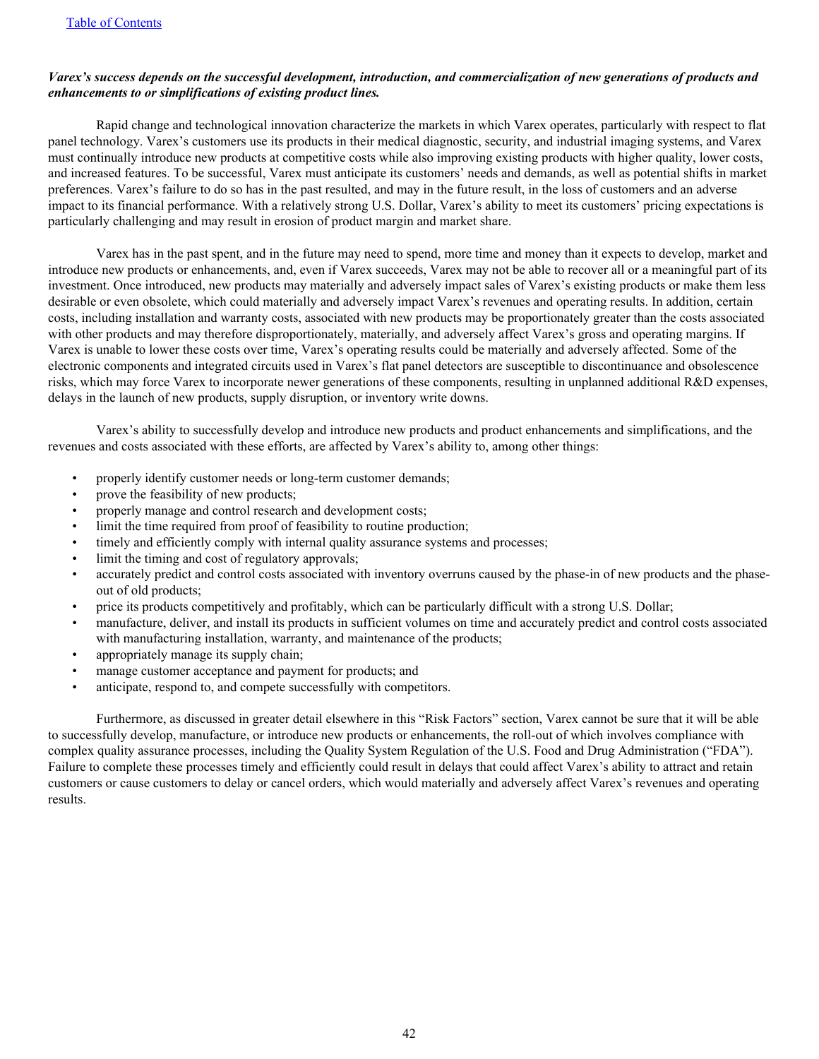***Varex's success depends on the successful development, introduction, and commercialization of new generations of products and enhancements to or simplifications of existing product lines.***

Rapid change and technological innovation characterize the markets in which Varex operates, particularly with respect to flat panel technology. Varex's customers use its products in their medical diagnostic, security, and industrial imaging systems, and Varex must continually introduce new products at competitive costs while also improving existing products with higher quality, lower costs, and increased features. To be successful, Varex must anticipate its customers' needs and demands, as well as potential shifts in market preferences. Varex's failure to do so has in the past resulted, and may in the future result, in the loss of customers and an adverse impact to its financial performance. With a relatively strong U.S. Dollar, Varex's ability to meet its customers' pricing expectations is particularly challenging and may result in erosion of product margin and market share.

Varex has in the past spent, and in the future may need to spend, more time and money than it expects to develop, market and introduce new products or enhancements, and, even if Varex succeeds, Varex may not be able to recover all or a meaningful part of its investment. Once introduced, new products may materially and adversely impact sales of Varex's existing products or make them less desirable or even obsolete, which could materially and adversely impact Varex's revenues and operating results. In addition, certain costs, including installation and warranty costs, associated with new products may be proportionately greater than the costs associated with other products and may therefore disproportionately, materially, and adversely affect Varex's gross and operating margins. If Varex is unable to lower these costs over time, Varex's operating results could be materially and adversely affected. Some of the electronic components and integrated circuits used in Varex's flat panel detectors are susceptible to discontinuance and obsolescence risks, which may force Varex to incorporate newer generations of these components, resulting in unplanned additional R&D expenses, delays in the launch of new products, supply disruption, or inventory write downs.

Varex's ability to successfully develop and introduce new products and product enhancements and simplifications, and the revenues and costs associated with these efforts, are affected by Varex's ability to, among other things:

- properly identify customer needs or long-term customer demands;
- prove the feasibility of new products;
- properly manage and control research and development costs;
- limit the time required from proof of feasibility to routine production;
- timely and efficiently comply with internal quality assurance systems and processes;
- limit the timing and cost of regulatory approvals;
- accurately predict and control costs associated with inventory overruns caused by the phase-in of new products and the phase-out of old products;
- price its products competitively and profitably, which can be particularly difficult with a strong U.S. Dollar;
- manufacture, deliver, and install its products in sufficient volumes on time and accurately predict and control costs associated with manufacturing installation, warranty, and maintenance of the products;
- appropriately manage its supply chain;
- manage customer acceptance and payment for products; and
- anticipate, respond to, and compete successfully with competitors.

Furthermore, as discussed in greater detail elsewhere in this "Risk Factors" section, Varex cannot be sure that it will be able to successfully develop, manufacture, or introduce new products or enhancements, the roll-out of which involves compliance with complex quality assurance processes, including the Quality System Regulation of the U.S. Food and Drug Administration ("FDA"). Failure to complete these processes timely and efficiently could result in delays that could affect Varex's ability to attract and retain customers or cause customers to delay or cancel orders, which would materially and adversely affect Varex's revenues and operating results.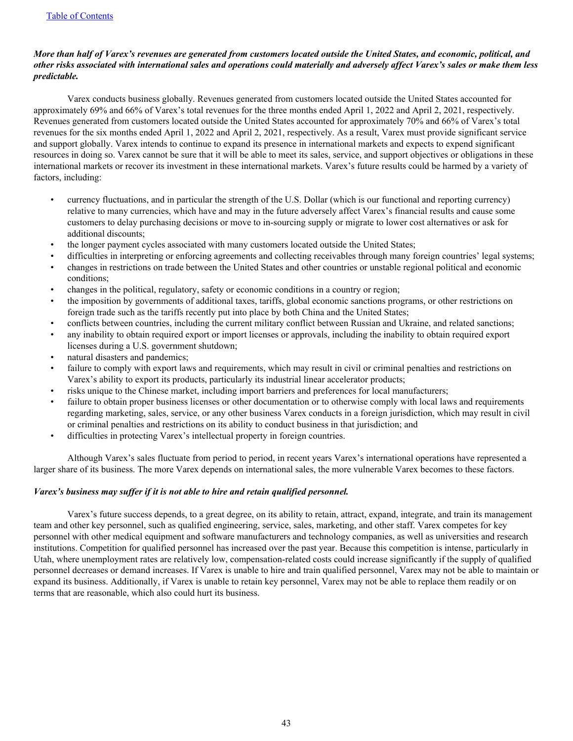***More than half of Varex's revenues are generated from customers located outside the United States, and economic, political, and other risks associated with international sales and operations could materially and adversely affect Varex's sales or make them less predictable.***

Varex conducts business globally. Revenues generated from customers located outside the United States accounted for approximately 69% and 66% of Varex's total revenues for the three months ended April 1, 2022 and April 2, 2021, respectively. Revenues generated from customers located outside the United States accounted for approximately 70% and 66% of Varex's total revenues for the six months ended April 1, 2022 and April 2, 2021, respectively. As a result, Varex must provide significant service and support globally. Varex intends to continue to expand its presence in international markets and expects to expend significant resources in doing so. Varex cannot be sure that it will be able to meet its sales, service, and support objectives or obligations in these international markets or recover its investment in these international markets. Varex's future results could be harmed by a variety of factors, including:

- currency fluctuations, and in particular the strength of the U.S. Dollar (which is our functional and reporting currency) relative to many currencies, which have and may in the future adversely affect Varex's financial results and cause some customers to delay purchasing decisions or move to in-sourcing supply or migrate to lower cost alternatives or ask for additional discounts;
- the longer payment cycles associated with many customers located outside the United States;
- difficulties in interpreting or enforcing agreements and collecting receivables through many foreign countries' legal systems;
- changes in restrictions on trade between the United States and other countries or unstable regional political and economic conditions;
- changes in the political, regulatory, safety or economic conditions in a country or region;
- the imposition by governments of additional taxes, tariffs, global economic sanctions programs, or other restrictions on foreign trade such as the tariffs recently put into place by both China and the United States;
- conflicts between countries, including the current military conflict between Russian and Ukraine, and related sanctions;
- any inability to obtain required export or import licenses or approvals, including the inability to obtain required export licenses during a U.S. government shutdown;
- natural disasters and pandemics;
- failure to comply with export laws and requirements, which may result in civil or criminal penalties and restrictions on Varex's ability to export its products, particularly its industrial linear accelerator products;
- risks unique to the Chinese market, including import barriers and preferences for local manufacturers;
- failure to obtain proper business licenses or other documentation or to otherwise comply with local laws and requirements regarding marketing, sales, service, or any other business Varex conducts in a foreign jurisdiction, which may result in civil or criminal penalties and restrictions on its ability to conduct business in that jurisdiction; and
- difficulties in protecting Varex's intellectual property in foreign countries.

Although Varex's sales fluctuate from period to period, in recent years Varex's international operations have represented a larger share of its business. The more Varex depends on international sales, the more vulnerable Varex becomes to these factors.

***Varex's business may suffer if it is not able to hire and retain qualified personnel.***

Varex's future success depends, to a great degree, on its ability to retain, attract, expand, integrate, and train its management team and other key personnel, such as qualified engineering, service, sales, marketing, and other staff. Varex competes for key personnel with other medical equipment and software manufacturers and technology companies, as well as universities and research institutions. Competition for qualified personnel has increased over the past year. Because this competition is intense, particularly in Utah, where unemployment rates are relatively low, compensation-related costs could increase significantly if the supply of qualified personnel decreases or demand increases. If Varex is unable to hire and train qualified personnel, Varex may not be able to maintain or expand its business. Additionally, if Varex is unable to retain key personnel, Varex may not be able to replace them readily or on terms that are reasonable, which also could hurt its business.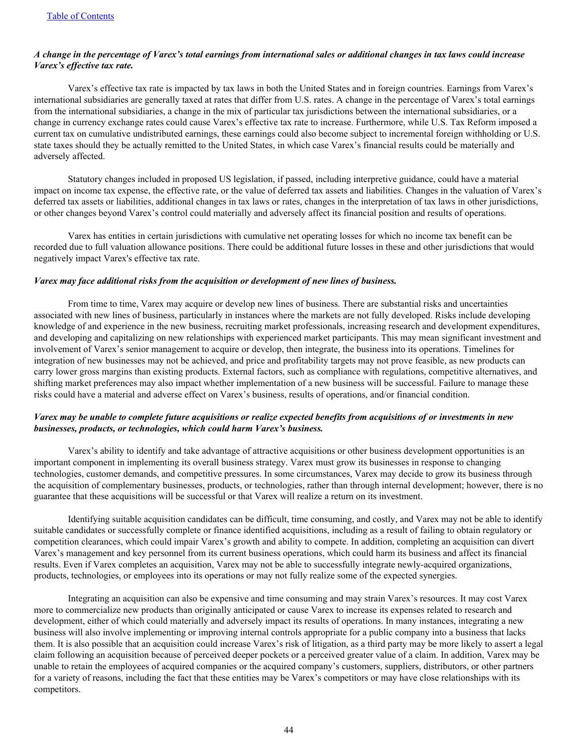***A change in the percentage of Varex's total earnings from international sales or additional changes in tax laws could increase Varex's effective tax rate.***

Varex's effective tax rate is impacted by tax laws in both the United States and in foreign countries. Earnings from Varex's international subsidiaries are generally taxed at rates that differ from U.S. rates. A change in the percentage of Varex's total earnings from the international subsidiaries, a change in the mix of particular tax jurisdictions between the international subsidiaries, or a change in currency exchange rates could cause Varex's effective tax rate to increase. Furthermore, while U.S. Tax Reform imposed a current tax on cumulative undistributed earnings, these earnings could also become subject to incremental foreign withholding or U.S. state taxes should they be actually remitted to the United States, in which case Varex's financial results could be materially and adversely affected.

Statutory changes included in proposed US legislation, if passed, including interpretive guidance, could have a material impact on income tax expense, the effective rate, or the value of deferred tax assets and liabilities. Changes in the valuation of Varex's deferred tax assets or liabilities, additional changes in tax laws or rates, changes in the interpretation of tax laws in other jurisdictions, or other changes beyond Varex's control could materially and adversely affect its financial position and results of operations.

Varex has entities in certain jurisdictions with cumulative net operating losses for which no income tax benefit can be recorded due to full valuation allowance positions. There could be additional future losses in these and other jurisdictions that would negatively impact Varex's effective tax rate.

***Varex may face additional risks from the acquisition or development of new lines of business.***

From time to time, Varex may acquire or develop new lines of business. There are substantial risks and uncertainties associated with new lines of business, particularly in instances where the markets are not fully developed. Risks include developing knowledge of and experience in the new business, recruiting market professionals, increasing research and development expenditures, and developing and capitalizing on new relationships with experienced market participants. This may mean significant investment and involvement of Varex's senior management to acquire or develop, then integrate, the business into its operations. Timelines for integration of new businesses may not be achieved, and price and profitability targets may not prove feasible, as new products can carry lower gross margins than existing products. External factors, such as compliance with regulations, competitive alternatives, and shifting market preferences may also impact whether implementation of a new business will be successful. Failure to manage these risks could have a material and adverse effect on Varex's business, results of operations, and/or financial condition.

***Varex may be unable to complete future acquisitions or realize expected benefits from acquisitions of or investments in new businesses, products, or technologies, which could harm Varex's business.***

Varex's ability to identify and take advantage of attractive acquisitions or other business development opportunities is an important component in implementing its overall business strategy. Varex must grow its businesses in response to changing technologies, customer demands, and competitive pressures. In some circumstances, Varex may decide to grow its business through the acquisition of complementary businesses, products, or technologies, rather than through internal development; however, there is no guarantee that these acquisitions will be successful or that Varex will realize a return on its investment.

Identifying suitable acquisition candidates can be difficult, time consuming, and costly, and Varex may not be able to identify suitable candidates or successfully complete or finance identified acquisitions, including as a result of failing to obtain regulatory or competition clearances, which could impair Varex's growth and ability to compete. In addition, completing an acquisition can divert Varex's management and key personnel from its current business operations, which could harm its business and affect its financial results. Even if Varex completes an acquisition, Varex may not be able to successfully integrate newly-acquired organizations, products, technologies, or employees into its operations or may not fully realize some of the expected synergies.

Integrating an acquisition can also be expensive and time consuming and may strain Varex's resources. It may cost Varex more to commercialize new products than originally anticipated or cause Varex to increase its expenses related to research and development, either of which could materially and adversely impact its results of operations. In many instances, integrating a new business will also involve implementing or improving internal controls appropriate for a public company into a business that lacks them. It is also possible that an acquisition could increase Varex's risk of litigation, as a third party may be more likely to assert a legal claim following an acquisition because of perceived deeper pockets or a perceived greater value of a claim. In addition, Varex may be unable to retain the employees of acquired companies or the acquired company's customers, suppliers, distributors, or other partners for a variety of reasons, including the fact that these entities may be Varex's competitors or may have close relationships with its competitors.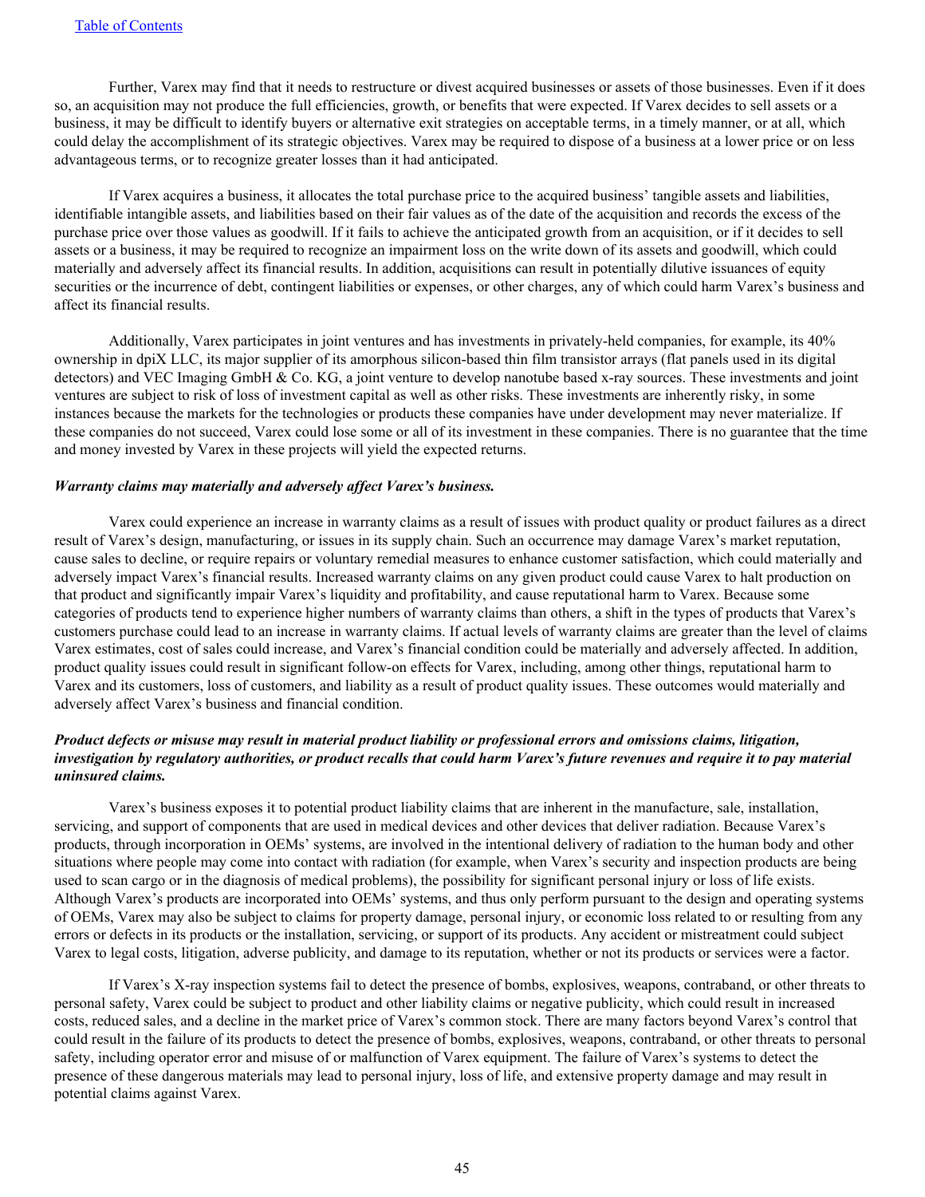Further, Varex may find that it needs to restructure or divest acquired businesses or assets of those businesses. Even if it does so, an acquisition may not produce the full efficiencies, growth, or benefits that were expected. If Varex decides to sell assets or a business, it may be difficult to identify buyers or alternative exit strategies on acceptable terms, in a timely manner, or at all, which could delay the accomplishment of its strategic objectives. Varex may be required to dispose of a business at a lower price or on less advantageous terms, or to recognize greater losses than it had anticipated.

If Varex acquires a business, it allocates the total purchase price to the acquired business' tangible assets and liabilities, identifiable intangible assets, and liabilities based on their fair values as of the date of the acquisition and records the excess of the purchase price over those values as goodwill. If it fails to achieve the anticipated growth from an acquisition, or if it decides to sell assets or a business, it may be required to recognize an impairment loss on the write down of its assets and goodwill, which could materially and adversely affect its financial results. In addition, acquisitions can result in potentially dilutive issuances of equity securities or the incurrence of debt, contingent liabilities or expenses, or other charges, any of which could harm Varex's business and affect its financial results.

Additionally, Varex participates in joint ventures and has investments in privately-held companies, for example, its 40% ownership in dpiX LLC, its major supplier of its amorphous silicon-based thin film transistor arrays (flat panels used in its digital detectors) and VEC Imaging GmbH & Co. KG, a joint venture to develop nanotube based x-ray sources. These investments and joint ventures are subject to risk of loss of investment capital as well as other risks. These investments are inherently risky, in some instances because the markets for the technologies or products these companies have under development may never materialize. If these companies do not succeed, Varex could lose some or all of its investment in these companies. There is no guarantee that the time and money invested by Varex in these projects will yield the expected returns.

***Warranty claims may materially and adversely affect Varex's business.***

Varex could experience an increase in warranty claims as a result of issues with product quality or product failures as a direct result of Varex's design, manufacturing, or issues in its supply chain. Such an occurrence may damage Varex's market reputation, cause sales to decline, or require repairs or voluntary remedial measures to enhance customer satisfaction, which could materially and adversely impact Varex's financial results. Increased warranty claims on any given product could cause Varex to halt production on that product and significantly impair Varex's liquidity and profitability, and cause reputational harm to Varex. Because some categories of products tend to experience higher numbers of warranty claims than others, a shift in the types of products that Varex's customers purchase could lead to an increase in warranty claims. If actual levels of warranty claims are greater than the level of claims Varex estimates, cost of sales could increase, and Varex's financial condition could be materially and adversely affected. In addition, product quality issues could result in significant follow-on effects for Varex, including, among other things, reputational harm to Varex and its customers, loss of customers, and liability as a result of product quality issues. These outcomes would materially and adversely affect Varex's business and financial condition.

***Product defects or misuse may result in material product liability or professional errors and omissions claims, litigation, investigation by regulatory authorities, or product recalls that could harm Varex's future revenues and require it to pay material uninsured claims.***

Varex's business exposes it to potential product liability claims that are inherent in the manufacture, sale, installation, servicing, and support of components that are used in medical devices and other devices that deliver radiation. Because Varex's products, through incorporation in OEMs' systems, are involved in the intentional delivery of radiation to the human body and other situations where people may come into contact with radiation (for example, when Varex's security and inspection products are being used to scan cargo or in the diagnosis of medical problems), the possibility for significant personal injury or loss of life exists. Although Varex's products are incorporated into OEMs' systems, and thus only perform pursuant to the design and operating systems of OEMs, Varex may also be subject to claims for property damage, personal injury, or economic loss related to or resulting from any errors or defects in its products or the installation, servicing, or support of its products. Any accident or mistreatment could subject Varex to legal costs, litigation, adverse publicity, and damage to its reputation, whether or not its products or services were a factor.

If Varex's X-ray inspection systems fail to detect the presence of bombs, explosives, weapons, contraband, or other threats to personal safety, Varex could be subject to product and other liability claims or negative publicity, which could result in increased costs, reduced sales, and a decline in the market price of Varex's common stock. There are many factors beyond Varex's control that could result in the failure of its products to detect the presence of bombs, explosives, weapons, contraband, or other threats to personal safety, including operator error and misuse of or malfunction of Varex equipment. The failure of Varex's systems to detect the presence of these dangerous materials may lead to personal injury, loss of life, and extensive property damage and may result in potential claims against Varex.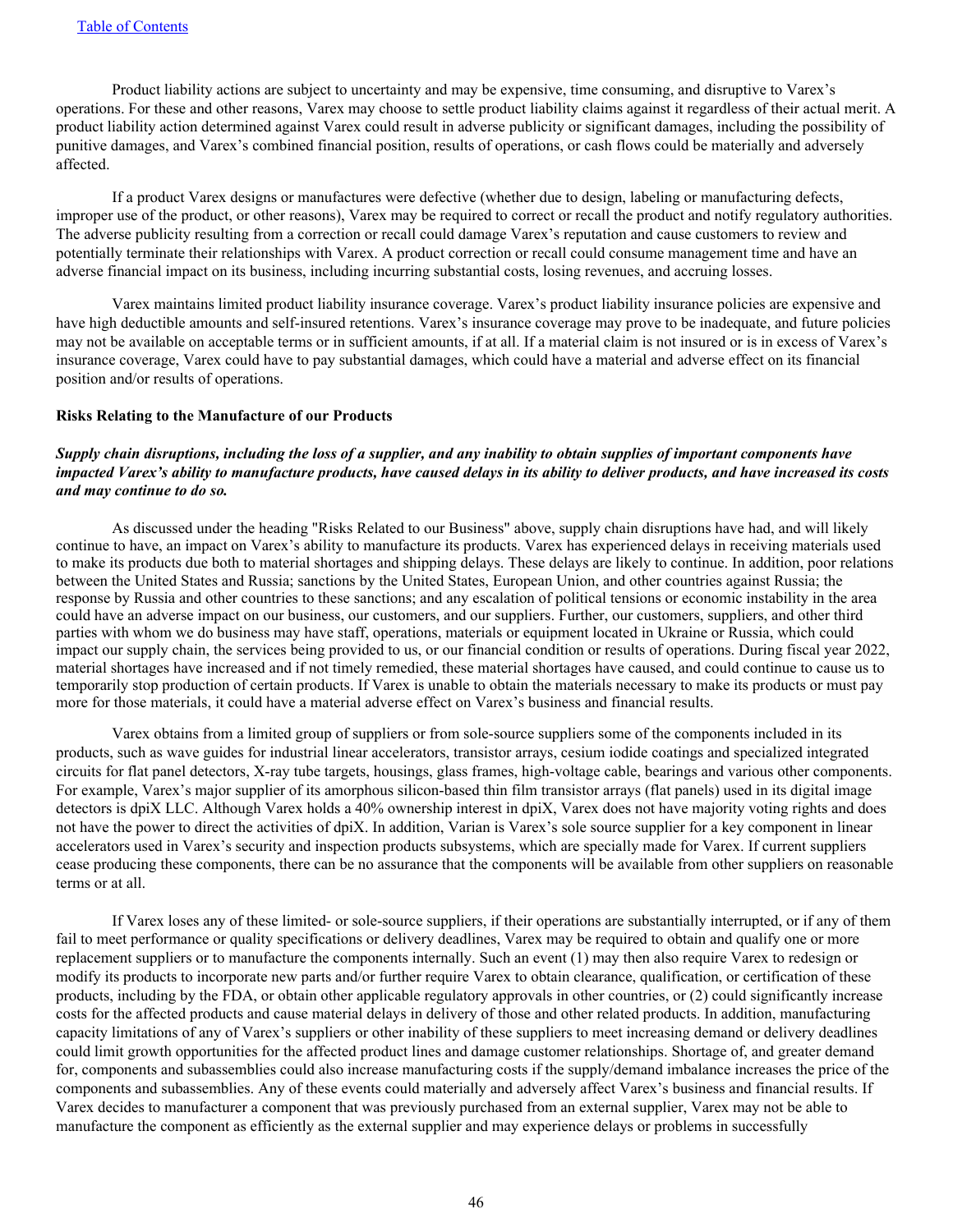Product liability actions are subject to uncertainty and may be expensive, time consuming, and disruptive to Varex's operations. For these and other reasons, Varex may choose to settle product liability claims against it regardless of their actual merit. A product liability action determined against Varex could result in adverse publicity or significant damages, including the possibility of punitive damages, and Varex's combined financial position, results of operations, or cash flows could be materially and adversely affected.

If a product Varex designs or manufactures were defective (whether due to design, labeling or manufacturing defects, improper use of the product, or other reasons), Varex may be required to correct or recall the product and notify regulatory authorities. The adverse publicity resulting from a correction or recall could damage Varex's reputation and cause customers to review and potentially terminate their relationships with Varex. A product correction or recall could consume management time and have an adverse financial impact on its business, including incurring substantial costs, losing revenues, and accruing losses.

Varex maintains limited product liability insurance coverage. Varex's product liability insurance policies are expensive and have high deductible amounts and self-insured retentions. Varex's insurance coverage may prove to be inadequate, and future policies may not be available on acceptable terms or in sufficient amounts, if at all. If a material claim is not insured or is in excess of Varex's insurance coverage, Varex could have to pay substantial damages, which could have a material and adverse effect on its financial position and/or results of operations.

**Risks Relating to the Manufacture of our Products**

***Supply chain disruptions, including the loss of a supplier, and any inability to obtain supplies of important components have impacted Varex's ability to manufacture products, have caused delays in its ability to deliver products, and have increased its costs and may continue to do so.***

As discussed under the heading "Risks Related to our Business" above, supply chain disruptions have had, and will likely continue to have, an impact on Varex's ability to manufacture its products. Varex has experienced delays in receiving materials used to make its products due both to material shortages and shipping delays. These delays are likely to continue. In addition, poor relations between the United States and Russia; sanctions by the United States, European Union, and other countries against Russia; the response by Russia and other countries to these sanctions; and any escalation of political tensions or economic instability in the area could have an adverse impact on our business, our customers, and our suppliers. Further, our customers, suppliers, and other third parties with whom we do business may have staff, operations, materials or equipment located in Ukraine or Russia, which could impact our supply chain, the services being provided to us, or our financial condition or results of operations. During fiscal year 2022, material shortages have increased and if not timely remedied, these material shortages have caused, and could continue to cause us to temporarily stop production of certain products. If Varex is unable to obtain the materials necessary to make its products or must pay more for those materials, it could have a material adverse effect on Varex's business and financial results.

Varex obtains from a limited group of suppliers or from sole-source suppliers some of the components included in its products, such as wave guides for industrial linear accelerators, transistor arrays, cesium iodide coatings and specialized integrated circuits for flat panel detectors, X-ray tube targets, housings, glass frames, high-voltage cable, bearings and various other components. For example, Varex's major supplier of its amorphous silicon-based thin film transistor arrays (flat panels) used in its digital image detectors is dpiX LLC. Although Varex holds a 40% ownership interest in dpiX, Varex does not have majority voting rights and does not have the power to direct the activities of dpiX. In addition, Varian is Varex's sole source supplier for a key component in linear accelerators used in Varex's security and inspection products subsystems, which are specially made for Varex. If current suppliers cease producing these components, there can be no assurance that the components will be available from other suppliers on reasonable terms or at all.

If Varex loses any of these limited- or sole-source suppliers, if their operations are substantially interrupted, or if any of them fail to meet performance or quality specifications or delivery deadlines, Varex may be required to obtain and qualify one or more replacement suppliers or to manufacture the components internally. Such an event (1) may then also require Varex to redesign or modify its products to incorporate new parts and/or further require Varex to obtain clearance, qualification, or certification of these products, including by the FDA, or obtain other applicable regulatory approvals in other countries, or (2) could significantly increase costs for the affected products and cause material delays in delivery of those and other related products. In addition, manufacturing capacity limitations of any of Varex's suppliers or other inability of these suppliers to meet increasing demand or delivery deadlines could limit growth opportunities for the affected product lines and damage customer relationships. Shortage of, and greater demand for, components and subassemblies could also increase manufacturing costs if the supply/demand imbalance increases the price of the components and subassemblies. Any of these events could materially and adversely affect Varex's business and financial results. If Varex decides to manufacturer a component that was previously purchased from an external supplier, Varex may not be able to manufacture the component as efficiently as the external supplier and may experience delays or problems in successfully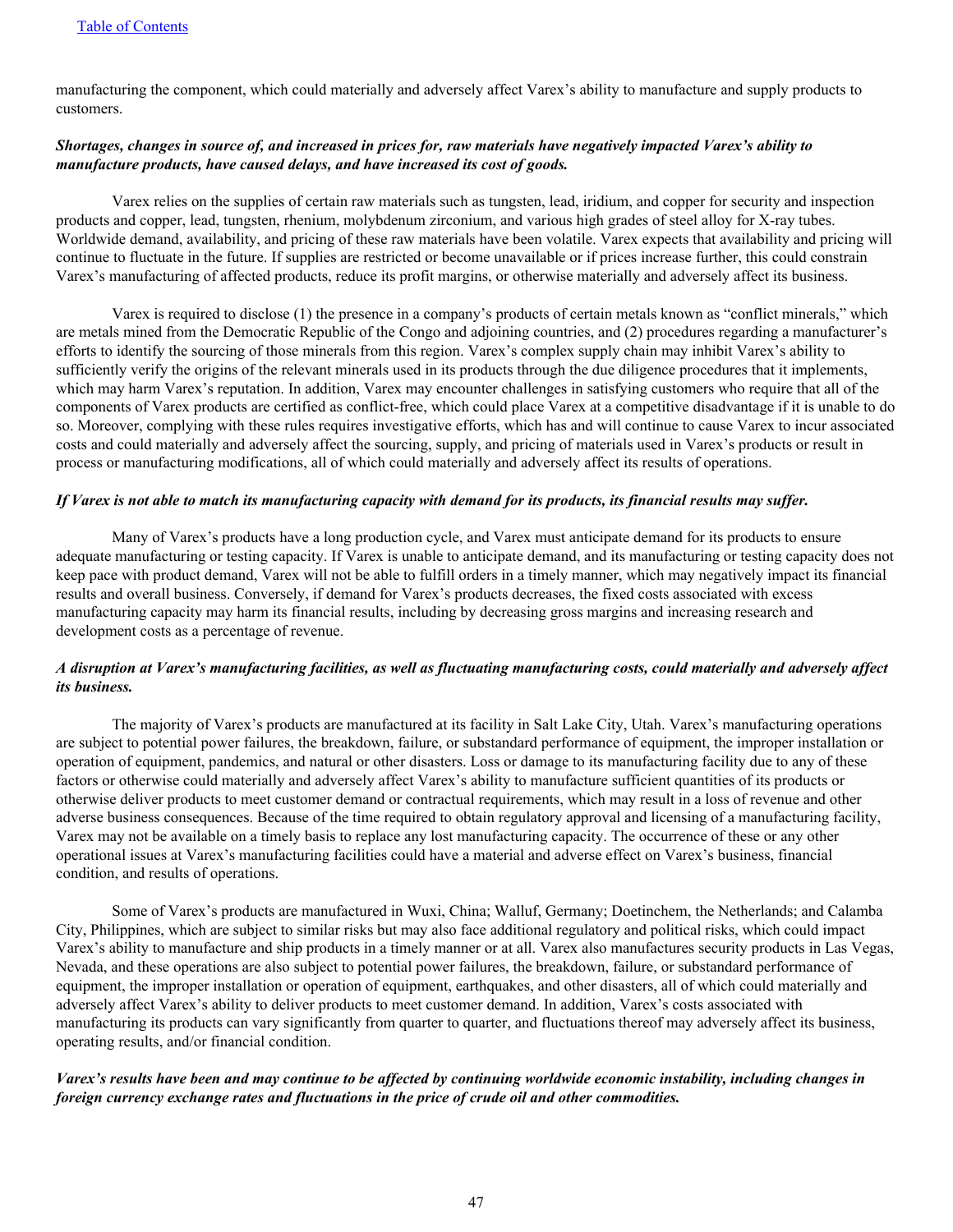manufacturing the component, which could materially and adversely affect Varex's ability to manufacture and supply products to customers.

***Shortages, changes in source of, and increased in prices for, raw materials have negatively impacted Varex's ability to manufacture products, have caused delays, and have increased its cost of goods.***

Varex relies on the supplies of certain raw materials such as tungsten, lead, iridium, and copper for security and inspection products and copper, lead, tungsten, rhenium, molybdenum zirconium, and various high grades of steel alloy for X-ray tubes. Worldwide demand, availability, and pricing of these raw materials have been volatile. Varex expects that availability and pricing will continue to fluctuate in the future. If supplies are restricted or become unavailable or if prices increase further, this could constrain Varex's manufacturing of affected products, reduce its profit margins, or otherwise materially and adversely affect its business.

Varex is required to disclose (1) the presence in a company's products of certain metals known as "conflict minerals," which are metals mined from the Democratic Republic of the Congo and adjoining countries, and (2) procedures regarding a manufacturer's efforts to identify the sourcing of those minerals from this region. Varex's complex supply chain may inhibit Varex's ability to sufficiently verify the origins of the relevant minerals used in its products through the due diligence procedures that it implements, which may harm Varex's reputation. In addition, Varex may encounter challenges in satisfying customers who require that all of the components of Varex products are certified as conflict-free, which could place Varex at a competitive disadvantage if it is unable to do so. Moreover, complying with these rules requires investigative efforts, which has and will continue to cause Varex to incur associated costs and could materially and adversely affect the sourcing, supply, and pricing of materials used in Varex's products or result in process or manufacturing modifications, all of which could materially and adversely affect its results of operations.

***If Varex is not able to match its manufacturing capacity with demand for its products, its financial results may suffer.***

Many of Varex's products have a long production cycle, and Varex must anticipate demand for its products to ensure adequate manufacturing or testing capacity. If Varex is unable to anticipate demand, and its manufacturing or testing capacity does not keep pace with product demand, Varex will not be able to fulfill orders in a timely manner, which may negatively impact its financial results and overall business. Conversely, if demand for Varex's products decreases, the fixed costs associated with excess manufacturing capacity may harm its financial results, including by decreasing gross margins and increasing research and development costs as a percentage of revenue.

***A disruption at Varex's manufacturing facilities, as well as fluctuating manufacturing costs, could materially and adversely affect its business.***

The majority of Varex's products are manufactured at its facility in Salt Lake City, Utah. Varex's manufacturing operations are subject to potential power failures, the breakdown, failure, or substandard performance of equipment, the improper installation or operation of equipment, pandemics, and natural or other disasters. Loss or damage to its manufacturing facility due to any of these factors or otherwise could materially and adversely affect Varex's ability to manufacture sufficient quantities of its products or otherwise deliver products to meet customer demand or contractual requirements, which may result in a loss of revenue and other adverse business consequences. Because of the time required to obtain regulatory approval and licensing of a manufacturing facility, Varex may not be available on a timely basis to replace any lost manufacturing capacity. The occurrence of these or any other operational issues at Varex's manufacturing facilities could have a material and adverse effect on Varex's business, financial condition, and results of operations.

Some of Varex's products are manufactured in Wuxi, China; Walluf, Germany; Doetinchem, the Netherlands; and Calamba City, Philippines, which are subject to similar risks but may also face additional regulatory and political risks, which could impact Varex's ability to manufacture and ship products in a timely manner or at all. Varex also manufactures security products in Las Vegas, Nevada, and these operations are also subject to potential power failures, the breakdown, failure, or substandard performance of equipment, the improper installation or operation of equipment, earthquakes, and other disasters, all of which could materially and adversely affect Varex's ability to deliver products to meet customer demand. In addition, Varex's costs associated with manufacturing its products can vary significantly from quarter to quarter, and fluctuations thereof may adversely affect its business, operating results, and/or financial condition.

***Varex's results have been and may continue to be affected by continuing worldwide economic instability, including changes in foreign currency exchange rates and fluctuations in the price of crude oil and other commodities.***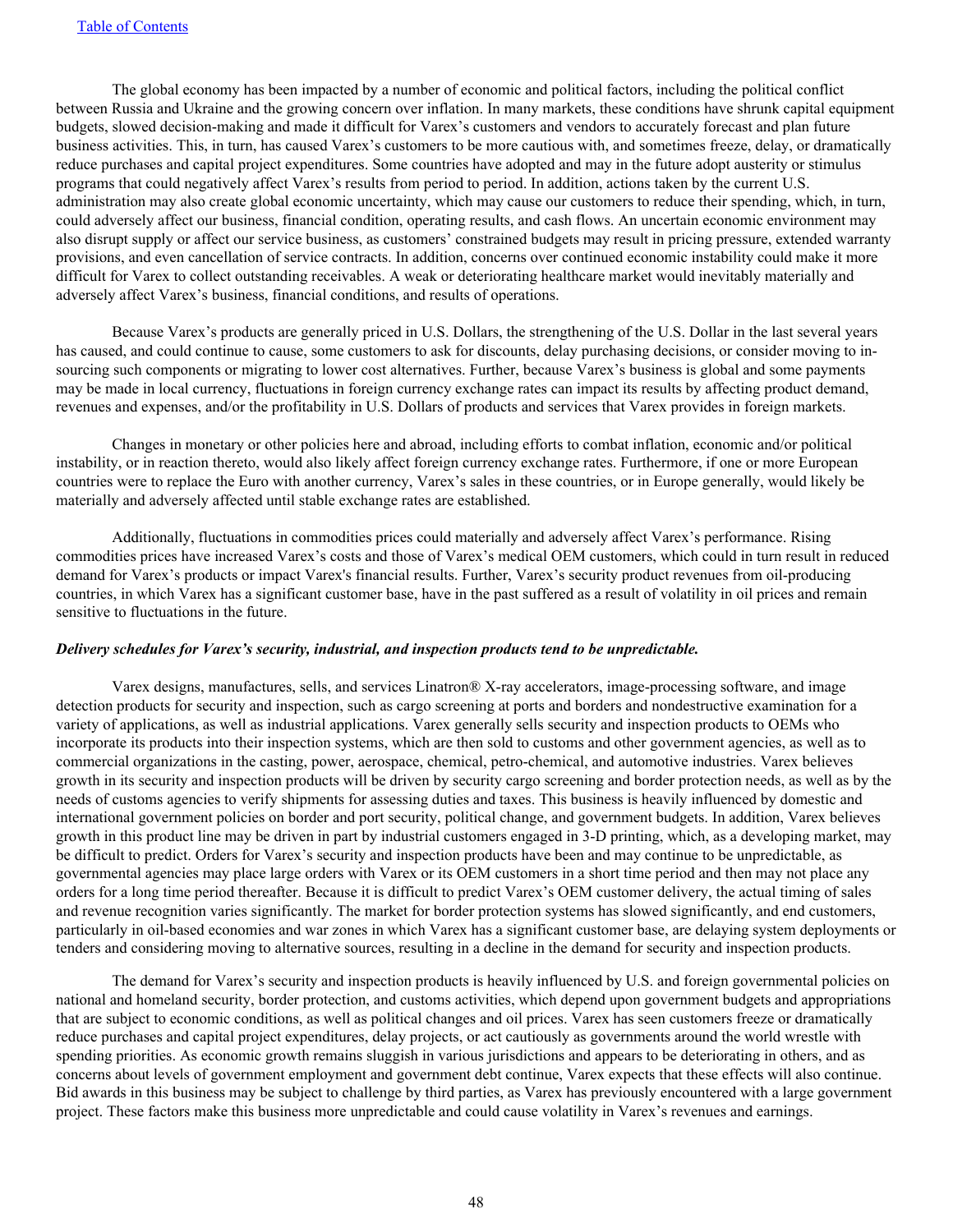The global economy has been impacted by a number of economic and political factors, including the political conflict between Russia and Ukraine and the growing concern over inflation. In many markets, these conditions have shrunk capital equipment budgets, slowed decision-making and made it difficult for Varex's customers and vendors to accurately forecast and plan future business activities. This, in turn, has caused Varex's customers to be more cautious with, and sometimes freeze, delay, or dramatically reduce purchases and capital project expenditures. Some countries have adopted and may in the future adopt austerity or stimulus programs that could negatively affect Varex's results from period to period. In addition, actions taken by the current U.S. administration may also create global economic uncertainty, which may cause our customers to reduce their spending, which, in turn, could adversely affect our business, financial condition, operating results, and cash flows. An uncertain economic environment may also disrupt supply or affect our service business, as customers' constrained budgets may result in pricing pressure, extended warranty provisions, and even cancellation of service contracts. In addition, concerns over continued economic instability could make it more difficult for Varex to collect outstanding receivables. A weak or deteriorating healthcare market would inevitably materially and adversely affect Varex's business, financial conditions, and results of operations.

Because Varex's products are generally priced in U.S. Dollars, the strengthening of the U.S. Dollar in the last several years has caused, and could continue to cause, some customers to ask for discounts, delay purchasing decisions, or consider moving to in-sourcing such components or migrating to lower cost alternatives. Further, because Varex's business is global and some payments may be made in local currency, fluctuations in foreign currency exchange rates can impact its results by affecting product demand, revenues and expenses, and/or the profitability in U.S. Dollars of products and services that Varex provides in foreign markets.

Changes in monetary or other policies here and abroad, including efforts to combat inflation, economic and/or political instability, or in reaction thereto, would also likely affect foreign currency exchange rates. Furthermore, if one or more European countries were to replace the Euro with another currency, Varex's sales in these countries, or in Europe generally, would likely be materially and adversely affected until stable exchange rates are established.

Additionally, fluctuations in commodities prices could materially and adversely affect Varex's performance. Rising commodities prices have increased Varex's costs and those of Varex's medical OEM customers, which could in turn result in reduced demand for Varex's products or impact Varex's financial results. Further, Varex's security product revenues from oil-producing countries, in which Varex has a significant customer base, have in the past suffered as a result of volatility in oil prices and remain sensitive to fluctuations in the future.

***Delivery schedules for Varex's security, industrial, and inspection products tend to be unpredictable.***

Varex designs, manufactures, sells, and services Linatron® X-ray accelerators, image-processing software, and image detection products for security and inspection, such as cargo screening at ports and borders and nondestructive examination for a variety of applications, as well as industrial applications. Varex generally sells security and inspection products to OEMs who incorporate its products into their inspection systems, which are then sold to customs and other government agencies, as well as to commercial organizations in the casting, power, aerospace, chemical, petro-chemical, and automotive industries. Varex believes growth in its security and inspection products will be driven by security cargo screening and border protection needs, as well as by the needs of customs agencies to verify shipments for assessing duties and taxes. This business is heavily influenced by domestic and international government policies on border and port security, political change, and government budgets. In addition, Varex believes growth in this product line may be driven in part by industrial customers engaged in 3-D printing, which, as a developing market, may be difficult to predict. Orders for Varex's security and inspection products have been and may continue to be unpredictable, as governmental agencies may place large orders with Varex or its OEM customers in a short time period and then may not place any orders for a long time period thereafter. Because it is difficult to predict Varex's OEM customer delivery, the actual timing of sales and revenue recognition varies significantly. The market for border protection systems has slowed significantly, and end customers, particularly in oil-based economies and war zones in which Varex has a significant customer base, are delaying system deployments or tenders and considering moving to alternative sources, resulting in a decline in the demand for security and inspection products.

The demand for Varex's security and inspection products is heavily influenced by U.S. and foreign governmental policies on national and homeland security, border protection, and customs activities, which depend upon government budgets and appropriations that are subject to economic conditions, as well as political changes and oil prices. Varex has seen customers freeze or dramatically reduce purchases and capital project expenditures, delay projects, or act cautiously as governments around the world wrestle with spending priorities. As economic growth remains sluggish in various jurisdictions and appears to be deteriorating in others, and as concerns about levels of government employment and government debt continue, Varex expects that these effects will also continue. Bid awards in this business may be subject to challenge by third parties, as Varex has previously encountered with a large government project. These factors make this business more unpredictable and could cause volatility in Varex's revenues and earnings.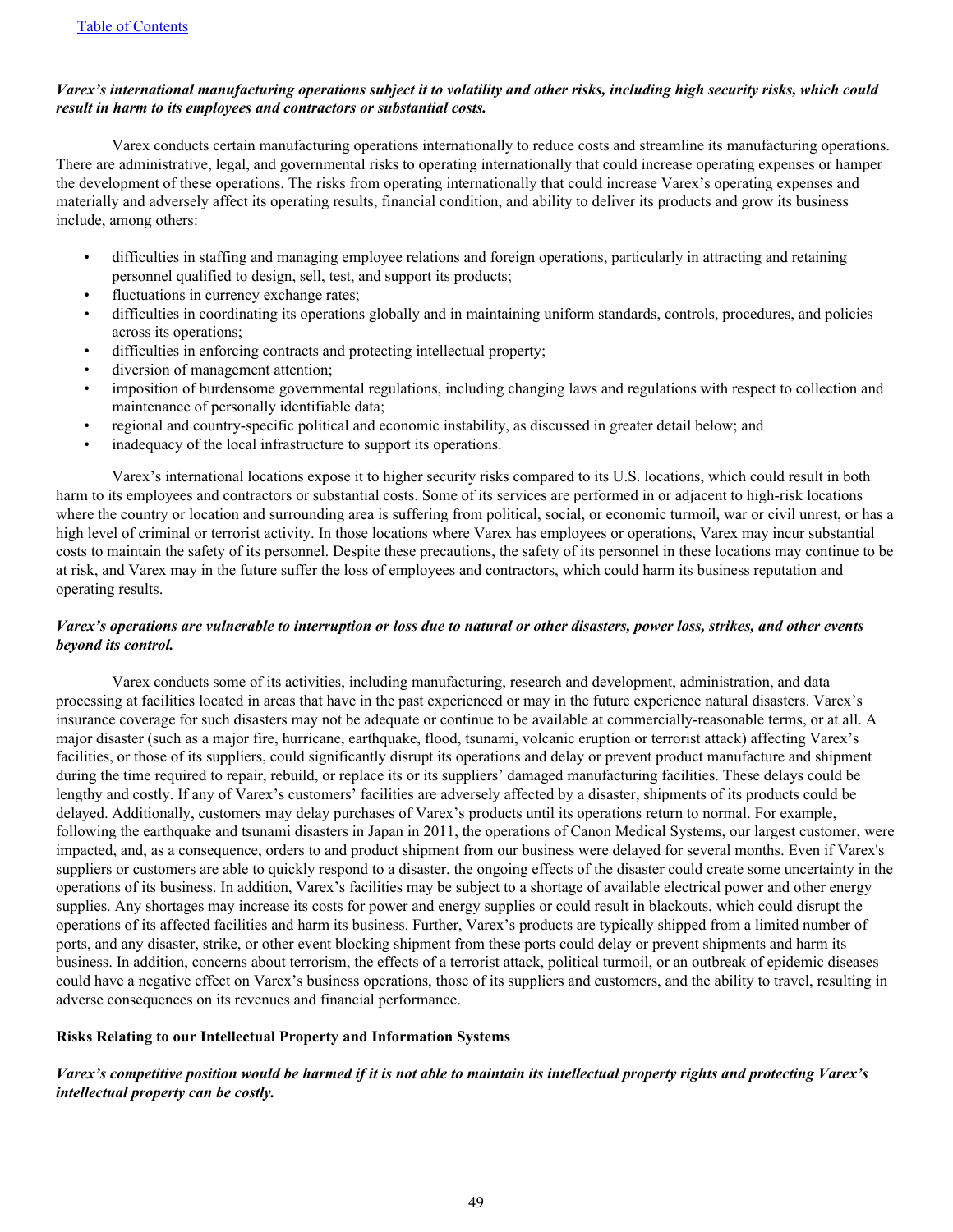*Varex’s international manufacturing operations subject it to volatility and other risks, including high security risks, which could result in harm to its employees and contractors or substantial costs.*

Varex conducts certain manufacturing operations internationally to reduce costs and streamline its manufacturing operations. There are administrative, legal, and governmental risks to operating internationally that could increase operating expenses or hamper the development of these operations. The risks from operating internationally that could increase Varex’s operating expenses and materially and adversely affect its operating results, financial condition, and ability to deliver its products and grow its business include, among others:

- difficulties in staffing and managing employee relations and foreign operations, particularly in attracting and retaining personnel qualified to design, sell, test, and support its products;
- fluctuations in currency exchange rates;
- difficulties in coordinating its operations globally and in maintaining uniform standards, controls, procedures, and policies across its operations;
- difficulties in enforcing contracts and protecting intellectual property;
- diversion of management attention;
- imposition of burdensome governmental regulations, including changing laws and regulations with respect to collection and maintenance of personally identifiable data;
- regional and country-specific political and economic instability, as discussed in greater detail below; and
- inadequacy of the local infrastructure to support its operations.

Varex’s international locations expose it to higher security risks compared to its U.S. locations, which could result in both harm to its employees and contractors or substantial costs. Some of its services are performed in or adjacent to high-risk locations where the country or location and surrounding area is suffering from political, social, or economic turmoil, war or civil unrest, or has a high level of criminal or terrorist activity. In those locations where Varex has employees or operations, Varex may incur substantial costs to maintain the safety of its personnel. Despite these precautions, the safety of its personnel in these locations may continue to be at risk, and Varex may in the future suffer the loss of employees and contractors, which could harm its business reputation and operating results.

*Varex’s operations are vulnerable to interruption or loss due to natural or other disasters, power loss, strikes, and other events beyond its control.*

Varex conducts some of its activities, including manufacturing, research and development, administration, and data processing at facilities located in areas that have in the past experienced or may in the future experience natural disasters. Varex’s insurance coverage for such disasters may not be adequate or continue to be available at commercially-reasonable terms, or at all. A major disaster (such as a major fire, hurricane, earthquake, flood, tsunami, volcanic eruption or terrorist attack) affecting Varex’s facilities, or those of its suppliers, could significantly disrupt its operations and delay or prevent product manufacture and shipment during the time required to repair, rebuild, or replace its or its suppliers’ damaged manufacturing facilities. These delays could be lengthy and costly. If any of Varex’s customers’ facilities are adversely affected by a disaster, shipments of its products could be delayed. Additionally, customers may delay purchases of Varex’s products until its operations return to normal. For example, following the earthquake and tsunami disasters in Japan in 2011, the operations of Canon Medical Systems, our largest customer, were impacted, and, as a consequence, orders to and product shipment from our business were delayed for several months. Even if Varex's suppliers or customers are able to quickly respond to a disaster, the ongoing effects of the disaster could create some uncertainty in the operations of its business. In addition, Varex’s facilities may be subject to a shortage of available electrical power and other energy supplies. Any shortages may increase its costs for power and energy supplies or could result in blackouts, which could disrupt the operations of its affected facilities and harm its business. Further, Varex’s products are typically shipped from a limited number of ports, and any disaster, strike, or other event blocking shipment from these ports could delay or prevent shipments and harm its business. In addition, concerns about terrorism, the effects of a terrorist attack, political turmoil, or an outbreak of epidemic diseases could have a negative effect on Varex’s business operations, those of its suppliers and customers, and the ability to travel, resulting in adverse consequences on its revenues and financial performance.

**Risks Relating to our Intellectual Property and Information Systems**

*Varex’s competitive position would be harmed if it is not able to maintain its intellectual property rights and protecting Varex’s intellectual property can be costly.*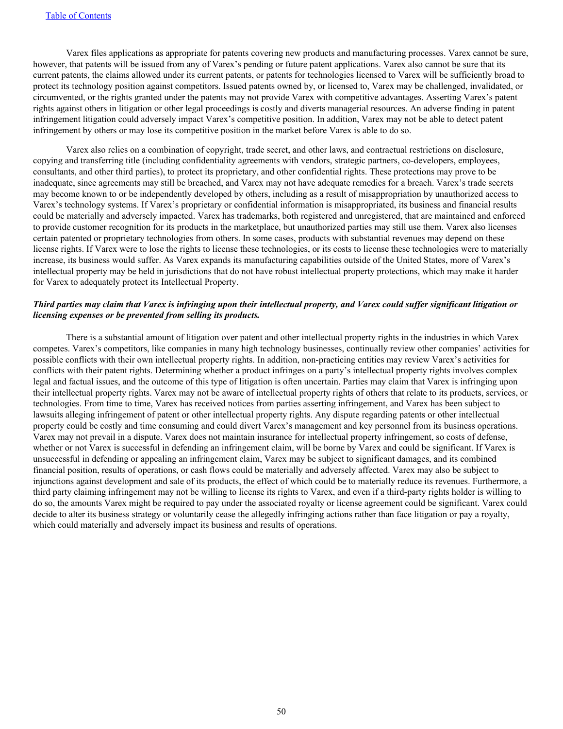Varex files applications as appropriate for patents covering new products and manufacturing processes. Varex cannot be sure, however, that patents will be issued from any of Varex's pending or future patent applications. Varex also cannot be sure that its current patents, the claims allowed under its current patents, or patents for technologies licensed to Varex will be sufficiently broad to protect its technology position against competitors. Issued patents owned by, or licensed to, Varex may be challenged, invalidated, or circumvented, or the rights granted under the patents may not provide Varex with competitive advantages. Asserting Varex's patent rights against others in litigation or other legal proceedings is costly and diverts managerial resources. An adverse finding in patent infringement litigation could adversely impact Varex's competitive position. In addition, Varex may not be able to detect patent infringement by others or may lose its competitive position in the market before Varex is able to do so.

Varex also relies on a combination of copyright, trade secret, and other laws, and contractual restrictions on disclosure, copying and transferring title (including confidentiality agreements with vendors, strategic partners, co-developers, employees, consultants, and other third parties), to protect its proprietary, and other confidential rights. These protections may prove to be inadequate, since agreements may still be breached, and Varex may not have adequate remedies for a breach. Varex's trade secrets may become known to or be independently developed by others, including as a result of misappropriation by unauthorized access to Varex's technology systems. If Varex's proprietary or confidential information is misappropriated, its business and financial results could be materially and adversely impacted. Varex has trademarks, both registered and unregistered, that are maintained and enforced to provide customer recognition for its products in the marketplace, but unauthorized parties may still use them. Varex also licenses certain patented or proprietary technologies from others. In some cases, products with substantial revenues may depend on these license rights. If Varex were to lose the rights to license these technologies, or its costs to license these technologies were to materially increase, its business would suffer. As Varex expands its manufacturing capabilities outside of the United States, more of Varex's intellectual property may be held in jurisdictions that do not have robust intellectual property protections, which may make it harder for Varex to adequately protect its Intellectual Property.

***Third parties may claim that Varex is infringing upon their intellectual property, and Varex could suffer significant litigation or licensing expenses or be prevented from selling its products.***

There is a substantial amount of litigation over patent and other intellectual property rights in the industries in which Varex competes. Varex's competitors, like companies in many high technology businesses, continually review other companies' activities for possible conflicts with their own intellectual property rights. In addition, non-practicing entities may review Varex's activities for conflicts with their patent rights. Determining whether a product infringes on a party's intellectual property rights involves complex legal and factual issues, and the outcome of this type of litigation is often uncertain. Parties may claim that Varex is infringing upon their intellectual property rights. Varex may not be aware of intellectual property rights of others that relate to its products, services, or technologies. From time to time, Varex has received notices from parties asserting infringement, and Varex has been subject to lawsuits alleging infringement of patent or other intellectual property rights. Any dispute regarding patents or other intellectual property could be costly and time consuming and could divert Varex's management and key personnel from its business operations. Varex may not prevail in a dispute. Varex does not maintain insurance for intellectual property infringement, so costs of defense, whether or not Varex is successful in defending an infringement claim, will be borne by Varex and could be significant. If Varex is unsuccessful in defending or appealing an infringement claim, Varex may be subject to significant damages, and its combined financial position, results of operations, or cash flows could be materially and adversely affected. Varex may also be subject to injunctions against development and sale of its products, the effect of which could be to materially reduce its revenues. Furthermore, a third party claiming infringement may not be willing to license its rights to Varex, and even if a third-party rights holder is willing to do so, the amounts Varex might be required to pay under the associated royalty or license agreement could be significant. Varex could decide to alter its business strategy or voluntarily cease the allegedly infringing actions rather than face litigation or pay a royalty, which could materially and adversely impact its business and results of operations.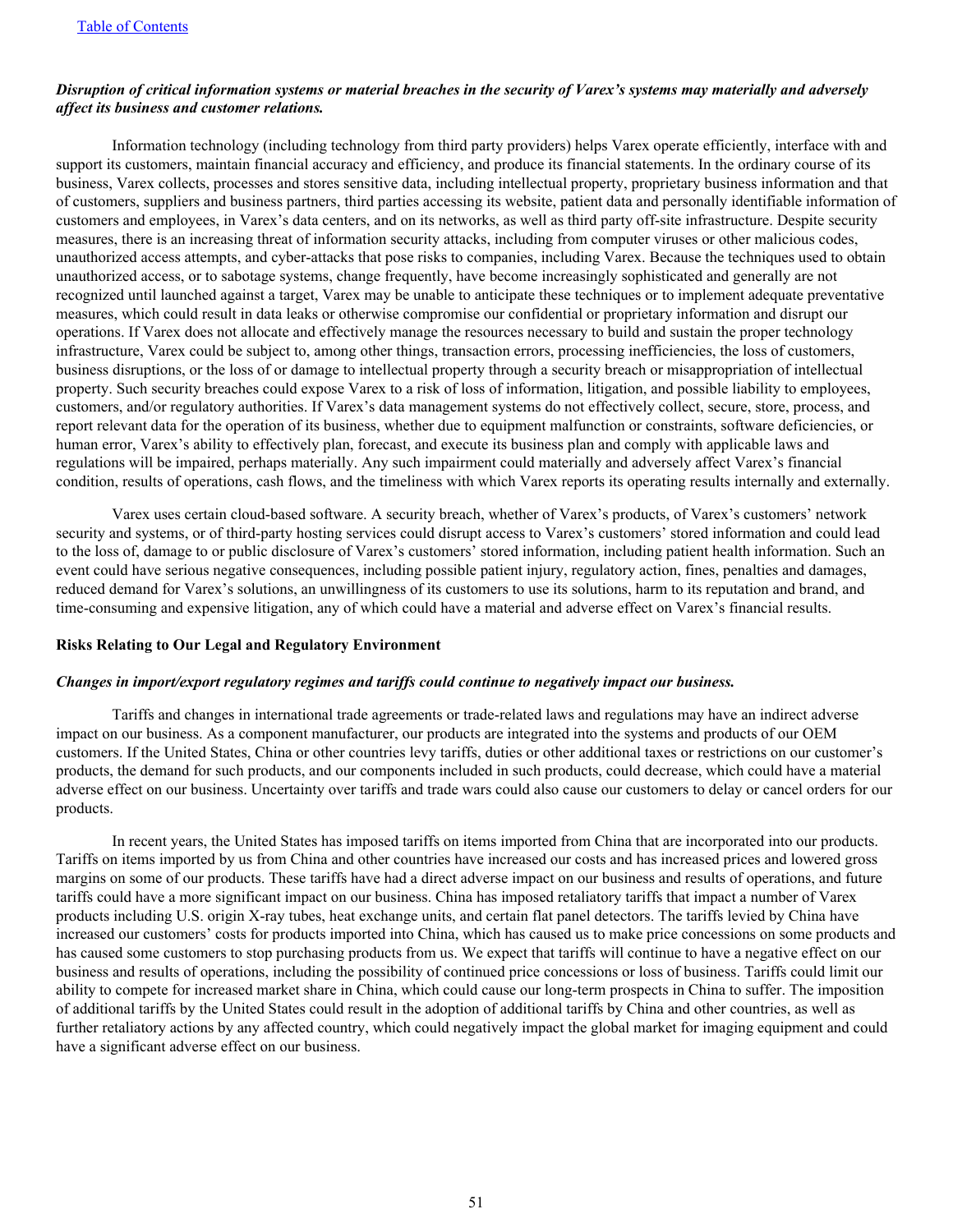***Disruption of critical information systems or material breaches in the security of Varex's systems may materially and adversely affect its business and customer relations.***

Information technology (including technology from third party providers) helps Varex operate efficiently, interface with and support its customers, maintain financial accuracy and efficiency, and produce its financial statements. In the ordinary course of its business, Varex collects, processes and stores sensitive data, including intellectual property, proprietary business information and that of customers, suppliers and business partners, third parties accessing its website, patient data and personally identifiable information of customers and employees, in Varex's data centers, and on its networks, as well as third party off-site infrastructure. Despite security measures, there is an increasing threat of information security attacks, including from computer viruses or other malicious codes, unauthorized access attempts, and cyber-attacks that pose risks to companies, including Varex. Because the techniques used to obtain unauthorized access, or to sabotage systems, change frequently, have become increasingly sophisticated and generally are not recognized until launched against a target, Varex may be unable to anticipate these techniques or to implement adequate preventative measures, which could result in data leaks or otherwise compromise our confidential or proprietary information and disrupt our operations. If Varex does not allocate and effectively manage the resources necessary to build and sustain the proper technology infrastructure, Varex could be subject to, among other things, transaction errors, processing inefficiencies, the loss of customers, business disruptions, or the loss of or damage to intellectual property through a security breach or misappropriation of intellectual property. Such security breaches could expose Varex to a risk of loss of information, litigation, and possible liability to employees, customers, and/or regulatory authorities. If Varex's data management systems do not effectively collect, secure, store, process, and report relevant data for the operation of its business, whether due to equipment malfunction or constraints, software deficiencies, or human error, Varex's ability to effectively plan, forecast, and execute its business plan and comply with applicable laws and regulations will be impaired, perhaps materially. Any such impairment could materially and adversely affect Varex's financial condition, results of operations, cash flows, and the timeliness with which Varex reports its operating results internally and externally.

Varex uses certain cloud-based software. A security breach, whether of Varex's products, of Varex's customers' network security and systems, or of third-party hosting services could disrupt access to Varex's customers' stored information and could lead to the loss of, damage to or public disclosure of Varex's customers' stored information, including patient health information. Such an event could have serious negative consequences, including possible patient injury, regulatory action, fines, penalties and damages, reduced demand for Varex's solutions, an unwillingness of its customers to use its solutions, harm to its reputation and brand, and time-consuming and expensive litigation, any of which could have a material and adverse effect on Varex's financial results.

**Risks Relating to Our Legal and Regulatory Environment**

***Changes in import/export regulatory regimes and tariffs could continue to negatively impact our business.***

Tariffs and changes in international trade agreements or trade-related laws and regulations may have an indirect adverse impact on our business. As a component manufacturer, our products are integrated into the systems and products of our OEM customers. If the United States, China or other countries levy tariffs, duties or other additional taxes or restrictions on our customer's products, the demand for such products, and our components included in such products, could decrease, which could have a material adverse effect on our business. Uncertainty over tariffs and trade wars could also cause our customers to delay or cancel orders for our products.

In recent years, the United States has imposed tariffs on items imported from China that are incorporated into our products. Tariffs on items imported by us from China and other countries have increased our costs and has increased prices and lowered gross margins on some of our products. These tariffs have had a direct adverse impact on our business and results of operations, and future tariffs could have a more significant impact on our business. China has imposed retaliatory tariffs that impact a number of Varex products including U.S. origin X-ray tubes, heat exchange units, and certain flat panel detectors. The tariffs levied by China have increased our customers' costs for products imported into China, which has caused us to make price concessions on some products and has caused some customers to stop purchasing products from us. We expect that tariffs will continue to have a negative effect on our business and results of operations, including the possibility of continued price concessions or loss of business. Tariffs could limit our ability to compete for increased market share in China, which could cause our long-term prospects in China to suffer. The imposition of additional tariffs by the United States could result in the adoption of additional tariffs by China and other countries, as well as further retaliatory actions by any affected country, which could negatively impact the global market for imaging equipment and could have a significant adverse effect on our business.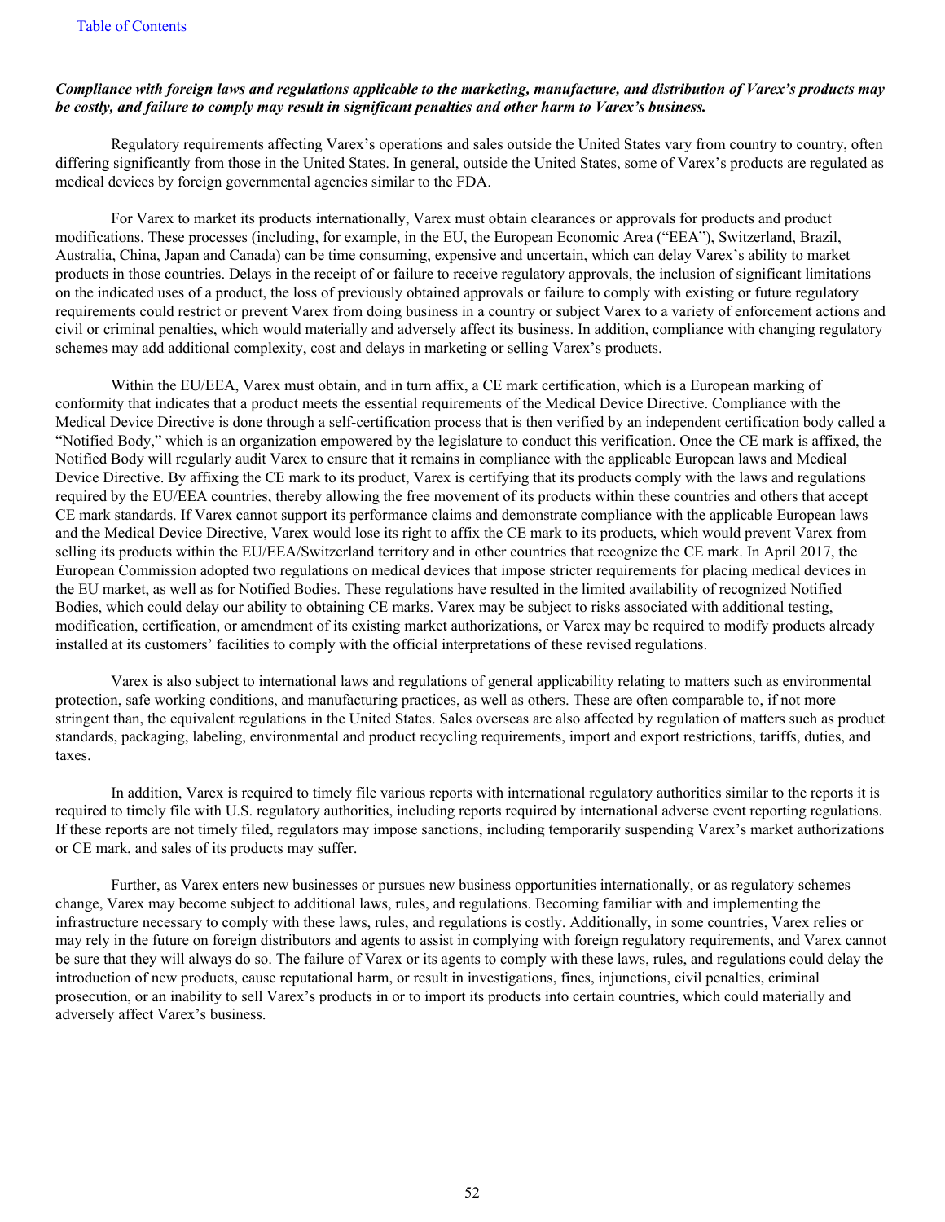***Compliance with foreign laws and regulations applicable to the marketing, manufacture, and distribution of Varex's products may be costly, and failure to comply may result in significant penalties and other harm to Varex's business.***

Regulatory requirements affecting Varex's operations and sales outside the United States vary from country to country, often differing significantly from those in the United States. In general, outside the United States, some of Varex's products are regulated as medical devices by foreign governmental agencies similar to the FDA.

For Varex to market its products internationally, Varex must obtain clearances or approvals for products and product modifications. These processes (including, for example, in the EU, the European Economic Area ("EEA"), Switzerland, Brazil, Australia, China, Japan and Canada) can be time consuming, expensive and uncertain, which can delay Varex's ability to market products in those countries. Delays in the receipt of or failure to receive regulatory approvals, the inclusion of significant limitations on the indicated uses of a product, the loss of previously obtained approvals or failure to comply with existing or future regulatory requirements could restrict or prevent Varex from doing business in a country or subject Varex to a variety of enforcement actions and civil or criminal penalties, which would materially and adversely affect its business. In addition, compliance with changing regulatory schemes may add additional complexity, cost and delays in marketing or selling Varex's products.

Within the EU/EEA, Varex must obtain, and in turn affix, a CE mark certification, which is a European marking of conformity that indicates that a product meets the essential requirements of the Medical Device Directive. Compliance with the Medical Device Directive is done through a self-certification process that is then verified by an independent certification body called a "Notified Body," which is an organization empowered by the legislature to conduct this verification. Once the CE mark is affixed, the Notified Body will regularly audit Varex to ensure that it remains in compliance with the applicable European laws and Medical Device Directive. By affixing the CE mark to its product, Varex is certifying that its products comply with the laws and regulations required by the EU/EEA countries, thereby allowing the free movement of its products within these countries and others that accept CE mark standards. If Varex cannot support its performance claims and demonstrate compliance with the applicable European laws and the Medical Device Directive, Varex would lose its right to affix the CE mark to its products, which would prevent Varex from selling its products within the EU/EEA/Switzerland territory and in other countries that recognize the CE mark. In April 2017, the European Commission adopted two regulations on medical devices that impose stricter requirements for placing medical devices in the EU market, as well as for Notified Bodies. These regulations have resulted in the limited availability of recognized Notified Bodies, which could delay our ability to obtaining CE marks. Varex may be subject to risks associated with additional testing, modification, certification, or amendment of its existing market authorizations, or Varex may be required to modify products already installed at its customers' facilities to comply with the official interpretations of these revised regulations.

Varex is also subject to international laws and regulations of general applicability relating to matters such as environmental protection, safe working conditions, and manufacturing practices, as well as others. These are often comparable to, if not more stringent than, the equivalent regulations in the United States. Sales overseas are also affected by regulation of matters such as product standards, packaging, labeling, environmental and product recycling requirements, import and export restrictions, tariffs, duties, and taxes.

In addition, Varex is required to timely file various reports with international regulatory authorities similar to the reports it is required to timely file with U.S. regulatory authorities, including reports required by international adverse event reporting regulations. If these reports are not timely filed, regulators may impose sanctions, including temporarily suspending Varex's market authorizations or CE mark, and sales of its products may suffer.

Further, as Varex enters new businesses or pursues new business opportunities internationally, or as regulatory schemes change, Varex may become subject to additional laws, rules, and regulations. Becoming familiar with and implementing the infrastructure necessary to comply with these laws, rules, and regulations is costly. Additionally, in some countries, Varex relies or may rely in the future on foreign distributors and agents to assist in complying with foreign regulatory requirements, and Varex cannot be sure that they will always do so. The failure of Varex or its agents to comply with these laws, rules, and regulations could delay the introduction of new products, cause reputational harm, or result in investigations, fines, injunctions, civil penalties, criminal prosecution, or an inability to sell Varex's products in or to import its products into certain countries, which could materially and adversely affect Varex's business.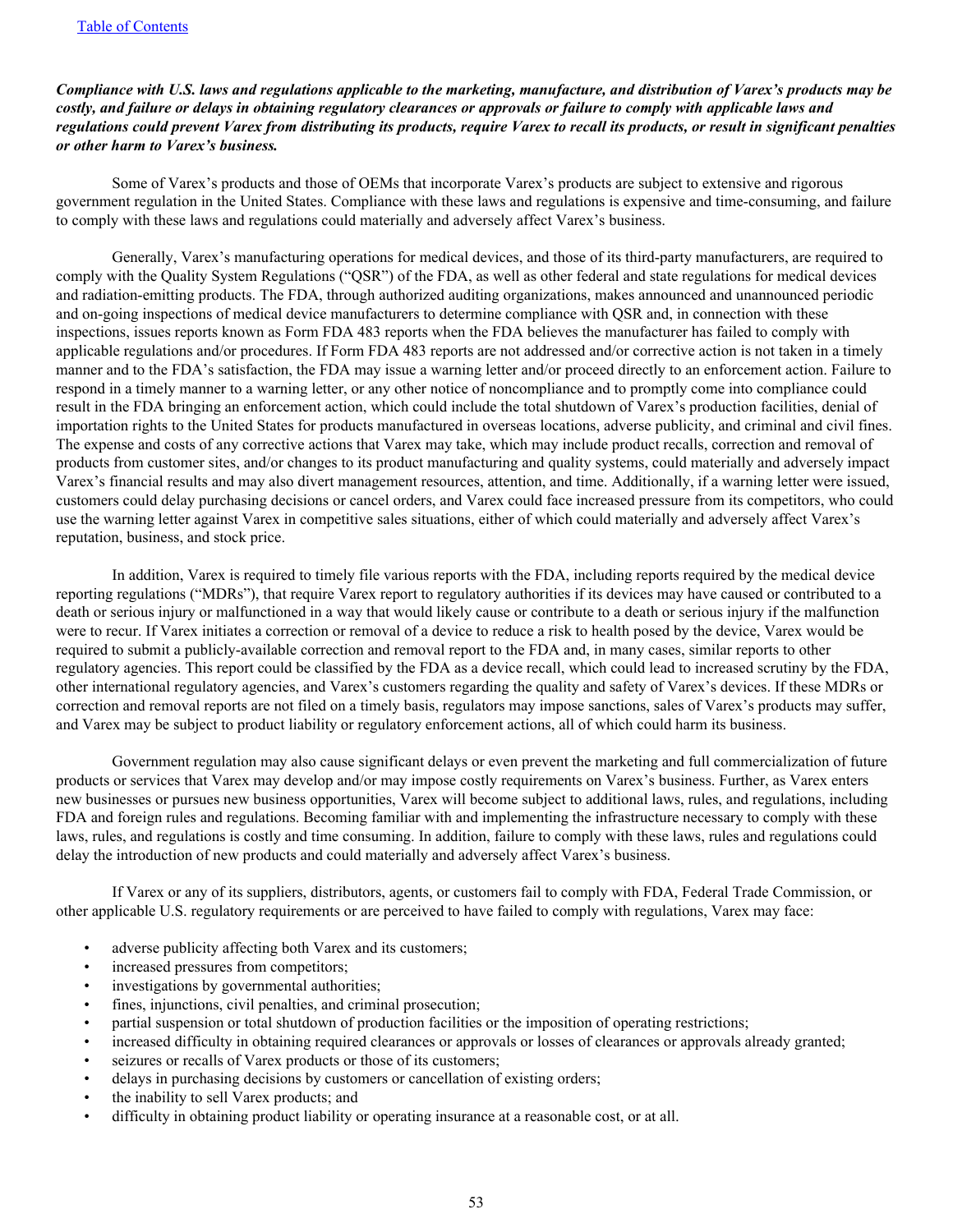***Compliance with U.S. laws and regulations applicable to the marketing, manufacture, and distribution of Varex's products may be costly, and failure or delays in obtaining regulatory clearances or approvals or failure to comply with applicable laws and regulations could prevent Varex from distributing its products, require Varex to recall its products, or result in significant penalties or other harm to Varex's business.***

Some of Varex's products and those of OEMs that incorporate Varex's products are subject to extensive and rigorous government regulation in the United States. Compliance with these laws and regulations is expensive and time-consuming, and failure to comply with these laws and regulations could materially and adversely affect Varex's business.

Generally, Varex's manufacturing operations for medical devices, and those of its third-party manufacturers, are required to comply with the Quality System Regulations ("QSR") of the FDA, as well as other federal and state regulations for medical devices and radiation-emitting products. The FDA, through authorized auditing organizations, makes announced and unannounced periodic and on-going inspections of medical device manufacturers to determine compliance with QSR and, in connection with these inspections, issues reports known as Form FDA 483 reports when the FDA believes the manufacturer has failed to comply with applicable regulations and/or procedures. If Form FDA 483 reports are not addressed and/or corrective action is not taken in a timely manner and to the FDA's satisfaction, the FDA may issue a warning letter and/or proceed directly to an enforcement action. Failure to respond in a timely manner to a warning letter, or any other notice of noncompliance and to promptly come into compliance could result in the FDA bringing an enforcement action, which could include the total shutdown of Varex's production facilities, denial of importation rights to the United States for products manufactured in overseas locations, adverse publicity, and criminal and civil fines. The expense and costs of any corrective actions that Varex may take, which may include product recalls, correction and removal of products from customer sites, and/or changes to its product manufacturing and quality systems, could materially and adversely impact Varex's financial results and may also divert management resources, attention, and time. Additionally, if a warning letter were issued, customers could delay purchasing decisions or cancel orders, and Varex could face increased pressure from its competitors, who could use the warning letter against Varex in competitive sales situations, either of which could materially and adversely affect Varex's reputation, business, and stock price.

In addition, Varex is required to timely file various reports with the FDA, including reports required by the medical device reporting regulations ("MDRs"), that require Varex report to regulatory authorities if its devices may have caused or contributed to a death or serious injury or malfunctioned in a way that would likely cause or contribute to a death or serious injury if the malfunction were to recur. If Varex initiates a correction or removal of a device to reduce a risk to health posed by the device, Varex would be required to submit a publicly-available correction and removal report to the FDA and, in many cases, similar reports to other regulatory agencies. This report could be classified by the FDA as a device recall, which could lead to increased scrutiny by the FDA, other international regulatory agencies, and Varex's customers regarding the quality and safety of Varex's devices. If these MDRs or correction and removal reports are not filed on a timely basis, regulators may impose sanctions, sales of Varex's products may suffer, and Varex may be subject to product liability or regulatory enforcement actions, all of which could harm its business.

Government regulation may also cause significant delays or even prevent the marketing and full commercialization of future products or services that Varex may develop and/or may impose costly requirements on Varex's business. Further, as Varex enters new businesses or pursues new business opportunities, Varex will become subject to additional laws, rules, and regulations, including FDA and foreign rules and regulations. Becoming familiar with and implementing the infrastructure necessary to comply with these laws, rules, and regulations is costly and time consuming. In addition, failure to comply with these laws, rules and regulations could delay the introduction of new products and could materially and adversely affect Varex's business.

If Varex or any of its suppliers, distributors, agents, or customers fail to comply with FDA, Federal Trade Commission, or other applicable U.S. regulatory requirements or are perceived to have failed to comply with regulations, Varex may face:

- adverse publicity affecting both Varex and its customers;
- increased pressures from competitors;
- investigations by governmental authorities;
- fines, injunctions, civil penalties, and criminal prosecution;
- partial suspension or total shutdown of production facilities or the imposition of operating restrictions;
- increased difficulty in obtaining required clearances or approvals or losses of clearances or approvals already granted;
- seizures or recalls of Varex products or those of its customers;
- delays in purchasing decisions by customers or cancellation of existing orders;
- the inability to sell Varex products; and
- difficulty in obtaining product liability or operating insurance at a reasonable cost, or at all.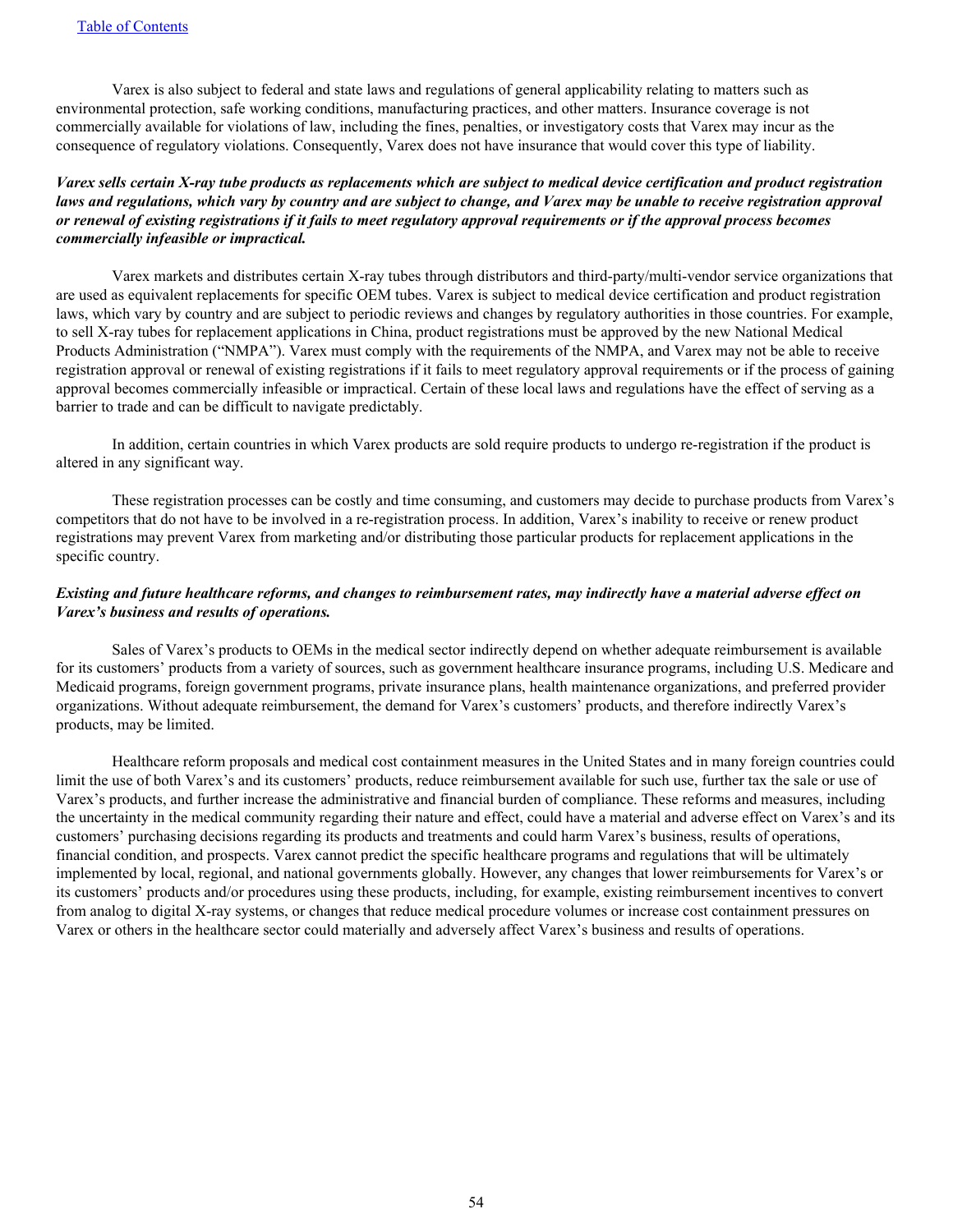Varex is also subject to federal and state laws and regulations of general applicability relating to matters such as environmental protection, safe working conditions, manufacturing practices, and other matters. Insurance coverage is not commercially available for violations of law, including the fines, penalties, or investigatory costs that Varex may incur as the consequence of regulatory violations. Consequently, Varex does not have insurance that would cover this type of liability.

***Varex sells certain X-ray tube products as replacements which are subject to medical device certification and product registration laws and regulations, which vary by country and are subject to change, and Varex may be unable to receive registration approval or renewal of existing registrations if it fails to meet regulatory approval requirements or if the approval process becomes commercially infeasible or impractical.***

Varex markets and distributes certain X-ray tubes through distributors and third-party/multi-vendor service organizations that are used as equivalent replacements for specific OEM tubes. Varex is subject to medical device certification and product registration laws, which vary by country and are subject to periodic reviews and changes by regulatory authorities in those countries. For example, to sell X-ray tubes for replacement applications in China, product registrations must be approved by the new National Medical Products Administration ("NMPA"). Varex must comply with the requirements of the NMPA, and Varex may not be able to receive registration approval or renewal of existing registrations if it fails to meet regulatory approval requirements or if the process of gaining approval becomes commercially infeasible or impractical. Certain of these local laws and regulations have the effect of serving as a barrier to trade and can be difficult to navigate predictably.

In addition, certain countries in which Varex products are sold require products to undergo re-registration if the product is altered in any significant way.

These registration processes can be costly and time consuming, and customers may decide to purchase products from Varex's competitors that do not have to be involved in a re-registration process. In addition, Varex's inability to receive or renew product registrations may prevent Varex from marketing and/or distributing those particular products for replacement applications in the specific country.

***Existing and future healthcare reforms, and changes to reimbursement rates, may indirectly have a material adverse effect on Varex's business and results of operations.***

Sales of Varex's products to OEMs in the medical sector indirectly depend on whether adequate reimbursement is available for its customers' products from a variety of sources, such as government healthcare insurance programs, including U.S. Medicare and Medicaid programs, foreign government programs, private insurance plans, health maintenance organizations, and preferred provider organizations. Without adequate reimbursement, the demand for Varex's customers' products, and therefore indirectly Varex's products, may be limited.

Healthcare reform proposals and medical cost containment measures in the United States and in many foreign countries could limit the use of both Varex's and its customers' products, reduce reimbursement available for such use, further tax the sale or use of Varex's products, and further increase the administrative and financial burden of compliance. These reforms and measures, including the uncertainty in the medical community regarding their nature and effect, could have a material and adverse effect on Varex's and its customers' purchasing decisions regarding its products and treatments and could harm Varex's business, results of operations, financial condition, and prospects. Varex cannot predict the specific healthcare programs and regulations that will be ultimately implemented by local, regional, and national governments globally. However, any changes that lower reimbursements for Varex's or its customers' products and/or procedures using these products, including, for example, existing reimbursement incentives to convert from analog to digital X-ray systems, or changes that reduce medical procedure volumes or increase cost containment pressures on Varex or others in the healthcare sector could materially and adversely affect Varex's business and results of operations.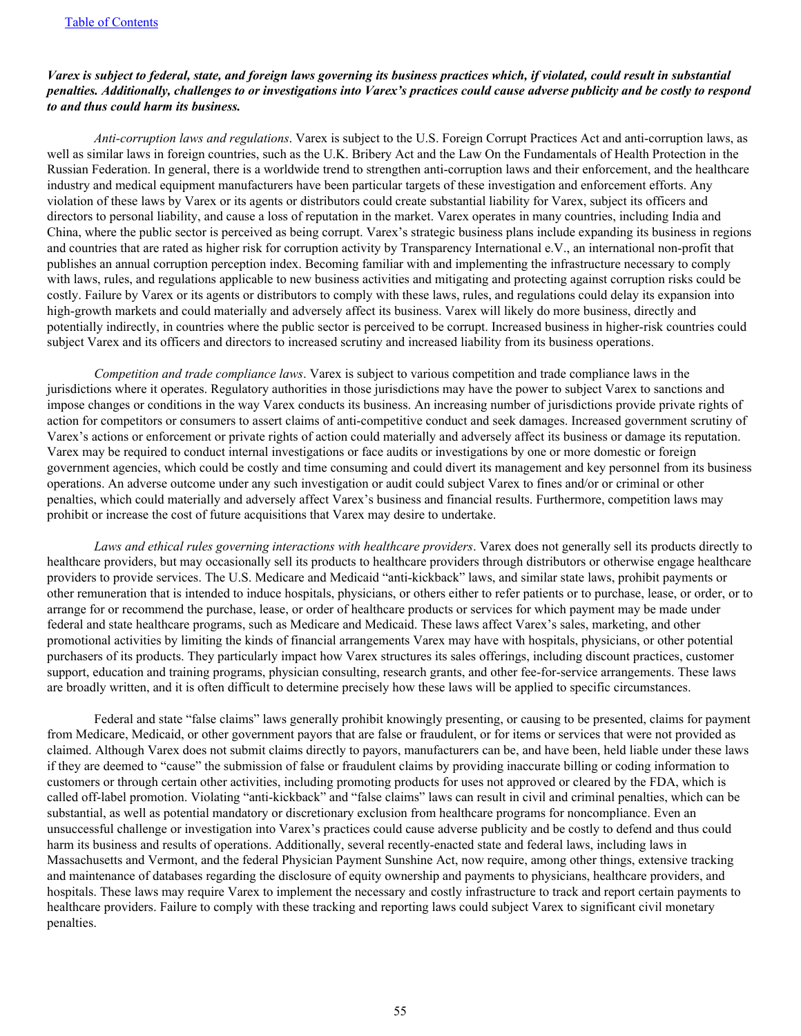***Varex is subject to federal, state, and foreign laws governing its business practices which, if violated, could result in substantial penalties. Additionally, challenges to or investigations into Varex's practices could cause adverse publicity and be costly to respond to and thus could harm its business.***

*Anti-corruption laws and regulations*. Varex is subject to the U.S. Foreign Corrupt Practices Act and anti-corruption laws, as well as similar laws in foreign countries, such as the U.K. Bribery Act and the Law On the Fundamentals of Health Protection in the Russian Federation. In general, there is a worldwide trend to strengthen anti-corruption laws and their enforcement, and the healthcare industry and medical equipment manufacturers have been particular targets of these investigation and enforcement efforts. Any violation of these laws by Varex or its agents or distributors could create substantial liability for Varex, subject its officers and directors to personal liability, and cause a loss of reputation in the market. Varex operates in many countries, including India and China, where the public sector is perceived as being corrupt. Varex's strategic business plans include expanding its business in regions and countries that are rated as higher risk for corruption activity by Transparency International e.V., an international non-profit that publishes an annual corruption perception index. Becoming familiar with and implementing the infrastructure necessary to comply with laws, rules, and regulations applicable to new business activities and mitigating and protecting against corruption risks could be costly. Failure by Varex or its agents or distributors to comply with these laws, rules, and regulations could delay its expansion into high-growth markets and could materially and adversely affect its business. Varex will likely do more business, directly and potentially indirectly, in countries where the public sector is perceived to be corrupt. Increased business in higher-risk countries could subject Varex and its officers and directors to increased scrutiny and increased liability from its business operations.

*Competition and trade compliance laws*. Varex is subject to various competition and trade compliance laws in the jurisdictions where it operates. Regulatory authorities in those jurisdictions may have the power to subject Varex to sanctions and impose changes or conditions in the way Varex conducts its business. An increasing number of jurisdictions provide private rights of action for competitors or consumers to assert claims of anti-competitive conduct and seek damages. Increased government scrutiny of Varex's actions or enforcement or private rights of action could materially and adversely affect its business or damage its reputation. Varex may be required to conduct internal investigations or face audits or investigations by one or more domestic or foreign government agencies, which could be costly and time consuming and could divert its management and key personnel from its business operations. An adverse outcome under any such investigation or audit could subject Varex to fines and/or or criminal or other penalties, which could materially and adversely affect Varex's business and financial results. Furthermore, competition laws may prohibit or increase the cost of future acquisitions that Varex may desire to undertake.

*Laws and ethical rules governing interactions with healthcare providers*. Varex does not generally sell its products directly to healthcare providers, but may occasionally sell its products to healthcare providers through distributors or otherwise engage healthcare providers to provide services. The U.S. Medicare and Medicaid "anti-kickback" laws, and similar state laws, prohibit payments or other remuneration that is intended to induce hospitals, physicians, or others either to refer patients or to purchase, lease, or order, or to arrange for or recommend the purchase, lease, or order of healthcare products or services for which payment may be made under federal and state healthcare programs, such as Medicare and Medicaid. These laws affect Varex's sales, marketing, and other promotional activities by limiting the kinds of financial arrangements Varex may have with hospitals, physicians, or other potential purchasers of its products. They particularly impact how Varex structures its sales offerings, including discount practices, customer support, education and training programs, physician consulting, research grants, and other fee-for-service arrangements. These laws are broadly written, and it is often difficult to determine precisely how these laws will be applied to specific circumstances.

Federal and state "false claims" laws generally prohibit knowingly presenting, or causing to be presented, claims for payment from Medicare, Medicaid, or other government payors that are false or fraudulent, or for items or services that were not provided as claimed. Although Varex does not submit claims directly to payors, manufacturers can be, and have been, held liable under these laws if they are deemed to "cause" the submission of false or fraudulent claims by providing inaccurate billing or coding information to customers or through certain other activities, including promoting products for uses not approved or cleared by the FDA, which is called off-label promotion. Violating "anti-kickback" and "false claims" laws can result in civil and criminal penalties, which can be substantial, as well as potential mandatory or discretionary exclusion from healthcare programs for noncompliance. Even an unsuccessful challenge or investigation into Varex's practices could cause adverse publicity and be costly to defend and thus could harm its business and results of operations. Additionally, several recently-enacted state and federal laws, including laws in Massachusetts and Vermont, and the federal Physician Payment Sunshine Act, now require, among other things, extensive tracking and maintenance of databases regarding the disclosure of equity ownership and payments to physicians, healthcare providers, and hospitals. These laws may require Varex to implement the necessary and costly infrastructure to track and report certain payments to healthcare providers. Failure to comply with these tracking and reporting laws could subject Varex to significant civil monetary penalties.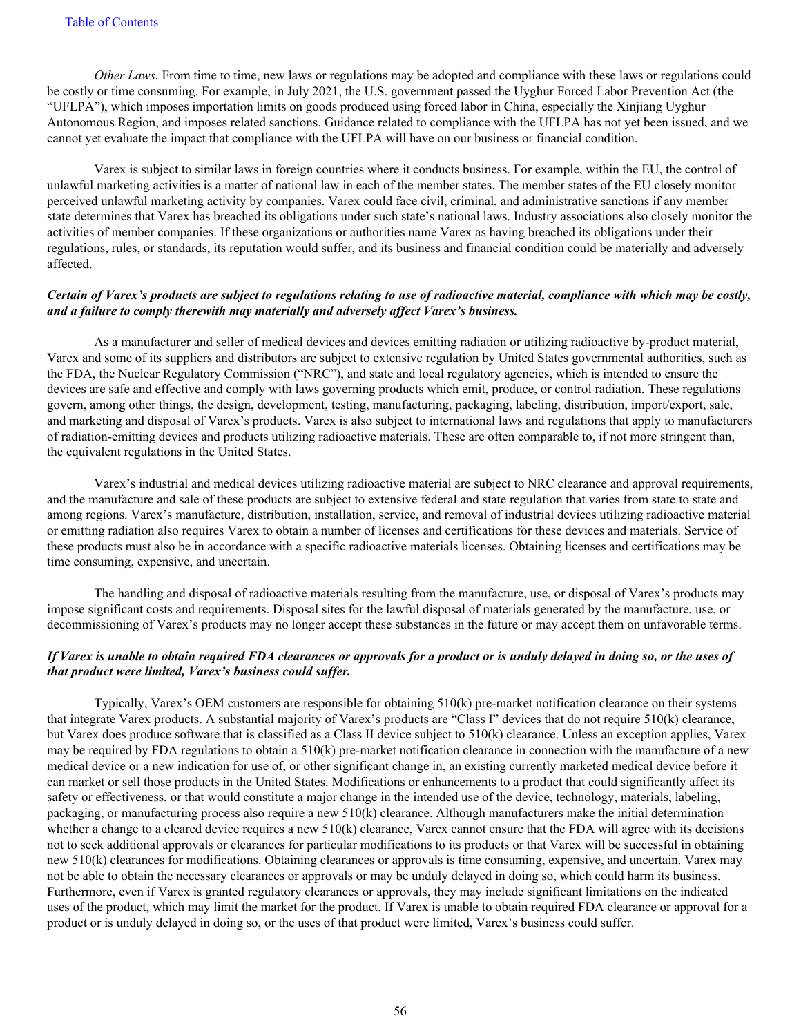*Other Laws.* From time to time, new laws or regulations may be adopted and compliance with these laws or regulations could be costly or time consuming. For example, in July 2021, the U.S. government passed the Uyghur Forced Labor Prevention Act (the "UFLPA"), which imposes importation limits on goods produced using forced labor in China, especially the Xinjiang Uyghur Autonomous Region, and imposes related sanctions. Guidance related to compliance with the UFLPA has not yet been issued, and we cannot yet evaluate the impact that compliance with the UFLPA will have on our business or financial condition.

Varex is subject to similar laws in foreign countries where it conducts business. For example, within the EU, the control of unlawful marketing activities is a matter of national law in each of the member states. The member states of the EU closely monitor perceived unlawful marketing activity by companies. Varex could face civil, criminal, and administrative sanctions if any member state determines that Varex has breached its obligations under such state's national laws. Industry associations also closely monitor the activities of member companies. If these organizations or authorities name Varex as having breached its obligations under their regulations, rules, or standards, its reputation would suffer, and its business and financial condition could be materially and adversely affected.

***Certain of Varex's products are subject to regulations relating to use of radioactive material, compliance with which may be costly, and a failure to comply therewith may materially and adversely affect Varex's business.***

As a manufacturer and seller of medical devices and devices emitting radiation or utilizing radioactive by-product material, Varex and some of its suppliers and distributors are subject to extensive regulation by United States governmental authorities, such as the FDA, the Nuclear Regulatory Commission ("NRC"), and state and local regulatory agencies, which is intended to ensure the devices are safe and effective and comply with laws governing products which emit, produce, or control radiation. These regulations govern, among other things, the design, development, testing, manufacturing, packaging, labeling, distribution, import/export, sale, and marketing and disposal of Varex's products. Varex is also subject to international laws and regulations that apply to manufacturers of radiation-emitting devices and products utilizing radioactive materials. These are often comparable to, if not more stringent than, the equivalent regulations in the United States.

Varex's industrial and medical devices utilizing radioactive material are subject to NRC clearance and approval requirements, and the manufacture and sale of these products are subject to extensive federal and state regulation that varies from state to state and among regions. Varex's manufacture, distribution, installation, service, and removal of industrial devices utilizing radioactive material or emitting radiation also requires Varex to obtain a number of licenses and certifications for these devices and materials. Service of these products must also be in accordance with a specific radioactive materials licenses. Obtaining licenses and certifications may be time consuming, expensive, and uncertain.

The handling and disposal of radioactive materials resulting from the manufacture, use, or disposal of Varex's products may impose significant costs and requirements. Disposal sites for the lawful disposal of materials generated by the manufacture, use, or decommissioning of Varex's products may no longer accept these substances in the future or may accept them on unfavorable terms.

***If Varex is unable to obtain required FDA clearances or approvals for a product or is unduly delayed in doing so, or the uses of that product were limited, Varex's business could suffer.***

Typically, Varex's OEM customers are responsible for obtaining 510(k) pre-market notification clearance on their systems that integrate Varex products. A substantial majority of Varex's products are "Class I" devices that do not require 510(k) clearance, but Varex does produce software that is classified as a Class II device subject to 510(k) clearance. Unless an exception applies, Varex may be required by FDA regulations to obtain a 510(k) pre-market notification clearance in connection with the manufacture of a new medical device or a new indication for use of, or other significant change in, an existing currently marketed medical device before it can market or sell those products in the United States. Modifications or enhancements to a product that could significantly affect its safety or effectiveness, or that would constitute a major change in the intended use of the device, technology, materials, labeling, packaging, or manufacturing process also require a new 510(k) clearance. Although manufacturers make the initial determination whether a change to a cleared device requires a new 510(k) clearance, Varex cannot ensure that the FDA will agree with its decisions not to seek additional approvals or clearances for particular modifications to its products or that Varex will be successful in obtaining new 510(k) clearances for modifications. Obtaining clearances or approvals is time consuming, expensive, and uncertain. Varex may not be able to obtain the necessary clearances or approvals or may be unduly delayed in doing so, which could harm its business. Furthermore, even if Varex is granted regulatory clearances or approvals, they may include significant limitations on the indicated uses of the product, which may limit the market for the product. If Varex is unable to obtain required FDA clearance or approval for a product or is unduly delayed in doing so, or the uses of that product were limited, Varex's business could suffer.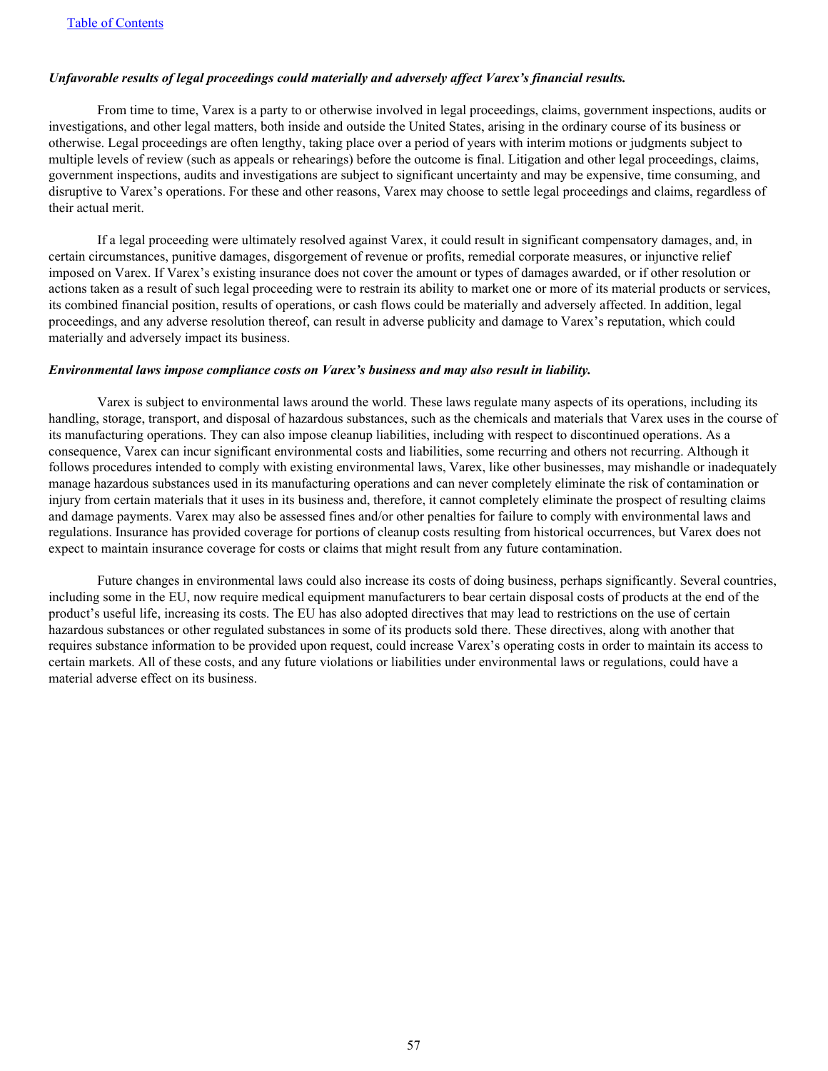***Unfavorable results of legal proceedings could materially and adversely affect Varex's financial results.***

From time to time, Varex is a party to or otherwise involved in legal proceedings, claims, government inspections, audits or investigations, and other legal matters, both inside and outside the United States, arising in the ordinary course of its business or otherwise. Legal proceedings are often lengthy, taking place over a period of years with interim motions or judgments subject to multiple levels of review (such as appeals or rehearings) before the outcome is final. Litigation and other legal proceedings, claims, government inspections, audits and investigations are subject to significant uncertainty and may be expensive, time consuming, and disruptive to Varex's operations. For these and other reasons, Varex may choose to settle legal proceedings and claims, regardless of their actual merit.

If a legal proceeding were ultimately resolved against Varex, it could result in significant compensatory damages, and, in certain circumstances, punitive damages, disgorgement of revenue or profits, remedial corporate measures, or injunctive relief imposed on Varex. If Varex's existing insurance does not cover the amount or types of damages awarded, or if other resolution or actions taken as a result of such legal proceeding were to restrain its ability to market one or more of its material products or services, its combined financial position, results of operations, or cash flows could be materially and adversely affected. In addition, legal proceedings, and any adverse resolution thereof, can result in adverse publicity and damage to Varex's reputation, which could materially and adversely impact its business.

***Environmental laws impose compliance costs on Varex's business and may also result in liability.***

Varex is subject to environmental laws around the world. These laws regulate many aspects of its operations, including its handling, storage, transport, and disposal of hazardous substances, such as the chemicals and materials that Varex uses in the course of its manufacturing operations. They can also impose cleanup liabilities, including with respect to discontinued operations. As a consequence, Varex can incur significant environmental costs and liabilities, some recurring and others not recurring. Although it follows procedures intended to comply with existing environmental laws, Varex, like other businesses, may mishandle or inadequately manage hazardous substances used in its manufacturing operations and can never completely eliminate the risk of contamination or injury from certain materials that it uses in its business and, therefore, it cannot completely eliminate the prospect of resulting claims and damage payments. Varex may also be assessed fines and/or other penalties for failure to comply with environmental laws and regulations. Insurance has provided coverage for portions of cleanup costs resulting from historical occurrences, but Varex does not expect to maintain insurance coverage for costs or claims that might result from any future contamination.

Future changes in environmental laws could also increase its costs of doing business, perhaps significantly. Several countries, including some in the EU, now require medical equipment manufacturers to bear certain disposal costs of products at the end of the product's useful life, increasing its costs. The EU has also adopted directives that may lead to restrictions on the use of certain hazardous substances or other regulated substances in some of its products sold there. These directives, along with another that requires substance information to be provided upon request, could increase Varex's operating costs in order to maintain its access to certain markets. All of these costs, and any future violations or liabilities under environmental laws or regulations, could have a material adverse effect on its business.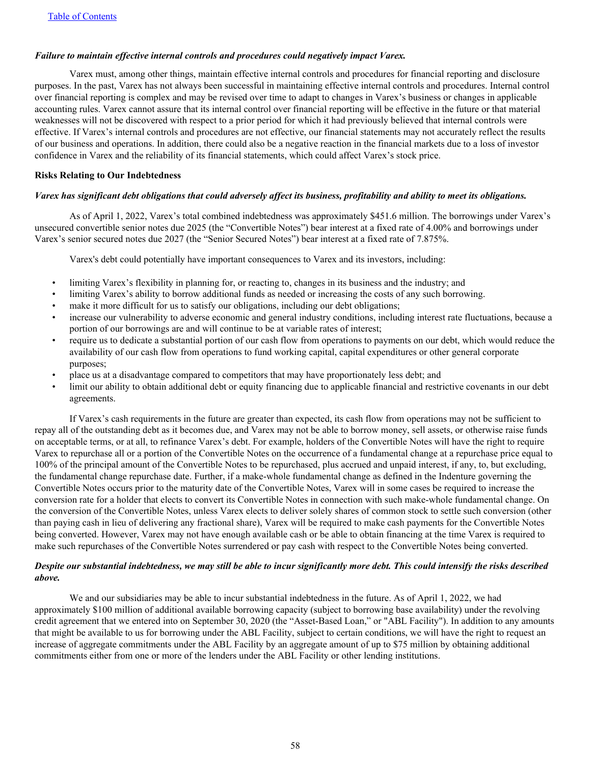[Table of Contents](#)

***Failure to maintain effective internal controls and procedures could negatively impact Varex.***

Varex must, among other things, maintain effective internal controls and procedures for financial reporting and disclosure purposes. In the past, Varex has not always been successful in maintaining effective internal controls and procedures. Internal control over financial reporting is complex and may be revised over time to adapt to changes in Varex's business or changes in applicable accounting rules. Varex cannot assure that its internal control over financial reporting will be effective in the future or that material weaknesses will not be discovered with respect to a prior period for which it had previously believed that internal controls were effective. If Varex's internal controls and procedures are not effective, our financial statements may not accurately reflect the results of our business and operations. In addition, there could also be a negative reaction in the financial markets due to a loss of investor confidence in Varex and the reliability of its financial statements, which could affect Varex's stock price.

**Risks Relating to Our Indebtedness**

***Varex has significant debt obligations that could adversely affect its business, profitability and ability to meet its obligations.***

As of April 1, 2022, Varex's total combined indebtedness was approximately $451.6 million. The borrowings under Varex's unsecured convertible senior notes due 2025 (the "Convertible Notes") bear interest at a fixed rate of 4.00% and borrowings under Varex's senior secured notes due 2027 (the "Senior Secured Notes") bear interest at a fixed rate of 7.875%.

Varex's debt could potentially have important consequences to Varex and its investors, including:

- limiting Varex's flexibility in planning for, or reacting to, changes in its business and the industry; and
- limiting Varex's ability to borrow additional funds as needed or increasing the costs of any such borrowing.
- make it more difficult for us to satisfy our obligations, including our debt obligations;
- increase our vulnerability to adverse economic and general industry conditions, including interest rate fluctuations, because a portion of our borrowings are and will continue to be at variable rates of interest;
- require us to dedicate a substantial portion of our cash flow from operations to payments on our debt, which would reduce the availability of our cash flow from operations to fund working capital, capital expenditures or other general corporate purposes;
- place us at a disadvantage compared to competitors that may have proportionately less debt; and
- limit our ability to obtain additional debt or equity financing due to applicable financial and restrictive covenants in our debt agreements.

If Varex's cash requirements in the future are greater than expected, its cash flow from operations may not be sufficient to repay all of the outstanding debt as it becomes due, and Varex may not be able to borrow money, sell assets, or otherwise raise funds on acceptable terms, or at all, to refinance Varex's debt. For example, holders of the Convertible Notes will have the right to require Varex to repurchase all or a portion of the Convertible Notes on the occurrence of a fundamental change at a repurchase price equal to 100% of the principal amount of the Convertible Notes to be repurchased, plus accrued and unpaid interest, if any, to, but excluding, the fundamental change repurchase date. Further, if a make-whole fundamental change as defined in the Indenture governing the Convertible Notes occurs prior to the maturity date of the Convertible Notes, Varex will in some cases be required to increase the conversion rate for a holder that elects to convert its Convertible Notes in connection with such make-whole fundamental change. On the conversion of the Convertible Notes, unless Varex elects to deliver solely shares of common stock to settle such conversion (other than paying cash in lieu of delivering any fractional share), Varex will be required to make cash payments for the Convertible Notes being converted. However, Varex may not have enough available cash or be able to obtain financing at the time Varex is required to make such repurchases of the Convertible Notes surrendered or pay cash with respect to the Convertible Notes being converted.

***Despite our substantial indebtedness, we may still be able to incur significantly more debt. This could intensify the risks described above.***

We and our subsidiaries may be able to incur substantial indebtedness in the future. As of April 1, 2022, we had approximately $100 million of additional available borrowing capacity (subject to borrowing base availability) under the revolving credit agreement that we entered into on September 30, 2020 (the "Asset-Based Loan," or "ABL Facility"). In addition to any amounts that might be available to us for borrowing under the ABL Facility, subject to certain conditions, we will have the right to request an increase of aggregate commitments under the ABL Facility by an aggregate amount of up to $75 million by obtaining additional commitments either from one or more of the lenders under the ABL Facility or other lending institutions.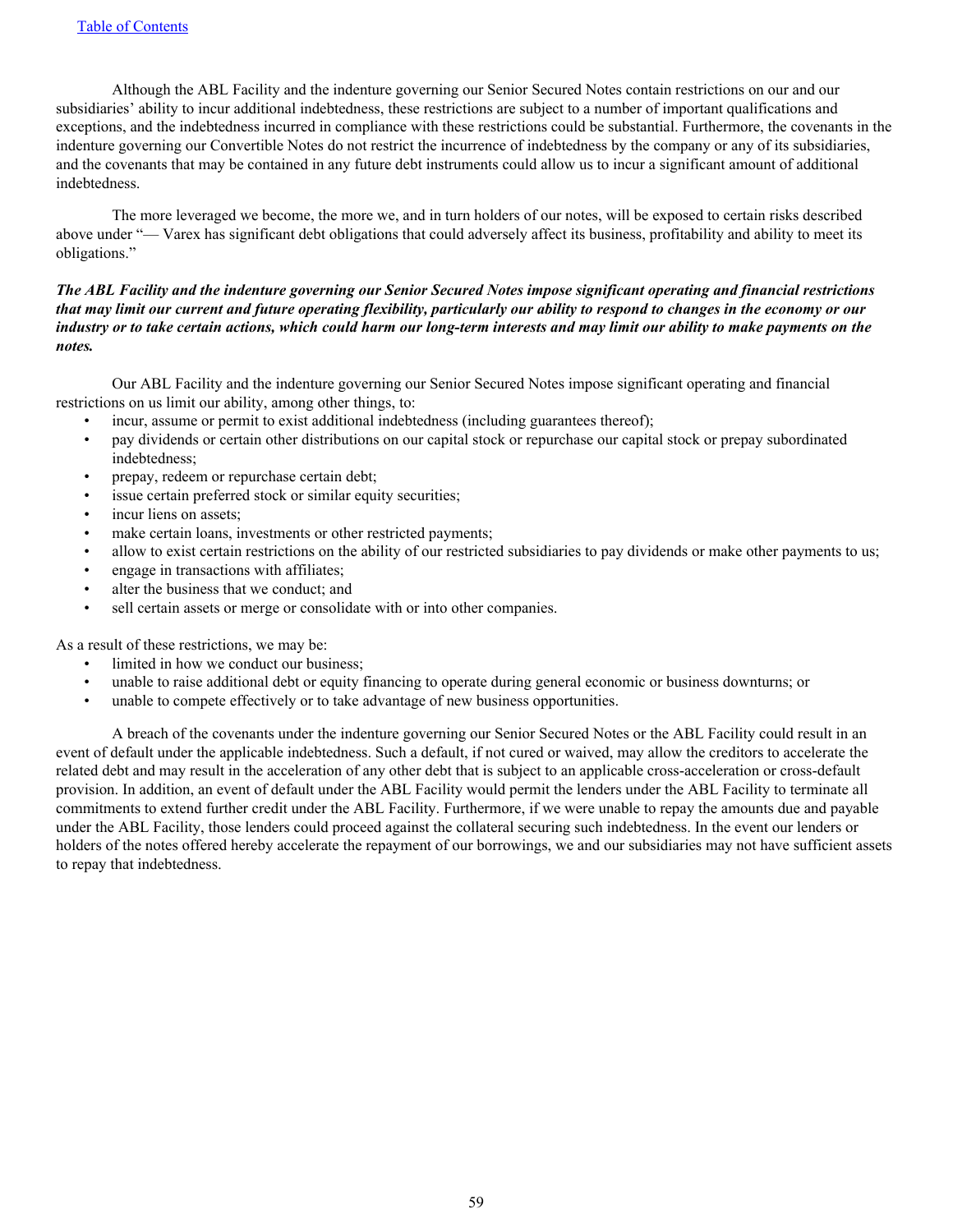Although the ABL Facility and the indenture governing our Senior Secured Notes contain restrictions on our and our subsidiaries' ability to incur additional indebtedness, these restrictions are subject to a number of important qualifications and exceptions, and the indebtedness incurred in compliance with these restrictions could be substantial. Furthermore, the covenants in the indenture governing our Convertible Notes do not restrict the incurrence of indebtedness by the company or any of its subsidiaries, and the covenants that may be contained in any future debt instruments could allow us to incur a significant amount of additional indebtedness.

The more leveraged we become, the more we, and in turn holders of our notes, will be exposed to certain risks described above under "— Varex has significant debt obligations that could adversely affect its business, profitability and ability to meet its obligations."

***The ABL Facility and the indenture governing our Senior Secured Notes impose significant operating and financial restrictions that may limit our current and future operating flexibility, particularly our ability to respond to changes in the economy or our industry or to take certain actions, which could harm our long-term interests and may limit our ability to make payments on the notes.***

Our ABL Facility and the indenture governing our Senior Secured Notes impose significant operating and financial restrictions on us limit our ability, among other things, to:

- incur, assume or permit to exist additional indebtedness (including guarantees thereof);
- pay dividends or certain other distributions on our capital stock or repurchase our capital stock or prepay subordinated indebtedness;
- prepay, redeem or repurchase certain debt;
- issue certain preferred stock or similar equity securities;
- incur liens on assets;
- make certain loans, investments or other restricted payments;
- allow to exist certain restrictions on the ability of our restricted subsidiaries to pay dividends or make other payments to us;
- engage in transactions with affiliates;
- alter the business that we conduct; and
- sell certain assets or merge or consolidate with or into other companies.

As a result of these restrictions, we may be:

- limited in how we conduct our business;
- unable to raise additional debt or equity financing to operate during general economic or business downturns; or
- unable to compete effectively or to take advantage of new business opportunities.

A breach of the covenants under the indenture governing our Senior Secured Notes or the ABL Facility could result in an event of default under the applicable indebtedness. Such a default, if not cured or waived, may allow the creditors to accelerate the related debt and may result in the acceleration of any other debt that is subject to an applicable cross-acceleration or cross-default provision. In addition, an event of default under the ABL Facility would permit the lenders under the ABL Facility to terminate all commitments to extend further credit under the ABL Facility. Furthermore, if we were unable to repay the amounts due and payable under the ABL Facility, those lenders could proceed against the collateral securing such indebtedness. In the event our lenders or holders of the notes offered hereby accelerate the repayment of our borrowings, we and our subsidiaries may not have sufficient assets to repay that indebtedness.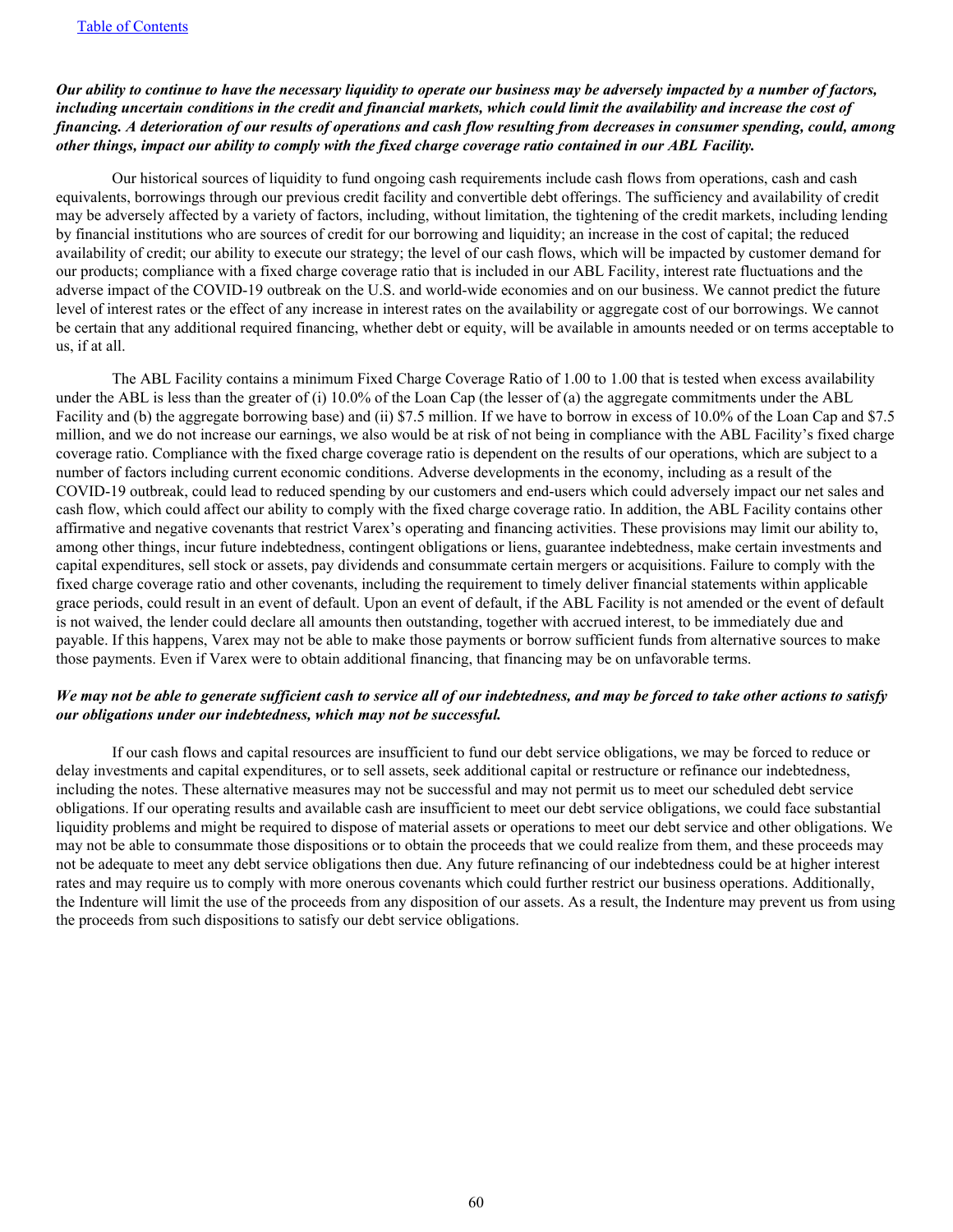***Our ability to continue to have the necessary liquidity to operate our business may be adversely impacted by a number of factors, including uncertain conditions in the credit and financial markets, which could limit the availability and increase the cost of financing. A deterioration of our results of operations and cash flow resulting from decreases in consumer spending, could, among other things, impact our ability to comply with the fixed charge coverage ratio contained in our ABL Facility.***

Our historical sources of liquidity to fund ongoing cash requirements include cash flows from operations, cash and cash equivalents, borrowings through our previous credit facility and convertible debt offerings. The sufficiency and availability of credit may be adversely affected by a variety of factors, including, without limitation, the tightening of the credit markets, including lending by financial institutions who are sources of credit for our borrowing and liquidity; an increase in the cost of capital; the reduced availability of credit; our ability to execute our strategy; the level of our cash flows, which will be impacted by customer demand for our products; compliance with a fixed charge coverage ratio that is included in our ABL Facility, interest rate fluctuations and the adverse impact of the COVID-19 outbreak on the U.S. and world-wide economies and on our business. We cannot predict the future level of interest rates or the effect of any increase in interest rates on the availability or aggregate cost of our borrowings. We cannot be certain that any additional required financing, whether debt or equity, will be available in amounts needed or on terms acceptable to us, if at all.

The ABL Facility contains a minimum Fixed Charge Coverage Ratio of 1.00 to 1.00 that is tested when excess availability under the ABL is less than the greater of (i) 10.0% of the Loan Cap (the lesser of (a) the aggregate commitments under the ABL Facility and (b) the aggregate borrowing base) and (ii) $7.5 million. If we have to borrow in excess of 10.0% of the Loan Cap and $7.5 million, and we do not increase our earnings, we also would be at risk of not being in compliance with the ABL Facility's fixed charge coverage ratio. Compliance with the fixed charge coverage ratio is dependent on the results of our operations, which are subject to a number of factors including current economic conditions. Adverse developments in the economy, including as a result of the COVID-19 outbreak, could lead to reduced spending by our customers and end-users which could adversely impact our net sales and cash flow, which could affect our ability to comply with the fixed charge coverage ratio. In addition, the ABL Facility contains other affirmative and negative covenants that restrict Varex's operating and financing activities. These provisions may limit our ability to, among other things, incur future indebtedness, contingent obligations or liens, guarantee indebtedness, make certain investments and capital expenditures, sell stock or assets, pay dividends and consummate certain mergers or acquisitions. Failure to comply with the fixed charge coverage ratio and other covenants, including the requirement to timely deliver financial statements within applicable grace periods, could result in an event of default. Upon an event of default, if the ABL Facility is not amended or the event of default is not waived, the lender could declare all amounts then outstanding, together with accrued interest, to be immediately due and payable. If this happens, Varex may not be able to make those payments or borrow sufficient funds from alternative sources to make those payments. Even if Varex were to obtain additional financing, that financing may be on unfavorable terms.

***We may not be able to generate sufficient cash to service all of our indebtedness, and may be forced to take other actions to satisfy our obligations under our indebtedness, which may not be successful.***

If our cash flows and capital resources are insufficient to fund our debt service obligations, we may be forced to reduce or delay investments and capital expenditures, or to sell assets, seek additional capital or restructure or refinance our indebtedness, including the notes. These alternative measures may not be successful and may not permit us to meet our scheduled debt service obligations. If our operating results and available cash are insufficient to meet our debt service obligations, we could face substantial liquidity problems and might be required to dispose of material assets or operations to meet our debt service and other obligations. We may not be able to consummate those dispositions or to obtain the proceeds that we could realize from them, and these proceeds may not be adequate to meet any debt service obligations then due. Any future refinancing of our indebtedness could be at higher interest rates and may require us to comply with more onerous covenants which could further restrict our business operations. Additionally, the Indenture will limit the use of the proceeds from any disposition of our assets. As a result, the Indenture may prevent us from using the proceeds from such dispositions to satisfy our debt service obligations.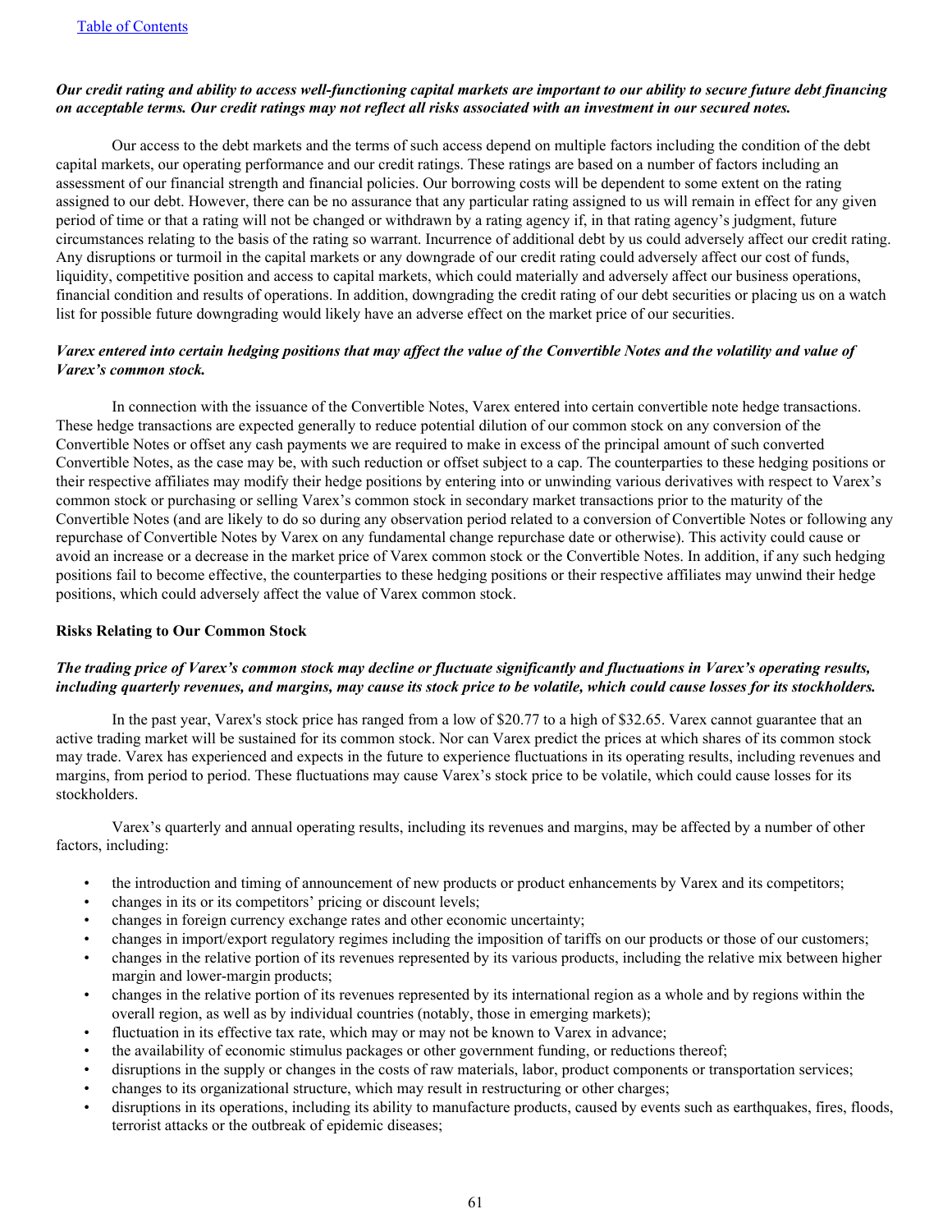***Our credit rating and ability to access well-functioning capital markets are important to our ability to secure future debt financing on acceptable terms. Our credit ratings may not reflect all risks associated with an investment in our secured notes.***

Our access to the debt markets and the terms of such access depend on multiple factors including the condition of the debt capital markets, our operating performance and our credit ratings. These ratings are based on a number of factors including an assessment of our financial strength and financial policies. Our borrowing costs will be dependent to some extent on the rating assigned to our debt. However, there can be no assurance that any particular rating assigned to us will remain in effect for any given period of time or that a rating will not be changed or withdrawn by a rating agency if, in that rating agency's judgment, future circumstances relating to the basis of the rating so warrant. Incurrence of additional debt by us could adversely affect our credit rating. Any disruptions or turmoil in the capital markets or any downgrade of our credit rating could adversely affect our cost of funds, liquidity, competitive position and access to capital markets, which could materially and adversely affect our business operations, financial condition and results of operations. In addition, downgrading the credit rating of our debt securities or placing us on a watch list for possible future downgrading would likely have an adverse effect on the market price of our securities.

***Varex entered into certain hedging positions that may affect the value of the Convertible Notes and the volatility and value of Varex's common stock.***

In connection with the issuance of the Convertible Notes, Varex entered into certain convertible note hedge transactions. These hedge transactions are expected generally to reduce potential dilution of our common stock on any conversion of the Convertible Notes or offset any cash payments we are required to make in excess of the principal amount of such converted Convertible Notes, as the case may be, with such reduction or offset subject to a cap. The counterparties to these hedging positions or their respective affiliates may modify their hedge positions by entering into or unwinding various derivatives with respect to Varex's common stock or purchasing or selling Varex's common stock in secondary market transactions prior to the maturity of the Convertible Notes (and are likely to do so during any observation period related to a conversion of Convertible Notes or following any repurchase of Convertible Notes by Varex on any fundamental change repurchase date or otherwise). This activity could cause or avoid an increase or a decrease in the market price of Varex common stock or the Convertible Notes. In addition, if any such hedging positions fail to become effective, the counterparties to these hedging positions or their respective affiliates may unwind their hedge positions, which could adversely affect the value of Varex common stock.

**Risks Relating to Our Common Stock**

***The trading price of Varex's common stock may decline or fluctuate significantly and fluctuations in Varex's operating results, including quarterly revenues, and margins, may cause its stock price to be volatile, which could cause losses for its stockholders.***

In the past year, Varex's stock price has ranged from a low of $20.77 to a high of $32.65. Varex cannot guarantee that an active trading market will be sustained for its common stock. Nor can Varex predict the prices at which shares of its common stock may trade. Varex has experienced and expects in the future to experience fluctuations in its operating results, including revenues and margins, from period to period. These fluctuations may cause Varex's stock price to be volatile, which could cause losses for its stockholders.

Varex's quarterly and annual operating results, including its revenues and margins, may be affected by a number of other factors, including:

- the introduction and timing of announcement of new products or product enhancements by Varex and its competitors;
- changes in its or its competitors' pricing or discount levels;
- changes in foreign currency exchange rates and other economic uncertainty;
- changes in import/export regulatory regimes including the imposition of tariffs on our products or those of our customers;
- changes in the relative portion of its revenues represented by its various products, including the relative mix between higher margin and lower-margin products;
- changes in the relative portion of its revenues represented by its international region as a whole and by regions within the overall region, as well as by individual countries (notably, those in emerging markets);
- fluctuation in its effective tax rate, which may or may not be known to Varex in advance;
- the availability of economic stimulus packages or other government funding, or reductions thereof;
- disruptions in the supply or changes in the costs of raw materials, labor, product components or transportation services;
- changes to its organizational structure, which may result in restructuring or other charges;
- disruptions in its operations, including its ability to manufacture products, caused by events such as earthquakes, fires, floods, terrorist attacks or the outbreak of epidemic diseases;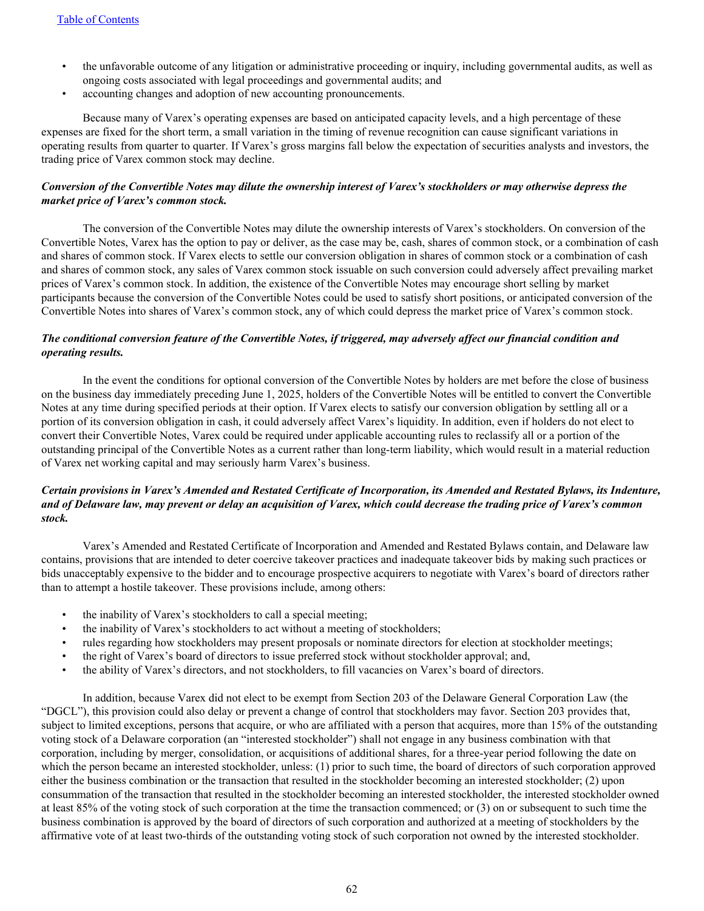- the unfavorable outcome of any litigation or administrative proceeding or inquiry, including governmental audits, as well as ongoing costs associated with legal proceedings and governmental audits; and
- accounting changes and adoption of new accounting pronouncements.

Because many of Varex's operating expenses are based on anticipated capacity levels, and a high percentage of these expenses are fixed for the short term, a small variation in the timing of revenue recognition can cause significant variations in operating results from quarter to quarter. If Varex's gross margins fall below the expectation of securities analysts and investors, the trading price of Varex common stock may decline.

***Conversion of the Convertible Notes may dilute the ownership interest of Varex's stockholders or may otherwise depress the market price of Varex's common stock.***

The conversion of the Convertible Notes may dilute the ownership interests of Varex's stockholders. On conversion of the Convertible Notes, Varex has the option to pay or deliver, as the case may be, cash, shares of common stock, or a combination of cash and shares of common stock. If Varex elects to settle our conversion obligation in shares of common stock or a combination of cash and shares of common stock, any sales of Varex common stock issuable on such conversion could adversely affect prevailing market prices of Varex's common stock. In addition, the existence of the Convertible Notes may encourage short selling by market participants because the conversion of the Convertible Notes could be used to satisfy short positions, or anticipated conversion of the Convertible Notes into shares of Varex's common stock, any of which could depress the market price of Varex's common stock.

***The conditional conversion feature of the Convertible Notes, if triggered, may adversely affect our financial condition and operating results.***

In the event the conditions for optional conversion of the Convertible Notes by holders are met before the close of business on the business day immediately preceding June 1, 2025, holders of the Convertible Notes will be entitled to convert the Convertible Notes at any time during specified periods at their option. If Varex elects to satisfy our conversion obligation by settling all or a portion of its conversion obligation in cash, it could adversely affect Varex's liquidity. In addition, even if holders do not elect to convert their Convertible Notes, Varex could be required under applicable accounting rules to reclassify all or a portion of the outstanding principal of the Convertible Notes as a current rather than long-term liability, which would result in a material reduction of Varex net working capital and may seriously harm Varex's business.

***Certain provisions in Varex's Amended and Restated Certificate of Incorporation, its Amended and Restated Bylaws, its Indenture, and of Delaware law, may prevent or delay an acquisition of Varex, which could decrease the trading price of Varex's common stock.***

Varex's Amended and Restated Certificate of Incorporation and Amended and Restated Bylaws contain, and Delaware law contains, provisions that are intended to deter coercive takeover practices and inadequate takeover bids by making such practices or bids unacceptably expensive to the bidder and to encourage prospective acquirers to negotiate with Varex's board of directors rather than to attempt a hostile takeover. These provisions include, among others:

- the inability of Varex's stockholders to call a special meeting;
- the inability of Varex's stockholders to act without a meeting of stockholders;
- rules regarding how stockholders may present proposals or nominate directors for election at stockholder meetings;
- the right of Varex's board of directors to issue preferred stock without stockholder approval; and,
- the ability of Varex's directors, and not stockholders, to fill vacancies on Varex's board of directors.

In addition, because Varex did not elect to be exempt from Section 203 of the Delaware General Corporation Law (the "DGCL"), this provision could also delay or prevent a change of control that stockholders may favor. Section 203 provides that, subject to limited exceptions, persons that acquire, or who are affiliated with a person that acquires, more than 15% of the outstanding voting stock of a Delaware corporation (an "interested stockholder") shall not engage in any business combination with that corporation, including by merger, consolidation, or acquisitions of additional shares, for a three-year period following the date on which the person became an interested stockholder, unless: (1) prior to such time, the board of directors of such corporation approved either the business combination or the transaction that resulted in the stockholder becoming an interested stockholder; (2) upon consummation of the transaction that resulted in the stockholder becoming an interested stockholder, the interested stockholder owned at least 85% of the voting stock of such corporation at the time the transaction commenced; or (3) on or subsequent to such time the business combination is approved by the board of directors of such corporation and authorized at a meeting of stockholders by the affirmative vote of at least two-thirds of the outstanding voting stock of such corporation not owned by the interested stockholder.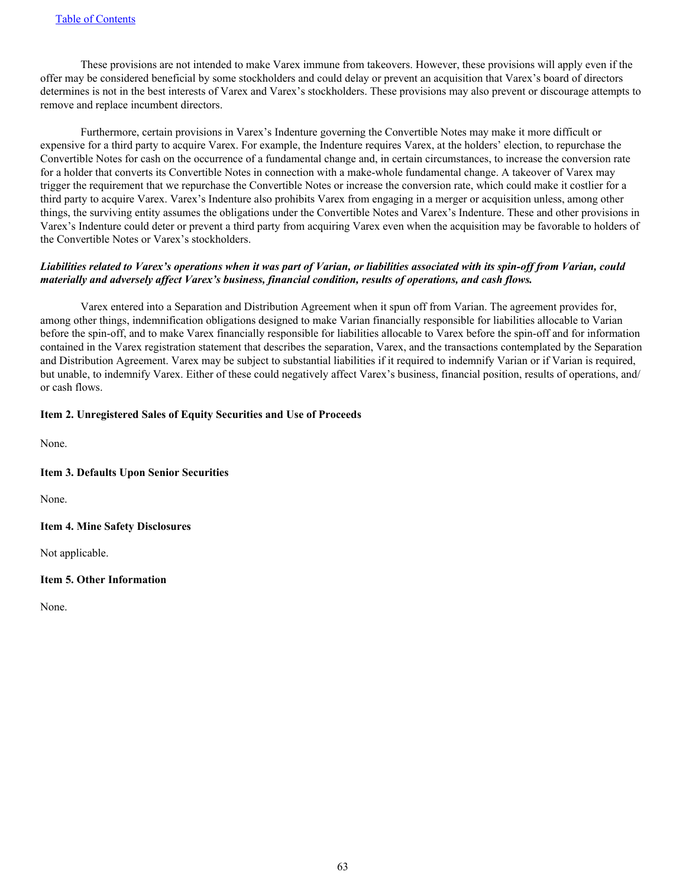These provisions are not intended to make Varex immune from takeovers. However, these provisions will apply even if the offer may be considered beneficial by some stockholders and could delay or prevent an acquisition that Varex's board of directors determines is not in the best interests of Varex and Varex's stockholders. These provisions may also prevent or discourage attempts to remove and replace incumbent directors.

Furthermore, certain provisions in Varex's Indenture governing the Convertible Notes may make it more difficult or expensive for a third party to acquire Varex. For example, the Indenture requires Varex, at the holders' election, to repurchase the Convertible Notes for cash on the occurrence of a fundamental change and, in certain circumstances, to increase the conversion rate for a holder that converts its Convertible Notes in connection with a make-whole fundamental change. A takeover of Varex may trigger the requirement that we repurchase the Convertible Notes or increase the conversion rate, which could make it costlier for a third party to acquire Varex. Varex's Indenture also prohibits Varex from engaging in a merger or acquisition unless, among other things, the surviving entity assumes the obligations under the Convertible Notes and Varex's Indenture. These and other provisions in Varex's Indenture could deter or prevent a third party from acquiring Varex even when the acquisition may be favorable to holders of the Convertible Notes or Varex's stockholders.

***Liabilities related to Varex's operations when it was part of Varian, or liabilities associated with its spin-off from Varian, could materially and adversely affect Varex's business, financial condition, results of operations, and cash flows.***

Varex entered into a Separation and Distribution Agreement when it spun off from Varian. The agreement provides for, among other things, indemnification obligations designed to make Varian financially responsible for liabilities allocable to Varian before the spin-off, and to make Varex financially responsible for liabilities allocable to Varex before the spin-off and for information contained in the Varex registration statement that describes the separation, Varex, and the transactions contemplated by the Separation and Distribution Agreement. Varex may be subject to substantial liabilities if it required to indemnify Varian or if Varian is required, but unable, to indemnify Varex. Either of these could negatively affect Varex's business, financial position, results of operations, and/or cash flows.

### Item 2. Unregistered Sales of Equity Securities and Use of Proceeds

None.

### Item 3. Defaults Upon Senior Securities

None.

### Item 4. Mine Safety Disclosures

Not applicable.

### Item 5. Other Information

None.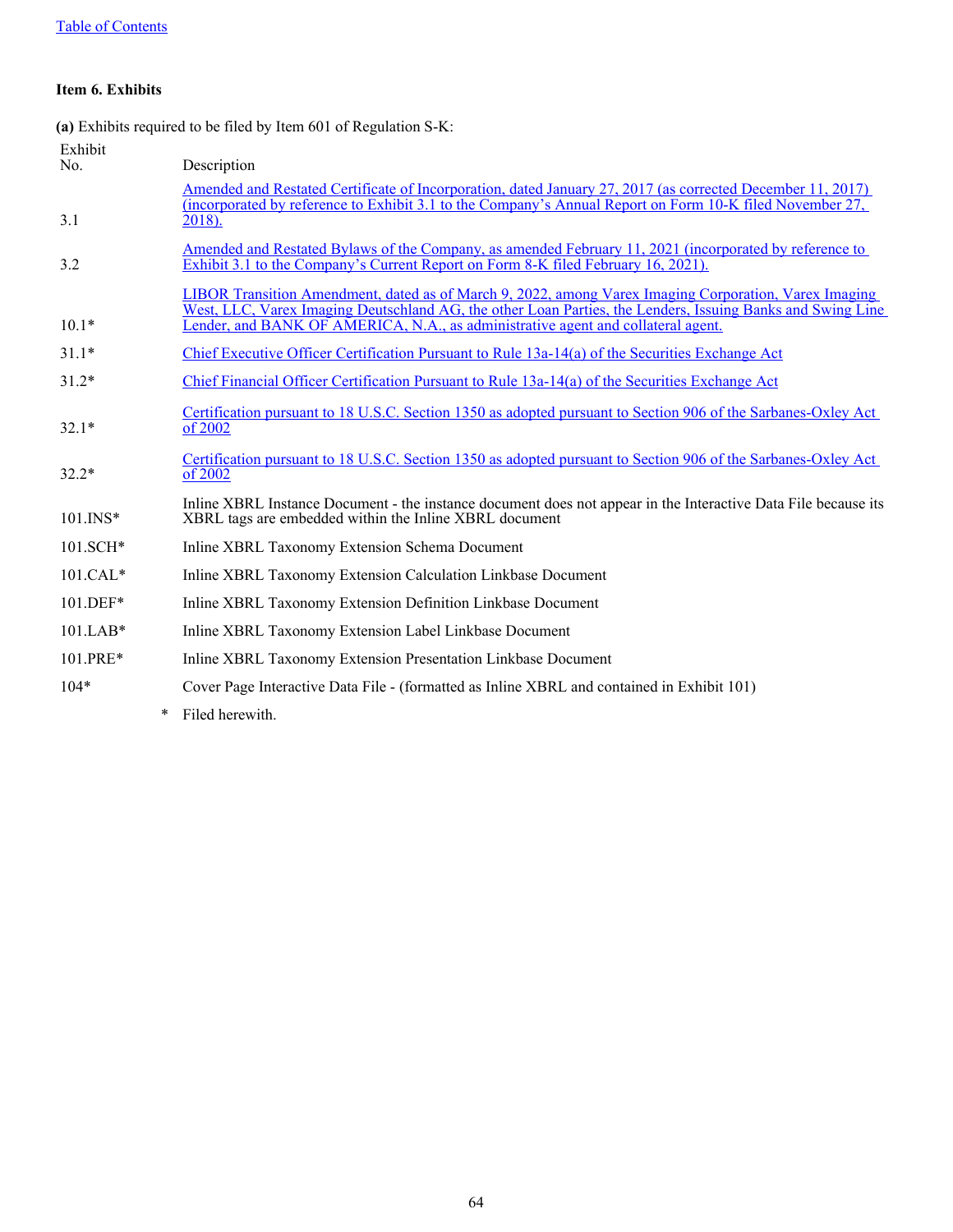[Table of Contents](#)

**Item 6. Exhibits**

**(a)** Exhibits required to be filed by Item 601 of Regulation S-K:

| Exhibit No. | Description |
|---|---|
| 3.1 | Amended and Restated Certificate of Incorporation, dated January 27, 2017 (as corrected December 11, 2017) (incorporated by reference to Exhibit 3.1 to the Company's Annual Report on Form 10-K filed November 27, 2018). |
| 3.2 | Amended and Restated Bylaws of the Company, as amended February 11, 2021 (incorporated by reference to Exhibit 3.1 to the Company's Current Report on Form 8-K filed February 16, 2021). |
| 10.1* | LIBOR Transition Amendment, dated as of March 9, 2022, among Varex Imaging Corporation, Varex Imaging West, LLC, Varex Imaging Deutschland AG, the other Loan Parties, the Lenders, Issuing Banks and Swing Line Lender, and BANK OF AMERICA, N.A., as administrative agent and collateral agent. |
| 31.1* | Chief Executive Officer Certification Pursuant to Rule 13a-14(a) of the Securities Exchange Act |
| 31.2* | Chief Financial Officer Certification Pursuant to Rule 13a-14(a) of the Securities Exchange Act |
| 32.1* | Certification pursuant to 18 U.S.C. Section 1350 as adopted pursuant to Section 906 of the Sarbanes-Oxley Act of 2002 |
| 32.2* | Certification pursuant to 18 U.S.C. Section 1350 as adopted pursuant to Section 906 of the Sarbanes-Oxley Act of 2002 |
| 101.INS* | Inline XBRL Instance Document - the instance document does not appear in the Interactive Data File because its XBRL tags are embedded within the Inline XBRL document |
| 101.SCH* | Inline XBRL Taxonomy Extension Schema Document |
| 101.CAL* | Inline XBRL Taxonomy Extension Calculation Linkbase Document |
| 101.DEF* | Inline XBRL Taxonomy Extension Definition Linkbase Document |
| 101.LAB* | Inline XBRL Taxonomy Extension Label Linkbase Document |
| 101.PRE* | Inline XBRL Taxonomy Extension Presentation Linkbase Document |
| 104* | Cover Page Interactive Data File - (formatted as Inline XBRL and contained in Exhibit 101) |

\* Filed herewith.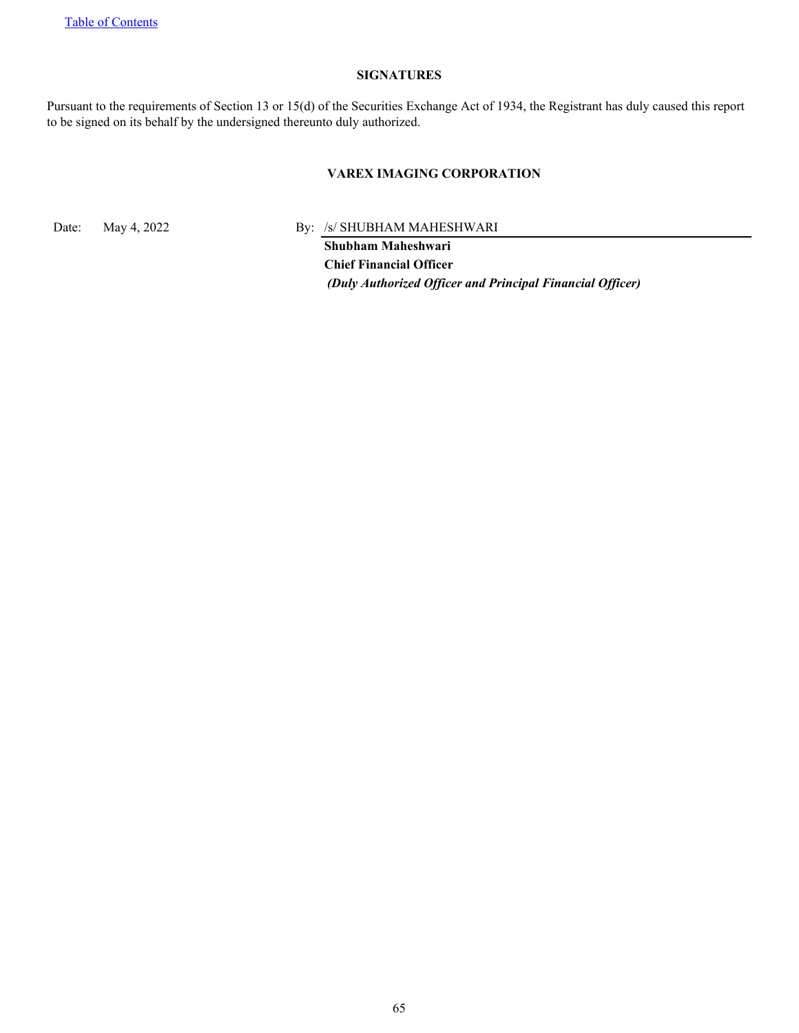## SIGNATURES

Pursuant to the requirements of Section 13 or 15(d) of the Securities Exchange Act of 1934, the Registrant has duly caused this report to be signed on its behalf by the undersigned thereunto duly authorized.

**VAREX IMAGING CORPORATION**

| | | | |
|---|---|---|---|
| Date: | May 4, 2022 | By: | /s/ SHUBHAM MAHESHWARI |
| | | | **Shubham Maheshwari** |
| | | | **Chief Financial Officer** |
| | | | ***(Duly Authorized Officer and Principal Financial Officer)*** |